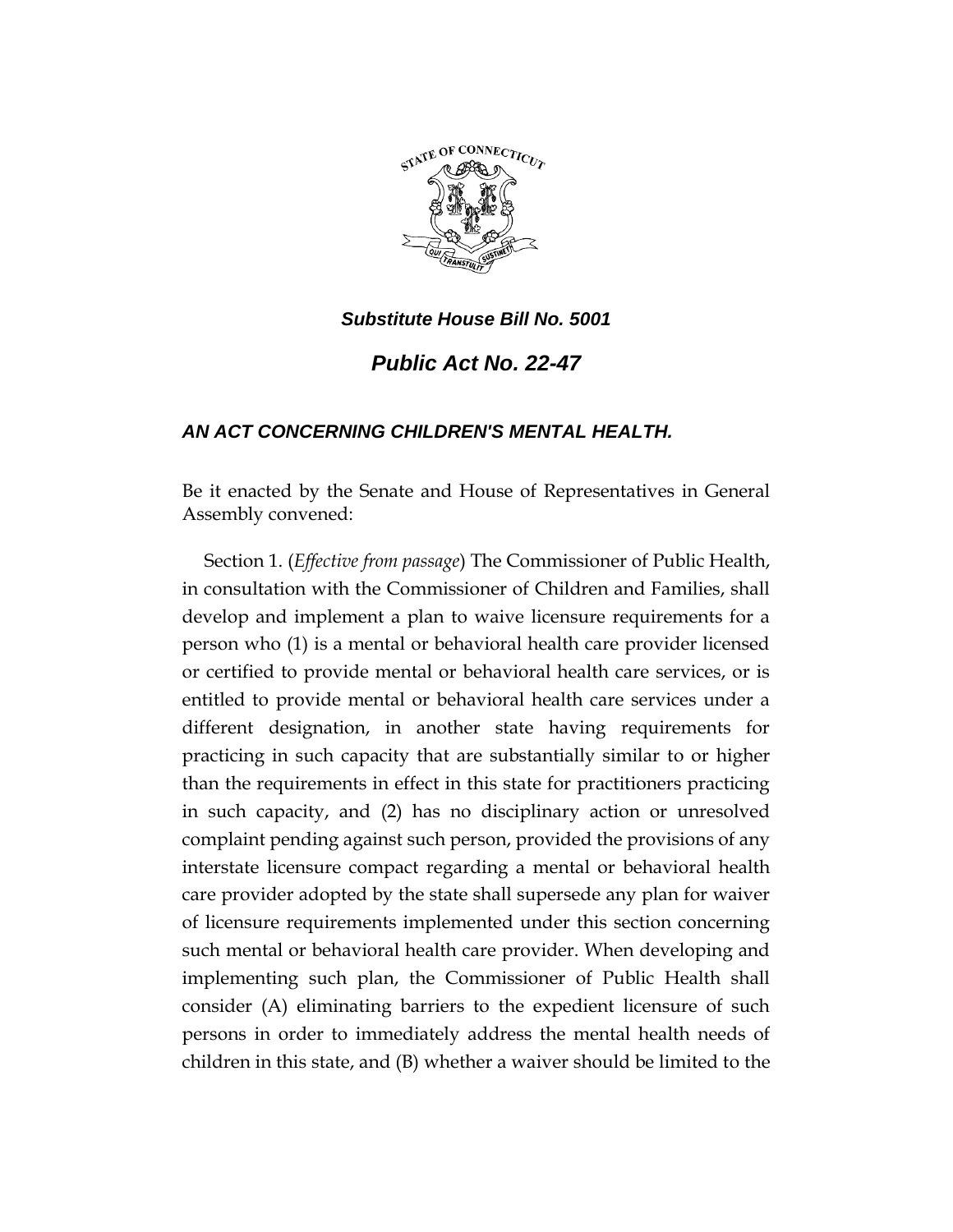***Substitute House Bill No. 5001***

# ***Public Act No. 22-47***

## ***AN ACT CONCERNING CHILDREN'S MENTAL HEALTH.***

Be it enacted by the Senate and House of Representatives in General Assembly convened:

Section 1. (*Effective from passage*) The Commissioner of Public Health, in consultation with the Commissioner of Children and Families, shall develop and implement a plan to waive licensure requirements for a person who (1) is a mental or behavioral health care provider licensed or certified to provide mental or behavioral health care services, or is entitled to provide mental or behavioral health care services under a different designation, in another state having requirements for practicing in such capacity that are substantially similar to or higher than the requirements in effect in this state for practitioners practicing in such capacity, and (2) has no disciplinary action or unresolved complaint pending against such person, provided the provisions of any interstate licensure compact regarding a mental or behavioral health care provider adopted by the state shall supersede any plan for waiver of licensure requirements implemented under this section concerning such mental or behavioral health care provider. When developing and implementing such plan, the Commissioner of Public Health shall consider (A) eliminating barriers to the expedient licensure of such persons in order to immediately address the mental health needs of children in this state, and (B) whether a waiver should be limited to the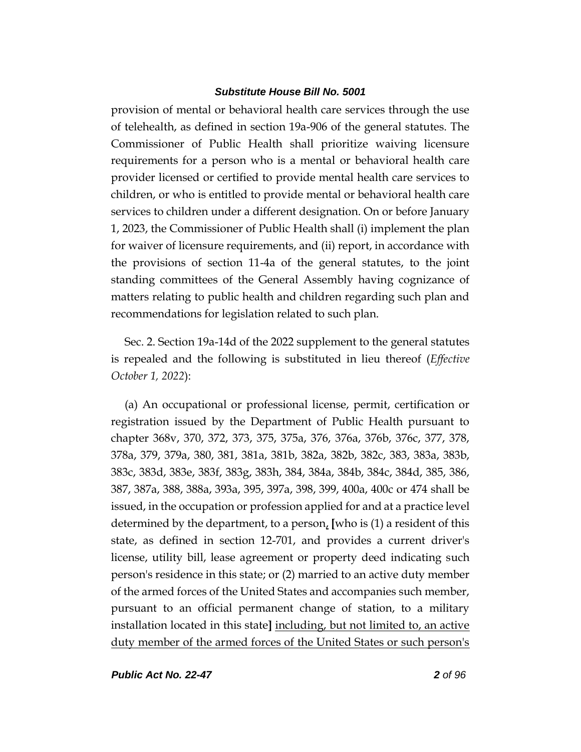provision of mental or behavioral health care services through the use of telehealth, as defined in section 19a-906 of the general statutes. The Commissioner of Public Health shall prioritize waiving licensure requirements for a person who is a mental or behavioral health care provider licensed or certified to provide mental health care services to children, or who is entitled to provide mental or behavioral health care services to children under a different designation. On or before January 1, 2023, the Commissioner of Public Health shall (i) implement the plan for waiver of licensure requirements, and (ii) report, in accordance with the provisions of section 11-4a of the general statutes, to the joint standing committees of the General Assembly having cognizance of matters relating to public health and children regarding such plan and recommendations for legislation related to such plan.

Sec. 2. Section 19a-14d of the 2022 supplement to the general statutes is repealed and the following is substituted in lieu thereof (*Effective October 1, 2022*):

(a) An occupational or professional license, permit, certification or registration issued by the Department of Public Health pursuant to chapter 368v, 370, 372, 373, 375, 375a, 376, 376a, 376b, 376c, 377, 378, 378a, 379, 379a, 380, 381, 381a, 381b, 382a, 382b, 382c, 383, 383a, 383b, 383c, 383d, 383e, 383f, 383g, 383h, 384, 384a, 384b, 384c, 384d, 385, 386, 387, 387a, 388, 388a, 393a, 395, 397a, 398, 399, 400a, 400c or 474 shall be issued, in the occupation or profession applied for and at a practice level determined by the department, to a person, **[**who is (1) a resident of this state, as defined in section 12-701, and provides a current driver's license, utility bill, lease agreement or property deed indicating such person's residence in this state; or (2) married to an active duty member of the armed forces of the United States and accompanies such member, pursuant to an official permanent change of station, to a military installation located in this state**]** <u>including, but not limited to, an active duty member of the armed forces of the United States or such person's</u>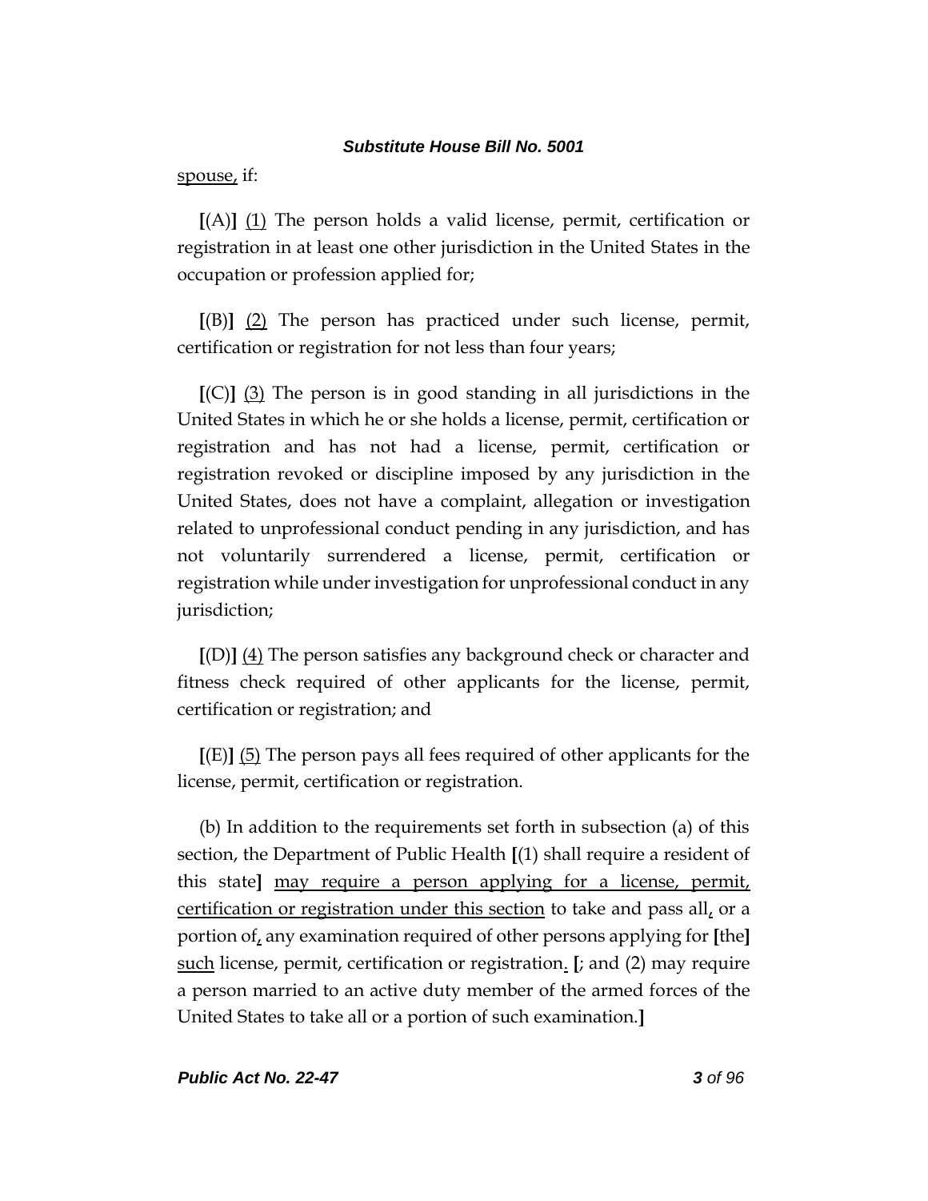spouse, if:

[(A)] (1) The person holds a valid license, permit, certification or registration in at least one other jurisdiction in the United States in the occupation or profession applied for;

[(B)] (2) The person has practiced under such license, permit, certification or registration for not less than four years;

[(C)] (3) The person is in good standing in all jurisdictions in the United States in which he or she holds a license, permit, certification or registration and has not had a license, permit, certification or registration revoked or discipline imposed by any jurisdiction in the United States, does not have a complaint, allegation or investigation related to unprofessional conduct pending in any jurisdiction, and has not voluntarily surrendered a license, permit, certification or registration while under investigation for unprofessional conduct in any jurisdiction;

[(D)] (4) The person satisfies any background check or character and fitness check required of other applicants for the license, permit, certification or registration; and

[(E)] (5) The person pays all fees required of other applicants for the license, permit, certification or registration.

(b) In addition to the requirements set forth in subsection (a) of this section, the Department of Public Health [(1) shall require a resident of this state] may require a person applying for a license, permit, certification or registration under this section to take and pass all, or a portion of, any examination required of other persons applying for [the] such license, permit, certification or registration. [; and (2) may require a person married to an active duty member of the armed forces of the United States to take all or a portion of such examination.]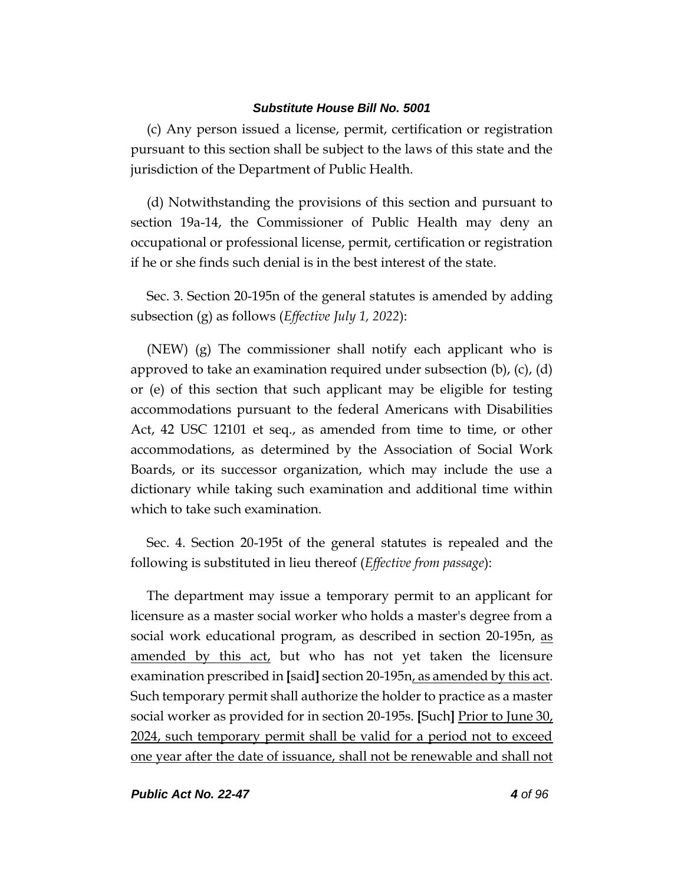(c) Any person issued a license, permit, certification or registration pursuant to this section shall be subject to the laws of this state and the jurisdiction of the Department of Public Health.

(d) Notwithstanding the provisions of this section and pursuant to section 19a-14, the Commissioner of Public Health may deny an occupational or professional license, permit, certification or registration if he or she finds such denial is in the best interest of the state.

Sec. 3. Section 20-195n of the general statutes is amended by adding subsection (g) as follows (*Effective July 1, 2022*):

(NEW) (g) The commissioner shall notify each applicant who is approved to take an examination required under subsection (b), (c), (d) or (e) of this section that such applicant may be eligible for testing accommodations pursuant to the federal Americans with Disabilities Act, 42 USC 12101 et seq., as amended from time to time, or other accommodations, as determined by the Association of Social Work Boards, or its successor organization, which may include the use a dictionary while taking such examination and additional time within which to take such examination.

Sec. 4. Section 20-195t of the general statutes is repealed and the following is substituted in lieu thereof (*Effective from passage*):

The department may issue a temporary permit to an applicant for licensure as a master social worker who holds a master's degree from a social work educational program, as described in section 20-195n, <u>as amended by this act,</u> but who has not yet taken the licensure examination prescribed in **[**said**]** section 20-195n<u>, as amended by this act</u>. Such temporary permit shall authorize the holder to practice as a master social worker as provided for in section 20-195s. **[**Such**]** <u>Prior to June 30, 2024, such temporary permit shall be valid for a period not to exceed one year after the date of issuance, shall not be renewable and shall not</u>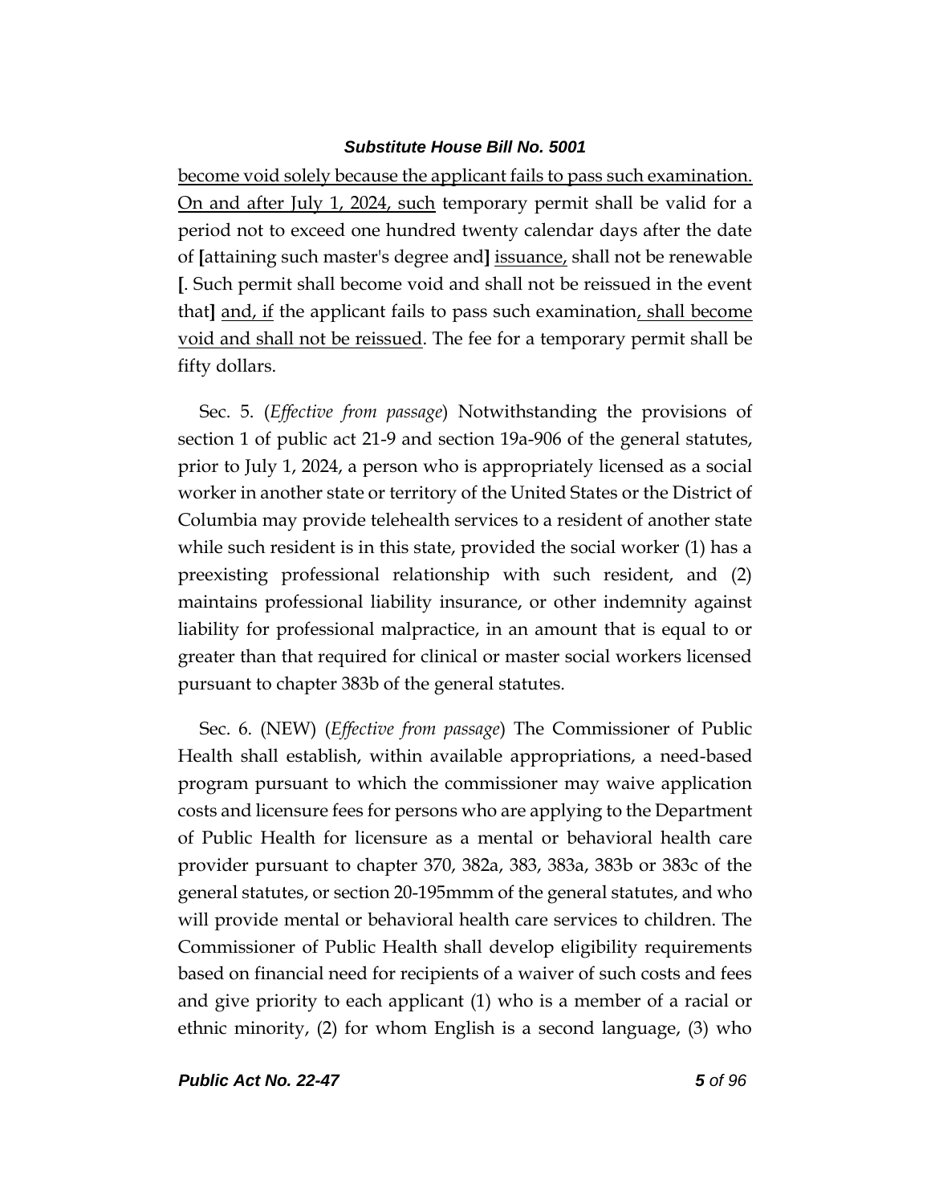<u>become void solely because the applicant fails to pass such examination. On and after July 1, 2024, such</u> temporary permit shall be valid for a period not to exceed one hundred twenty calendar days after the date of **[**attaining such master's degree and**]** <u>issuance,</u> shall not be renewable **[**. Such permit shall become void and shall not be reissued in the event that**]** <u>and, if</u> the applicant fails to pass such examination<u>, shall become void and shall not be reissued</u>. The fee for a temporary permit shall be fifty dollars.

Sec. 5. (*Effective from passage*) Notwithstanding the provisions of section 1 of public act 21-9 and section 19a-906 of the general statutes, prior to July 1, 2024, a person who is appropriately licensed as a social worker in another state or territory of the United States or the District of Columbia may provide telehealth services to a resident of another state while such resident is in this state, provided the social worker (1) has a preexisting professional relationship with such resident, and (2) maintains professional liability insurance, or other indemnity against liability for professional malpractice, in an amount that is equal to or greater than that required for clinical or master social workers licensed pursuant to chapter 383b of the general statutes.

Sec. 6. (NEW) (*Effective from passage*) The Commissioner of Public Health shall establish, within available appropriations, a need-based program pursuant to which the commissioner may waive application costs and licensure fees for persons who are applying to the Department of Public Health for licensure as a mental or behavioral health care provider pursuant to chapter 370, 382a, 383, 383a, 383b or 383c of the general statutes, or section 20-195mmm of the general statutes, and who will provide mental or behavioral health care services to children. The Commissioner of Public Health shall develop eligibility requirements based on financial need for recipients of a waiver of such costs and fees and give priority to each applicant (1) who is a member of a racial or ethnic minority, (2) for whom English is a second language, (3) who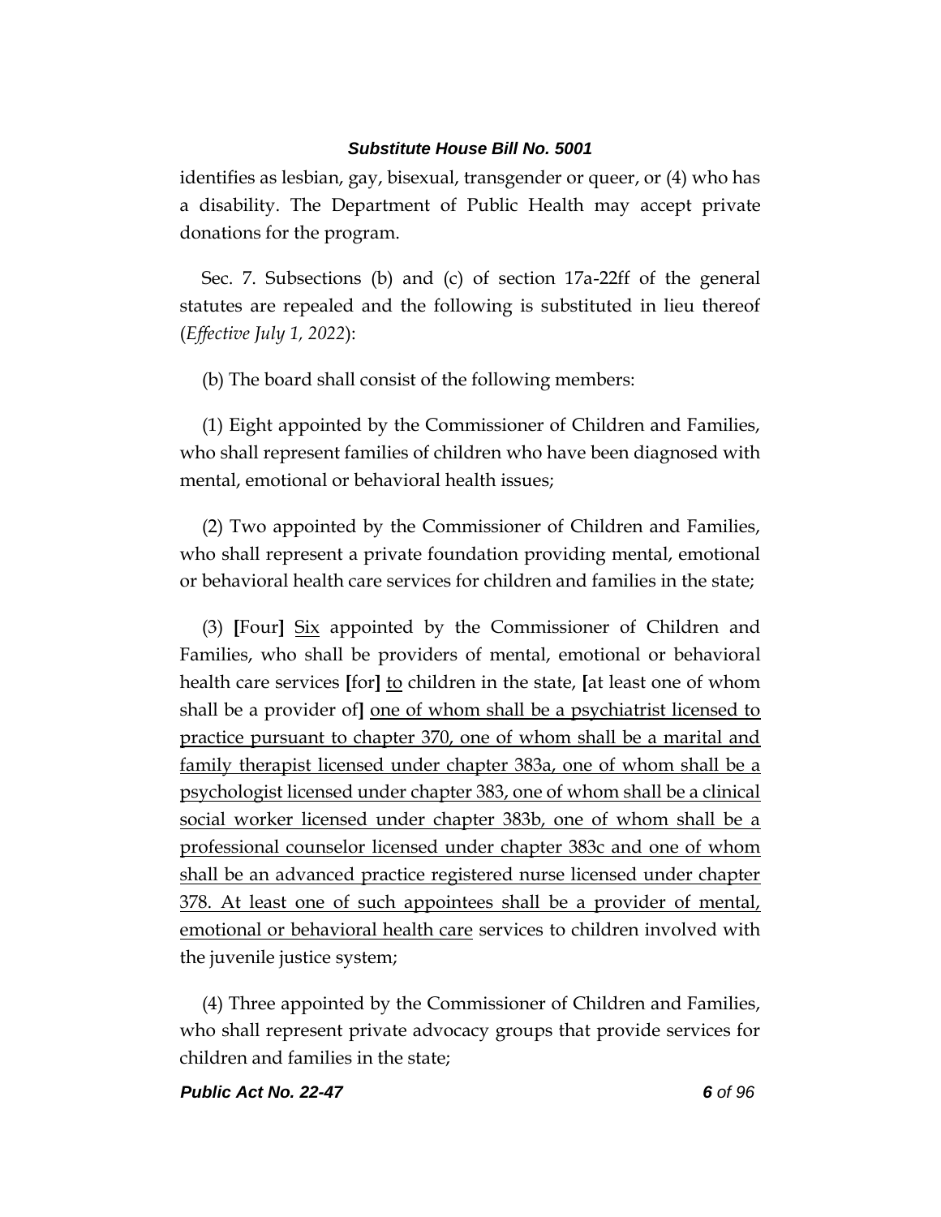identifies as lesbian, gay, bisexual, transgender or queer, or (4) who has a disability. The Department of Public Health may accept private donations for the program.

Sec. 7. Subsections (b) and (c) of section 17a-22ff of the general statutes are repealed and the following is substituted in lieu thereof (*Effective July 1, 2022*):

(b) The board shall consist of the following members:

(1) Eight appointed by the Commissioner of Children and Families, who shall represent families of children who have been diagnosed with mental, emotional or behavioral health issues;

(2) Two appointed by the Commissioner of Children and Families, who shall represent a private foundation providing mental, emotional or behavioral health care services for children and families in the state;

(3) **[**Four**]** <u>Six</u> appointed by the Commissioner of Children and Families, who shall be providers of mental, emotional or behavioral health care services **[**for**]** <u>to</u> children in the state, **[**at least one of whom shall be a provider of**]** <u>one of whom shall be a psychiatrist licensed to practice pursuant to chapter 370, one of whom shall be a marital and family therapist licensed under chapter 383a, one of whom shall be a psychologist licensed under chapter 383, one of whom shall be a clinical social worker licensed under chapter 383b, one of whom shall be a professional counselor licensed under chapter 383c and one of whom shall be an advanced practice registered nurse licensed under chapter 378. At least one of such appointees shall be a provider of mental, emotional or behavioral health care</u> services to children involved with the juvenile justice system;

(4) Three appointed by the Commissioner of Children and Families, who shall represent private advocacy groups that provide services for children and families in the state;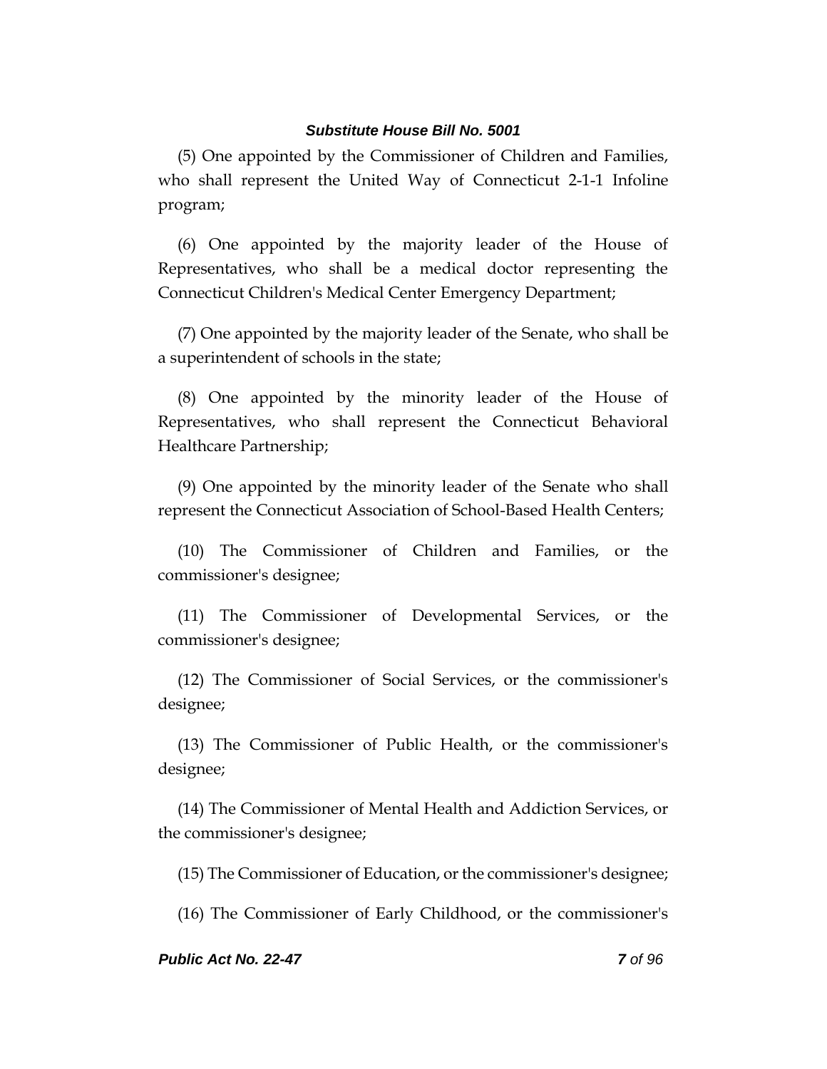(5) One appointed by the Commissioner of Children and Families, who shall represent the United Way of Connecticut 2-1-1 Infoline program;

(6) One appointed by the majority leader of the House of Representatives, who shall be a medical doctor representing the Connecticut Children's Medical Center Emergency Department;

(7) One appointed by the majority leader of the Senate, who shall be a superintendent of schools in the state;

(8) One appointed by the minority leader of the House of Representatives, who shall represent the Connecticut Behavioral Healthcare Partnership;

(9) One appointed by the minority leader of the Senate who shall represent the Connecticut Association of School-Based Health Centers;

(10) The Commissioner of Children and Families, or the commissioner's designee;

(11) The Commissioner of Developmental Services, or the commissioner's designee;

(12) The Commissioner of Social Services, or the commissioner's designee;

(13) The Commissioner of Public Health, or the commissioner's designee;

(14) The Commissioner of Mental Health and Addiction Services, or the commissioner's designee;

(15) The Commissioner of Education, or the commissioner's designee;

(16) The Commissioner of Early Childhood, or the commissioner's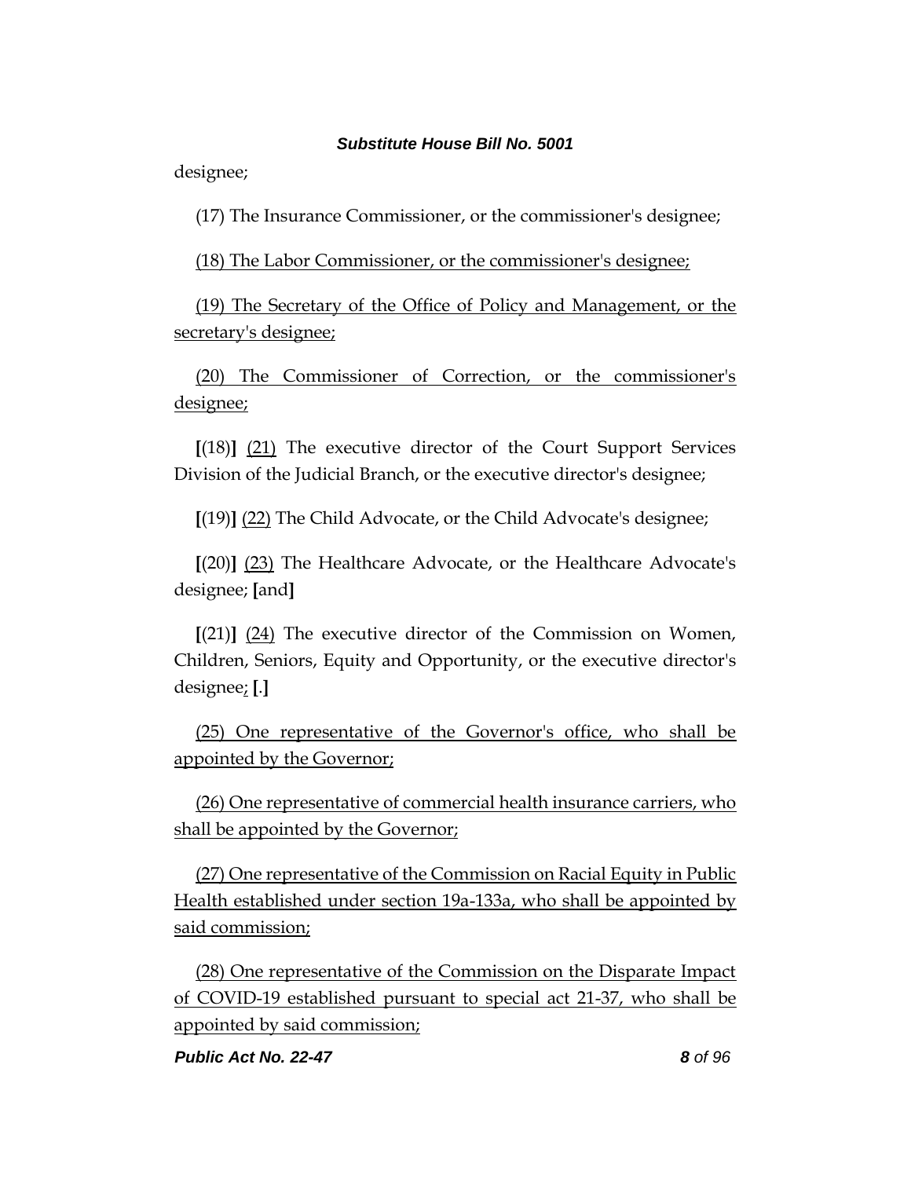designee;

(17) The Insurance Commissioner, or the commissioner's designee;

<u>(18) The Labor Commissioner, or the commissioner's designee;</u>

<u>(19) The Secretary of the Office of Policy and Management, or the secretary's designee;</u>

<u>(20) The Commissioner of Correction, or the commissioner's designee;</u>

**[**(18)**]** <u>(21)</u> The executive director of the Court Support Services Division of the Judicial Branch, or the executive director's designee;

**[**(19)**]** <u>(22)</u> The Child Advocate, or the Child Advocate's designee;

**[**(20)**]** <u>(23)</u> The Healthcare Advocate, or the Healthcare Advocate's designee; **[**and**]**

**[**(21)**]** <u>(24)</u> The executive director of the Commission on Women, Children, Seniors, Equity and Opportunity, or the executive director's designee<u>;</u> **[**.**]**

<u>(25) One representative of the Governor's office, who shall be appointed by the Governor;</u>

<u>(26) One representative of commercial health insurance carriers, who shall be appointed by the Governor;</u>

<u>(27) One representative of the Commission on Racial Equity in Public Health established under section 19a-133a, who shall be appointed by said commission;</u>

<u>(28) One representative of the Commission on the Disparate Impact of COVID-19 established pursuant to special act 21-37, who shall be appointed by said commission;</u>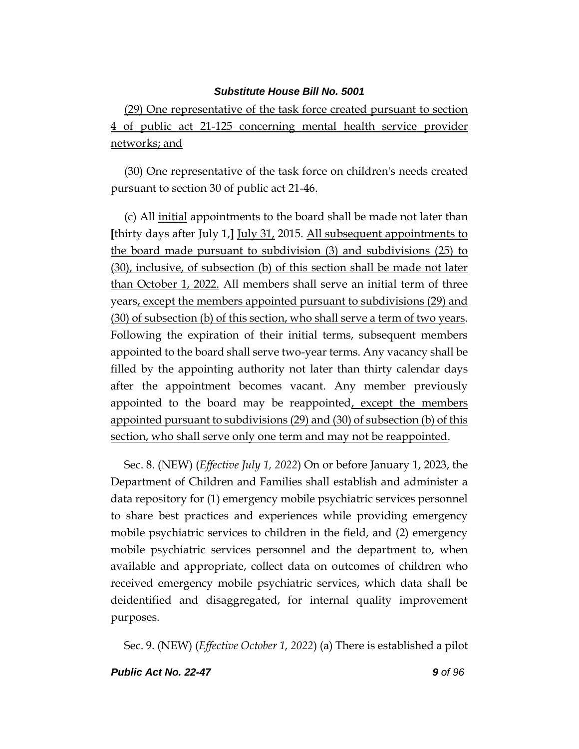(29) One representative of the task force created pursuant to section 4 of public act 21-125 concerning mental health service provider networks; and

(30) One representative of the task force on children's needs created pursuant to section 30 of public act 21-46.

(c) All initial appointments to the board shall be made not later than [thirty days after July 1,] July 31, 2015. All subsequent appointments to the board made pursuant to subdivision (3) and subdivisions (25) to (30), inclusive, of subsection (b) of this section shall be made not later than October 1, 2022. All members shall serve an initial term of three years, except the members appointed pursuant to subdivisions (29) and (30) of subsection (b) of this section, who shall serve a term of two years. Following the expiration of their initial terms, subsequent members appointed to the board shall serve two-year terms. Any vacancy shall be filled by the appointing authority not later than thirty calendar days after the appointment becomes vacant. Any member previously appointed to the board may be reappointed, except the members appointed pursuant to subdivisions (29) and (30) of subsection (b) of this section, who shall serve only one term and may not be reappointed.

Sec. 8. (NEW) (*Effective July 1, 2022*) On or before January 1, 2023, the Department of Children and Families shall establish and administer a data repository for (1) emergency mobile psychiatric services personnel to share best practices and experiences while providing emergency mobile psychiatric services to children in the field, and (2) emergency mobile psychiatric services personnel and the department to, when available and appropriate, collect data on outcomes of children who received emergency mobile psychiatric services, which data shall be deidentified and disaggregated, for internal quality improvement purposes.

Sec. 9. (NEW) (*Effective October 1, 2022*) (a) There is established a pilot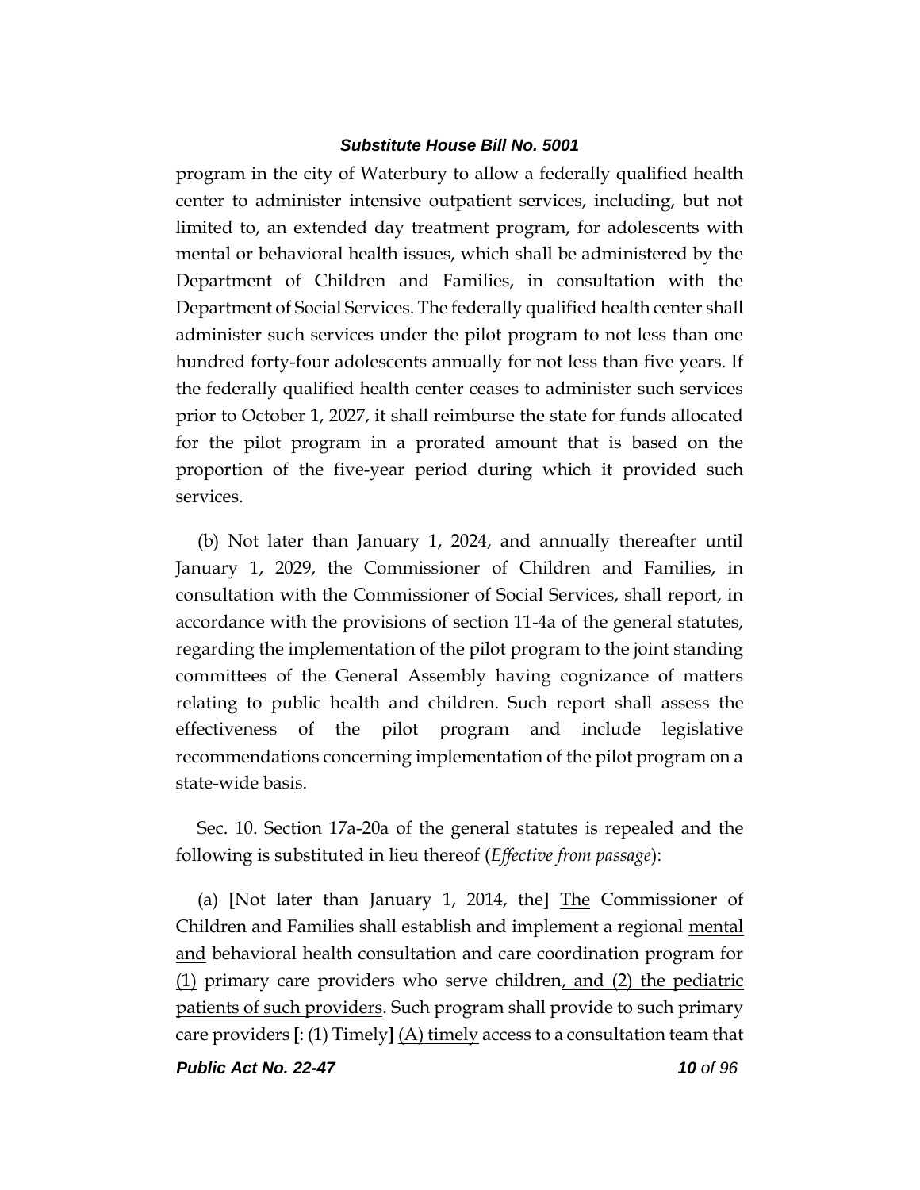program in the city of Waterbury to allow a federally qualified health center to administer intensive outpatient services, including, but not limited to, an extended day treatment program, for adolescents with mental or behavioral health issues, which shall be administered by the Department of Children and Families, in consultation with the Department of Social Services. The federally qualified health center shall administer such services under the pilot program to not less than one hundred forty-four adolescents annually for not less than five years. If the federally qualified health center ceases to administer such services prior to October 1, 2027, it shall reimburse the state for funds allocated for the pilot program in a prorated amount that is based on the proportion of the five-year period during which it provided such services.

(b) Not later than January 1, 2024, and annually thereafter until January 1, 2029, the Commissioner of Children and Families, in consultation with the Commissioner of Social Services, shall report, in accordance with the provisions of section 11-4a of the general statutes, regarding the implementation of the pilot program to the joint standing committees of the General Assembly having cognizance of matters relating to public health and children. Such report shall assess the effectiveness of the pilot program and include legislative recommendations concerning implementation of the pilot program on a state-wide basis.

Sec. 10. Section 17a-20a of the general statutes is repealed and the following is substituted in lieu thereof (*Effective from passage*):

(a) **[**Not later than January 1, 2014, the**]** <u>The</u> Commissioner of Children and Families shall establish and implement a regional <u>mental and</u> behavioral health consultation and care coordination program for <u>(1)</u> primary care providers who serve children<u>, and (2) the pediatric patients of such providers</u>. Such program shall provide to such primary care providers **[**: (1) Timely**]** <u>(A) timely</u> access to a consultation team that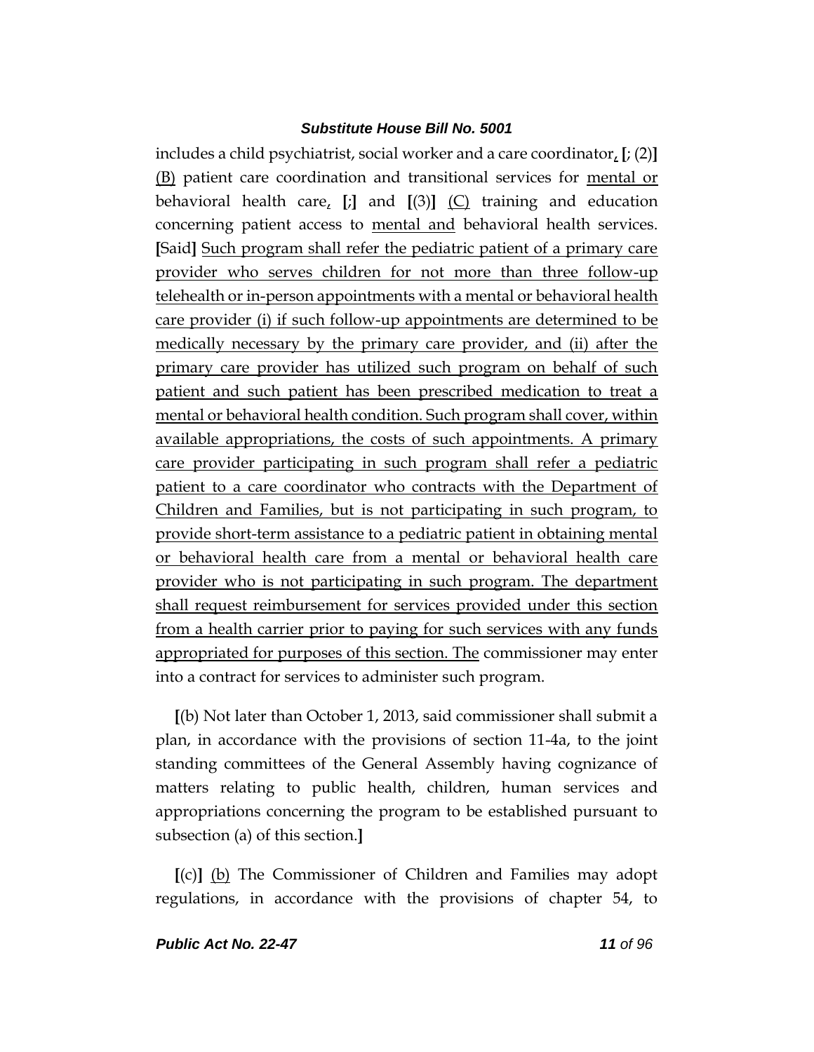includes a child psychiatrist, social worker and a care coordinator, [; (2)] (B) patient care coordination and transitional services for mental or behavioral health care, [;] and [(3)] (C) training and education concerning patient access to mental and behavioral health services. [Said] Such program shall refer the pediatric patient of a primary care provider who serves children for not more than three follow-up telehealth or in-person appointments with a mental or behavioral health care provider (i) if such follow-up appointments are determined to be medically necessary by the primary care provider, and (ii) after the primary care provider has utilized such program on behalf of such patient and such patient has been prescribed medication to treat a mental or behavioral health condition. Such program shall cover, within available appropriations, the costs of such appointments. A primary care provider participating in such program shall refer a pediatric patient to a care coordinator who contracts with the Department of Children and Families, but is not participating in such program, to provide short-term assistance to a pediatric patient in obtaining mental or behavioral health care from a mental or behavioral health care provider who is not participating in such program. The department shall request reimbursement for services provided under this section from a health carrier prior to paying for such services with any funds appropriated for purposes of this section. The commissioner may enter into a contract for services to administer such program.

[(b) Not later than October 1, 2013, said commissioner shall submit a plan, in accordance with the provisions of section 11-4a, to the joint standing committees of the General Assembly having cognizance of matters relating to public health, children, human services and appropriations concerning the program to be established pursuant to subsection (a) of this section.]

[(c)] (b) The Commissioner of Children and Families may adopt regulations, in accordance with the provisions of chapter 54, to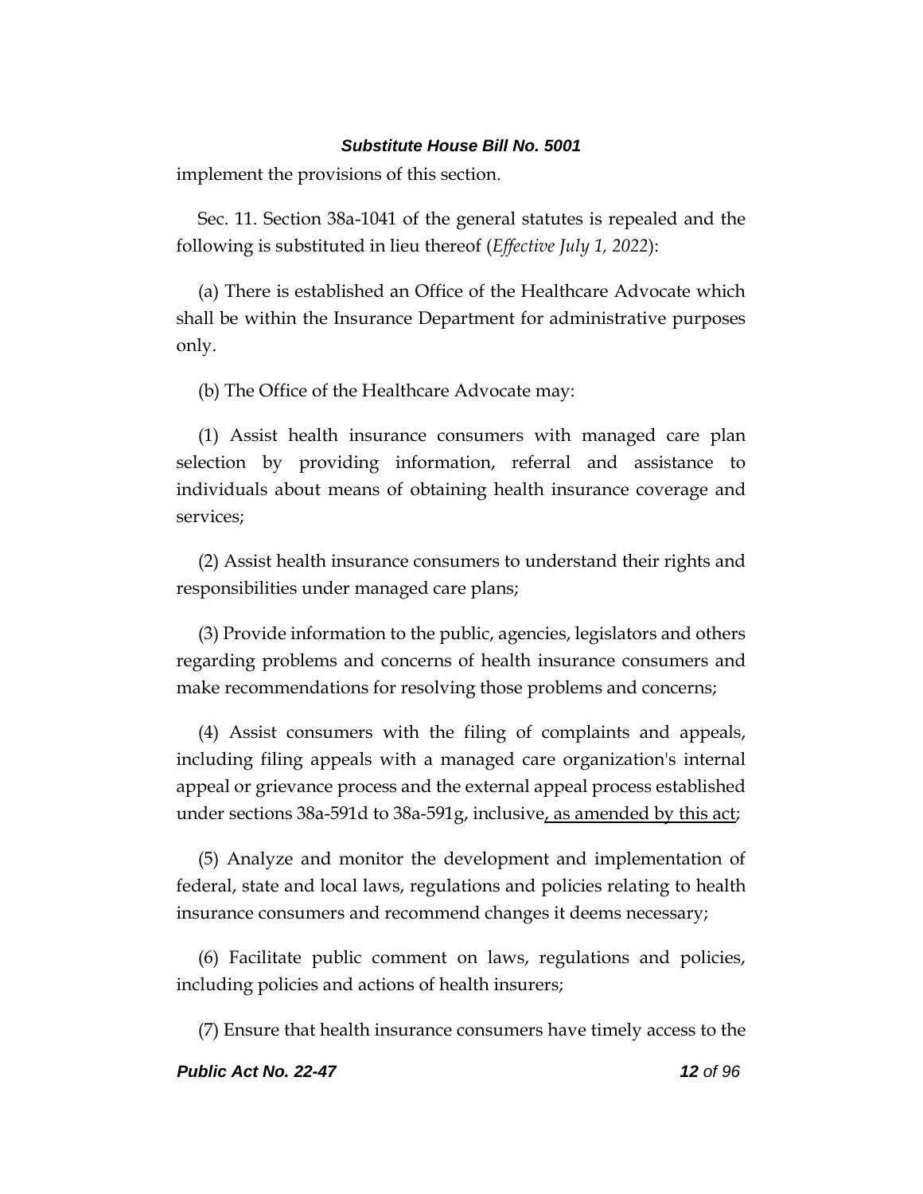implement the provisions of this section.

Sec. 11. Section 38a-1041 of the general statutes is repealed and the following is substituted in lieu thereof (*Effective July 1, 2022*):

(a) There is established an Office of the Healthcare Advocate which shall be within the Insurance Department for administrative purposes only.

(b) The Office of the Healthcare Advocate may:

(1) Assist health insurance consumers with managed care plan selection by providing information, referral and assistance to individuals about means of obtaining health insurance coverage and services;

(2) Assist health insurance consumers to understand their rights and responsibilities under managed care plans;

(3) Provide information to the public, agencies, legislators and others regarding problems and concerns of health insurance consumers and make recommendations for resolving those problems and concerns;

(4) Assist consumers with the filing of complaints and appeals, including filing appeals with a managed care organization's internal appeal or grievance process and the external appeal process established under sections 38a-591d to 38a-591g, inclusive<u>, as amended by this act</u>;

(5) Analyze and monitor the development and implementation of federal, state and local laws, regulations and policies relating to health insurance consumers and recommend changes it deems necessary;

(6) Facilitate public comment on laws, regulations and policies, including policies and actions of health insurers;

(7) Ensure that health insurance consumers have timely access to the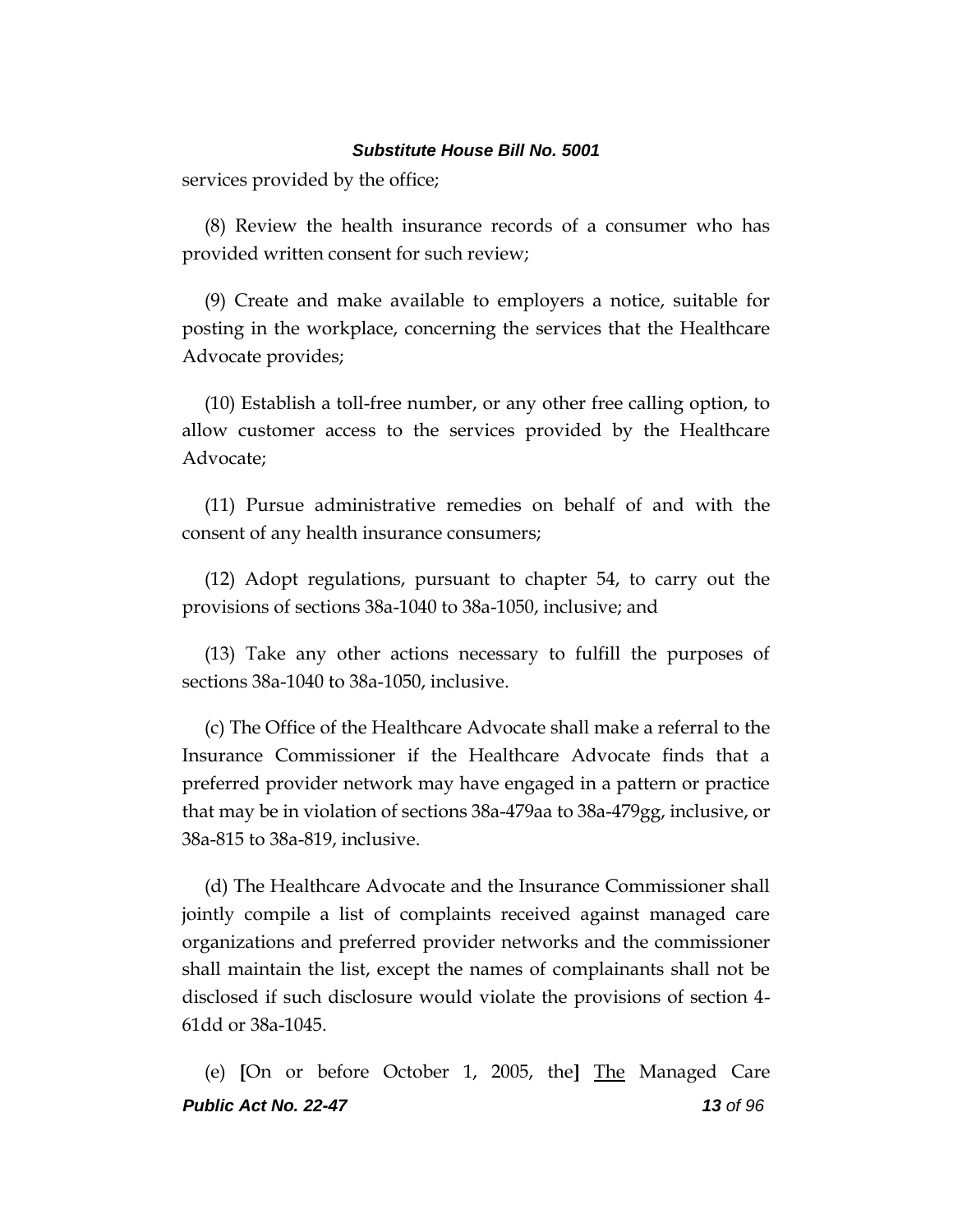services provided by the office;

(8) Review the health insurance records of a consumer who has provided written consent for such review;

(9) Create and make available to employers a notice, suitable for posting in the workplace, concerning the services that the Healthcare Advocate provides;

(10) Establish a toll-free number, or any other free calling option, to allow customer access to the services provided by the Healthcare Advocate;

(11) Pursue administrative remedies on behalf of and with the consent of any health insurance consumers;

(12) Adopt regulations, pursuant to chapter 54, to carry out the provisions of sections 38a-1040 to 38a-1050, inclusive; and

(13) Take any other actions necessary to fulfill the purposes of sections 38a-1040 to 38a-1050, inclusive.

(c) The Office of the Healthcare Advocate shall make a referral to the Insurance Commissioner if the Healthcare Advocate finds that a preferred provider network may have engaged in a pattern or practice that may be in violation of sections 38a-479aa to 38a-479gg, inclusive, or 38a-815 to 38a-819, inclusive.

(d) The Healthcare Advocate and the Insurance Commissioner shall jointly compile a list of complaints received against managed care organizations and preferred provider networks and the commissioner shall maintain the list, except the names of complainants shall not be disclosed if such disclosure would violate the provisions of section 4-61dd or 38a-1045.

(e) **[**On or before October 1, 2005, the**]** <u>The</u> Managed Care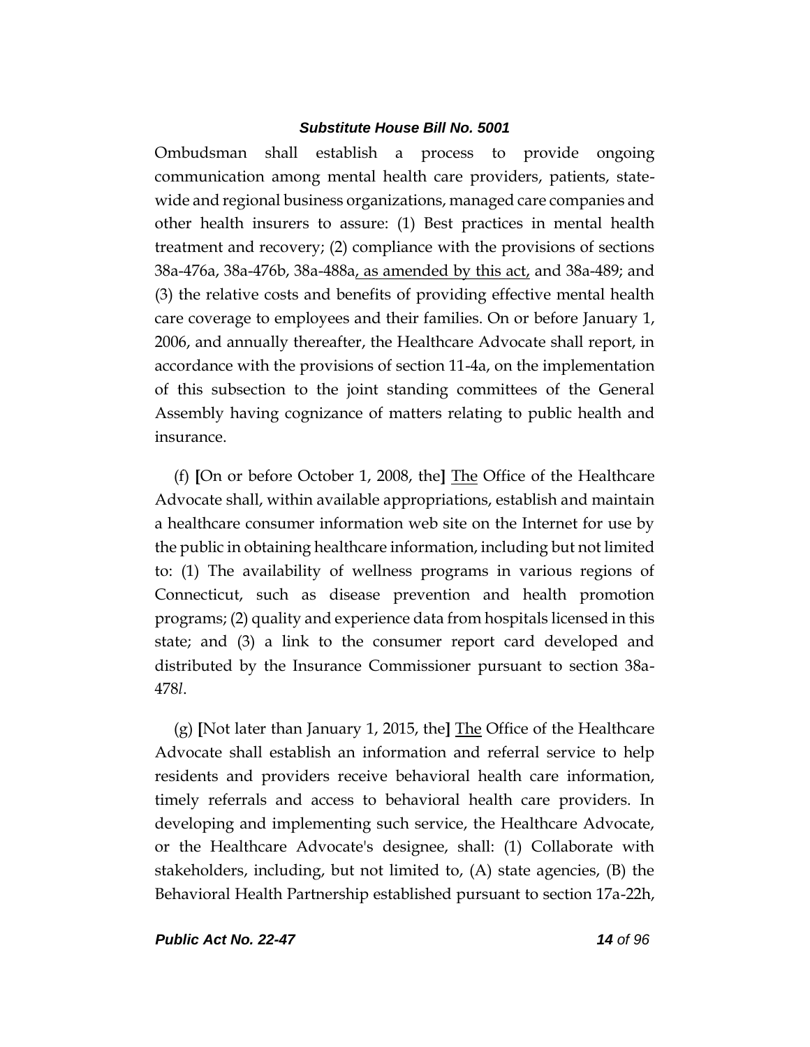Ombudsman shall establish a process to provide ongoing communication among mental health care providers, patients, state-wide and regional business organizations, managed care companies and other health insurers to assure: (1) Best practices in mental health treatment and recovery; (2) compliance with the provisions of sections 38a-476a, 38a-476b, 38a-488a, as amended by this act, and 38a-489; and (3) the relative costs and benefits of providing effective mental health care coverage to employees and their families. On or before January 1, 2006, and annually thereafter, the Healthcare Advocate shall report, in accordance with the provisions of section 11-4a, on the implementation of this subsection to the joint standing committees of the General Assembly having cognizance of matters relating to public health and insurance.

(f) **[**On or before October 1, 2008, the**]** The Office of the Healthcare Advocate shall, within available appropriations, establish and maintain a healthcare consumer information web site on the Internet for use by the public in obtaining healthcare information, including but not limited to: (1) The availability of wellness programs in various regions of Connecticut, such as disease prevention and health promotion programs; (2) quality and experience data from hospitals licensed in this state; and (3) a link to the consumer report card developed and distributed by the Insurance Commissioner pursuant to section 38a-478*l*.

(g) **[**Not later than January 1, 2015, the**]** The Office of the Healthcare Advocate shall establish an information and referral service to help residents and providers receive behavioral health care information, timely referrals and access to behavioral health care providers. In developing and implementing such service, the Healthcare Advocate, or the Healthcare Advocate's designee, shall: (1) Collaborate with stakeholders, including, but not limited to, (A) state agencies, (B) the Behavioral Health Partnership established pursuant to section 17a-22h,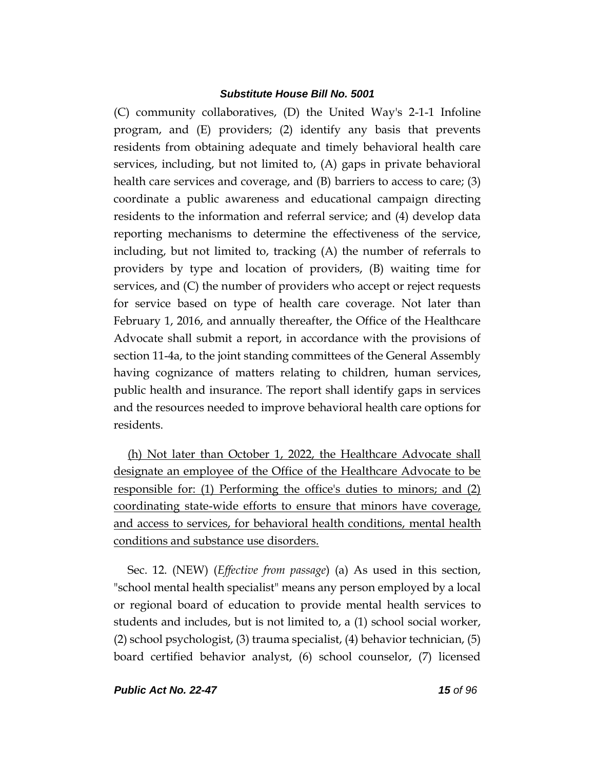(C) community collaboratives, (D) the United Way's 2-1-1 Infoline program, and (E) providers; (2) identify any basis that prevents residents from obtaining adequate and timely behavioral health care services, including, but not limited to, (A) gaps in private behavioral health care services and coverage, and (B) barriers to access to care; (3) coordinate a public awareness and educational campaign directing residents to the information and referral service; and (4) develop data reporting mechanisms to determine the effectiveness of the service, including, but not limited to, tracking (A) the number of referrals to providers by type and location of providers, (B) waiting time for services, and (C) the number of providers who accept or reject requests for service based on type of health care coverage. Not later than February 1, 2016, and annually thereafter, the Office of the Healthcare Advocate shall submit a report, in accordance with the provisions of section 11-4a, to the joint standing committees of the General Assembly having cognizance of matters relating to children, human services, public health and insurance. The report shall identify gaps in services and the resources needed to improve behavioral health care options for residents.

<u>(h) Not later than October 1, 2022, the Healthcare Advocate shall designate an employee of the Office of the Healthcare Advocate to be responsible for: (1) Performing the office's duties to minors; and (2) coordinating state-wide efforts to ensure that minors have coverage, and access to services, for behavioral health conditions, mental health conditions and substance use disorders.</u>

Sec. 12. (NEW) (*Effective from passage*) (a) As used in this section, "school mental health specialist" means any person employed by a local or regional board of education to provide mental health services to students and includes, but is not limited to, a (1) school social worker, (2) school psychologist, (3) trauma specialist, (4) behavior technician, (5) board certified behavior analyst, (6) school counselor, (7) licensed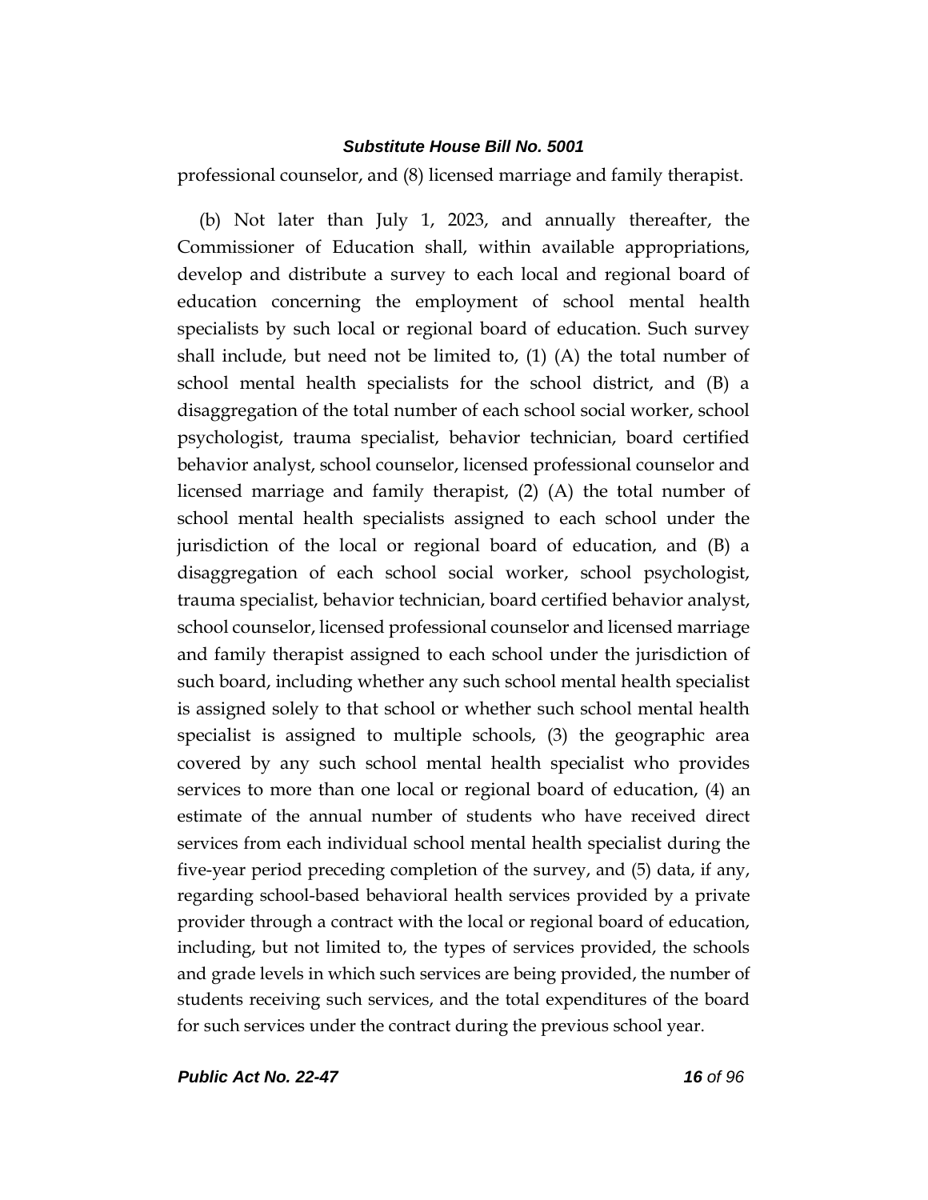professional counselor, and (8) licensed marriage and family therapist.

(b) Not later than July 1, 2023, and annually thereafter, the Commissioner of Education shall, within available appropriations, develop and distribute a survey to each local and regional board of education concerning the employment of school mental health specialists by such local or regional board of education. Such survey shall include, but need not be limited to, (1) (A) the total number of school mental health specialists for the school district, and (B) a disaggregation of the total number of each school social worker, school psychologist, trauma specialist, behavior technician, board certified behavior analyst, school counselor, licensed professional counselor and licensed marriage and family therapist, (2) (A) the total number of school mental health specialists assigned to each school under the jurisdiction of the local or regional board of education, and (B) a disaggregation of each school social worker, school psychologist, trauma specialist, behavior technician, board certified behavior analyst, school counselor, licensed professional counselor and licensed marriage and family therapist assigned to each school under the jurisdiction of such board, including whether any such school mental health specialist is assigned solely to that school or whether such school mental health specialist is assigned to multiple schools, (3) the geographic area covered by any such school mental health specialist who provides services to more than one local or regional board of education, (4) an estimate of the annual number of students who have received direct services from each individual school mental health specialist during the five-year period preceding completion of the survey, and (5) data, if any, regarding school-based behavioral health services provided by a private provider through a contract with the local or regional board of education, including, but not limited to, the types of services provided, the schools and grade levels in which such services are being provided, the number of students receiving such services, and the total expenditures of the board for such services under the contract during the previous school year.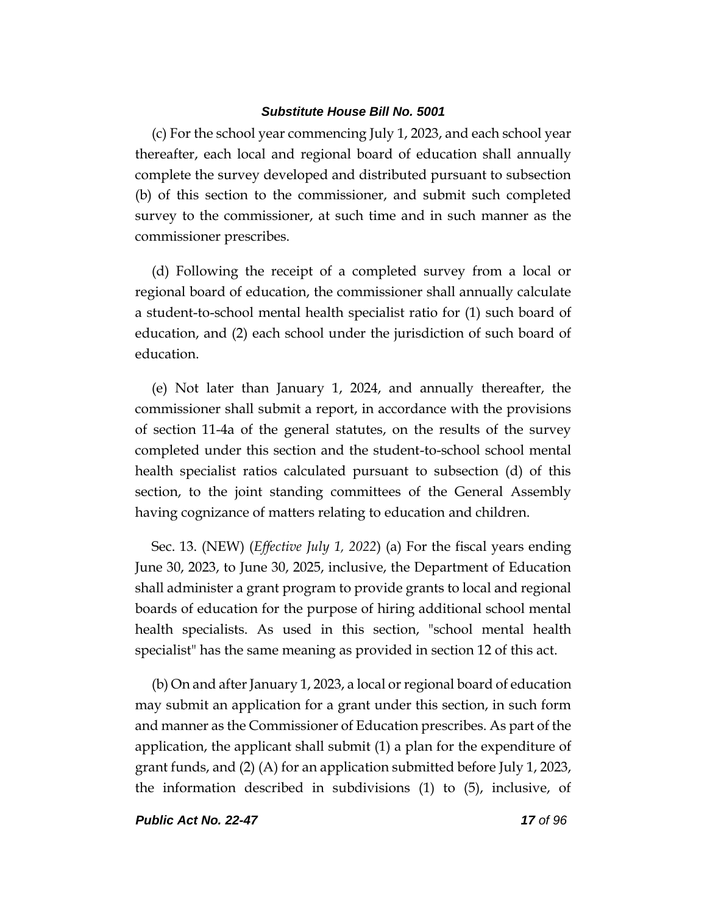(c) For the school year commencing July 1, 2023, and each school year thereafter, each local and regional board of education shall annually complete the survey developed and distributed pursuant to subsection (b) of this section to the commissioner, and submit such completed survey to the commissioner, at such time and in such manner as the commissioner prescribes.

(d) Following the receipt of a completed survey from a local or regional board of education, the commissioner shall annually calculate a student-to-school mental health specialist ratio for (1) such board of education, and (2) each school under the jurisdiction of such board of education.

(e) Not later than January 1, 2024, and annually thereafter, the commissioner shall submit a report, in accordance with the provisions of section 11-4a of the general statutes, on the results of the survey completed under this section and the student-to-school school mental health specialist ratios calculated pursuant to subsection (d) of this section, to the joint standing committees of the General Assembly having cognizance of matters relating to education and children.

Sec. 13. (NEW) (*Effective July 1, 2022*) (a) For the fiscal years ending June 30, 2023, to June 30, 2025, inclusive, the Department of Education shall administer a grant program to provide grants to local and regional boards of education for the purpose of hiring additional school mental health specialists. As used in this section, "school mental health specialist" has the same meaning as provided in section 12 of this act.

(b) On and after January 1, 2023, a local or regional board of education may submit an application for a grant under this section, in such form and manner as the Commissioner of Education prescribes. As part of the application, the applicant shall submit (1) a plan for the expenditure of grant funds, and (2) (A) for an application submitted before July 1, 2023, the information described in subdivisions (1) to (5), inclusive, of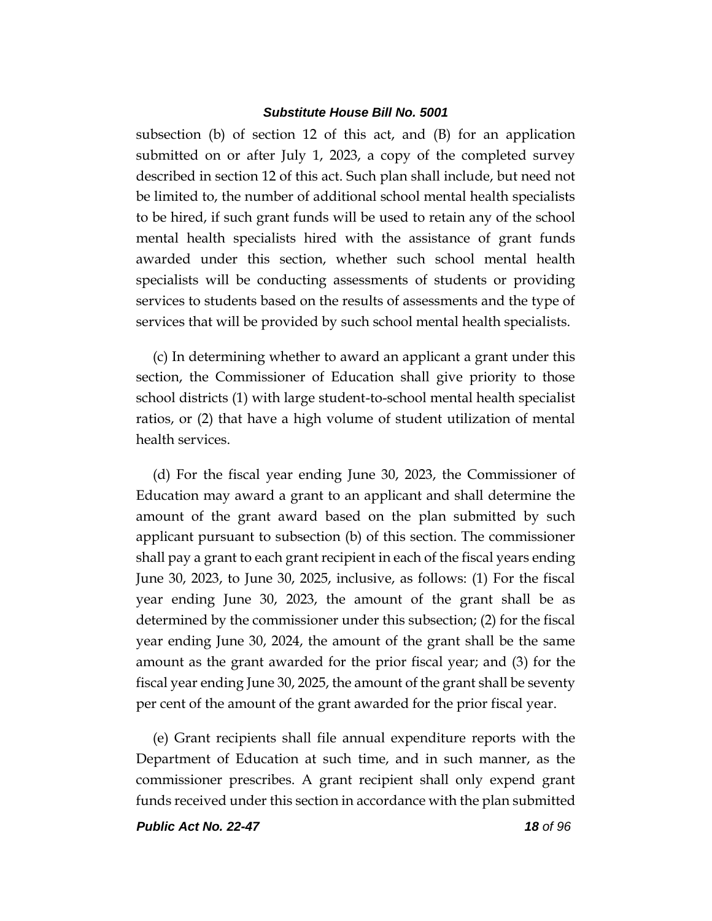subsection (b) of section 12 of this act, and (B) for an application submitted on or after July 1, 2023, a copy of the completed survey described in section 12 of this act. Such plan shall include, but need not be limited to, the number of additional school mental health specialists to be hired, if such grant funds will be used to retain any of the school mental health specialists hired with the assistance of grant funds awarded under this section, whether such school mental health specialists will be conducting assessments of students or providing services to students based on the results of assessments and the type of services that will be provided by such school mental health specialists.

(c) In determining whether to award an applicant a grant under this section, the Commissioner of Education shall give priority to those school districts (1) with large student-to-school mental health specialist ratios, or (2) that have a high volume of student utilization of mental health services.

(d) For the fiscal year ending June 30, 2023, the Commissioner of Education may award a grant to an applicant and shall determine the amount of the grant award based on the plan submitted by such applicant pursuant to subsection (b) of this section. The commissioner shall pay a grant to each grant recipient in each of the fiscal years ending June 30, 2023, to June 30, 2025, inclusive, as follows: (1) For the fiscal year ending June 30, 2023, the amount of the grant shall be as determined by the commissioner under this subsection; (2) for the fiscal year ending June 30, 2024, the amount of the grant shall be the same amount as the grant awarded for the prior fiscal year; and (3) for the fiscal year ending June 30, 2025, the amount of the grant shall be seventy per cent of the amount of the grant awarded for the prior fiscal year.

(e) Grant recipients shall file annual expenditure reports with the Department of Education at such time, and in such manner, as the commissioner prescribes. A grant recipient shall only expend grant funds received under this section in accordance with the plan submitted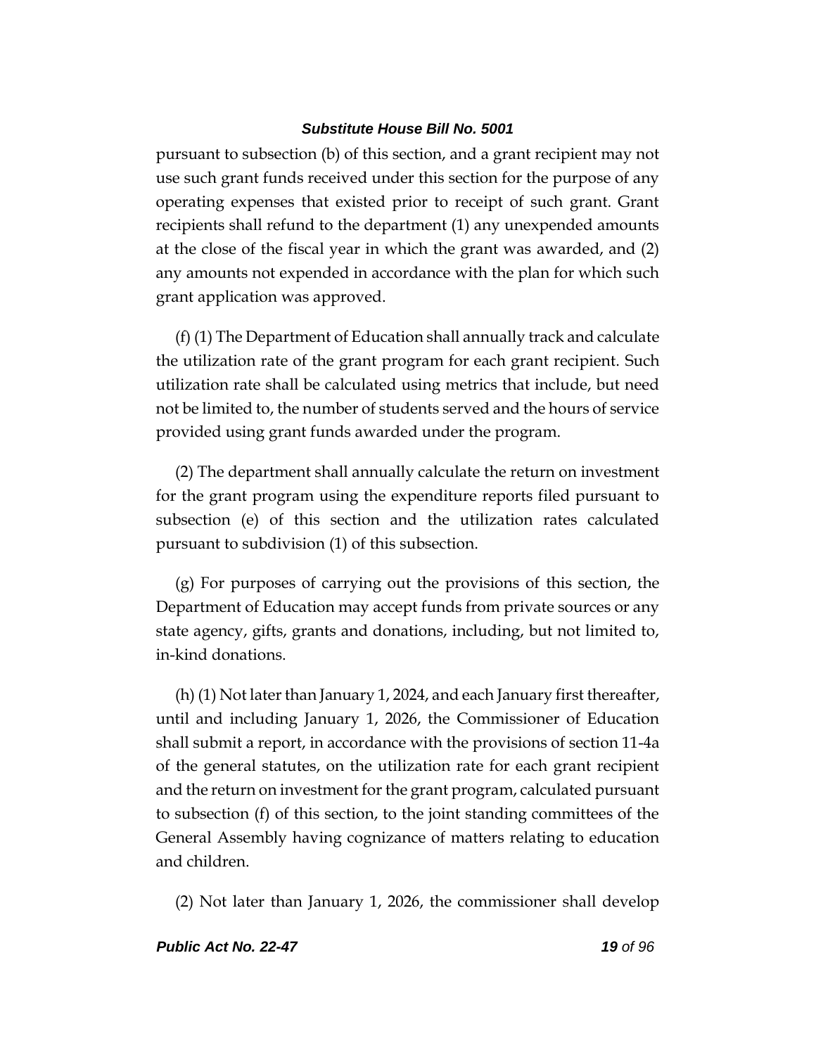pursuant to subsection (b) of this section, and a grant recipient may not use such grant funds received under this section for the purpose of any operating expenses that existed prior to receipt of such grant. Grant recipients shall refund to the department (1) any unexpended amounts at the close of the fiscal year in which the grant was awarded, and (2) any amounts not expended in accordance with the plan for which such grant application was approved.

(f) (1) The Department of Education shall annually track and calculate the utilization rate of the grant program for each grant recipient. Such utilization rate shall be calculated using metrics that include, but need not be limited to, the number of students served and the hours of service provided using grant funds awarded under the program.

(2) The department shall annually calculate the return on investment for the grant program using the expenditure reports filed pursuant to subsection (e) of this section and the utilization rates calculated pursuant to subdivision (1) of this subsection.

(g) For purposes of carrying out the provisions of this section, the Department of Education may accept funds from private sources or any state agency, gifts, grants and donations, including, but not limited to, in-kind donations.

(h) (1) Not later than January 1, 2024, and each January first thereafter, until and including January 1, 2026, the Commissioner of Education shall submit a report, in accordance with the provisions of section 11-4a of the general statutes, on the utilization rate for each grant recipient and the return on investment for the grant program, calculated pursuant to subsection (f) of this section, to the joint standing committees of the General Assembly having cognizance of matters relating to education and children.

(2) Not later than January 1, 2026, the commissioner shall develop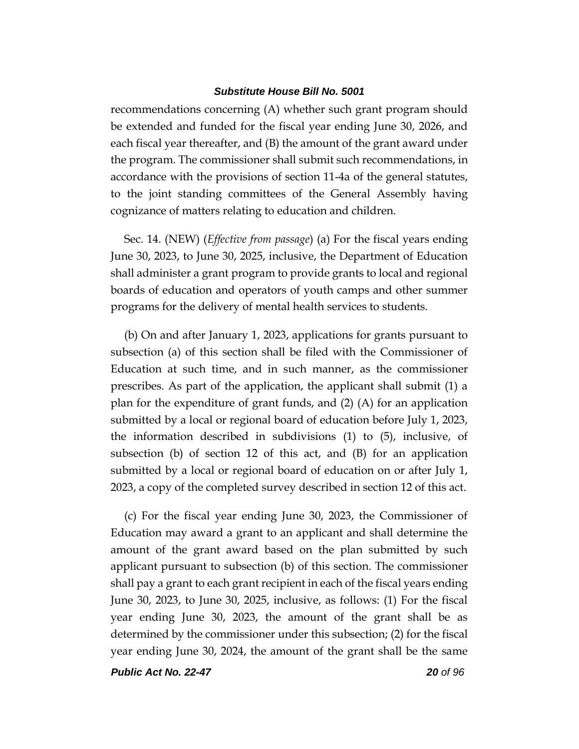recommendations concerning (A) whether such grant program should be extended and funded for the fiscal year ending June 30, 2026, and each fiscal year thereafter, and (B) the amount of the grant award under the program. The commissioner shall submit such recommendations, in accordance with the provisions of section 11-4a of the general statutes, to the joint standing committees of the General Assembly having cognizance of matters relating to education and children.

Sec. 14. (NEW) (*Effective from passage*) (a) For the fiscal years ending June 30, 2023, to June 30, 2025, inclusive, the Department of Education shall administer a grant program to provide grants to local and regional boards of education and operators of youth camps and other summer programs for the delivery of mental health services to students.

(b) On and after January 1, 2023, applications for grants pursuant to subsection (a) of this section shall be filed with the Commissioner of Education at such time, and in such manner, as the commissioner prescribes. As part of the application, the applicant shall submit (1) a plan for the expenditure of grant funds, and (2) (A) for an application submitted by a local or regional board of education before July 1, 2023, the information described in subdivisions (1) to (5), inclusive, of subsection (b) of section 12 of this act, and (B) for an application submitted by a local or regional board of education on or after July 1, 2023, a copy of the completed survey described in section 12 of this act.

(c) For the fiscal year ending June 30, 2023, the Commissioner of Education may award a grant to an applicant and shall determine the amount of the grant award based on the plan submitted by such applicant pursuant to subsection (b) of this section. The commissioner shall pay a grant to each grant recipient in each of the fiscal years ending June 30, 2023, to June 30, 2025, inclusive, as follows: (1) For the fiscal year ending June 30, 2023, the amount of the grant shall be as determined by the commissioner under this subsection; (2) for the fiscal year ending June 30, 2024, the amount of the grant shall be the same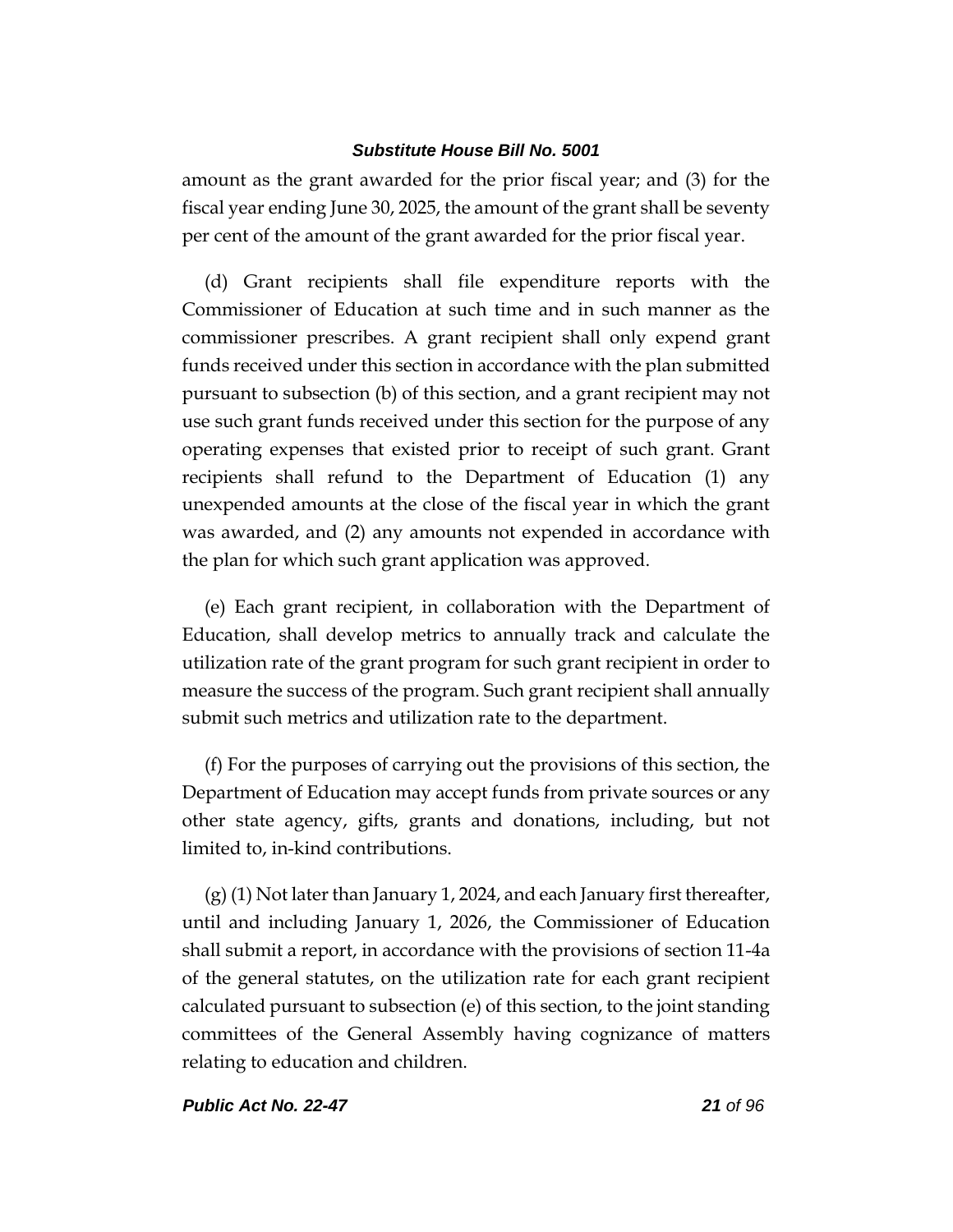amount as the grant awarded for the prior fiscal year; and (3) for the fiscal year ending June 30, 2025, the amount of the grant shall be seventy per cent of the amount of the grant awarded for the prior fiscal year.

(d) Grant recipients shall file expenditure reports with the Commissioner of Education at such time and in such manner as the commissioner prescribes. A grant recipient shall only expend grant funds received under this section in accordance with the plan submitted pursuant to subsection (b) of this section, and a grant recipient may not use such grant funds received under this section for the purpose of any operating expenses that existed prior to receipt of such grant. Grant recipients shall refund to the Department of Education (1) any unexpended amounts at the close of the fiscal year in which the grant was awarded, and (2) any amounts not expended in accordance with the plan for which such grant application was approved.

(e) Each grant recipient, in collaboration with the Department of Education, shall develop metrics to annually track and calculate the utilization rate of the grant program for such grant recipient in order to measure the success of the program. Such grant recipient shall annually submit such metrics and utilization rate to the department.

(f) For the purposes of carrying out the provisions of this section, the Department of Education may accept funds from private sources or any other state agency, gifts, grants and donations, including, but not limited to, in-kind contributions.

(g) (1) Not later than January 1, 2024, and each January first thereafter, until and including January 1, 2026, the Commissioner of Education shall submit a report, in accordance with the provisions of section 11-4a of the general statutes, on the utilization rate for each grant recipient calculated pursuant to subsection (e) of this section, to the joint standing committees of the General Assembly having cognizance of matters relating to education and children.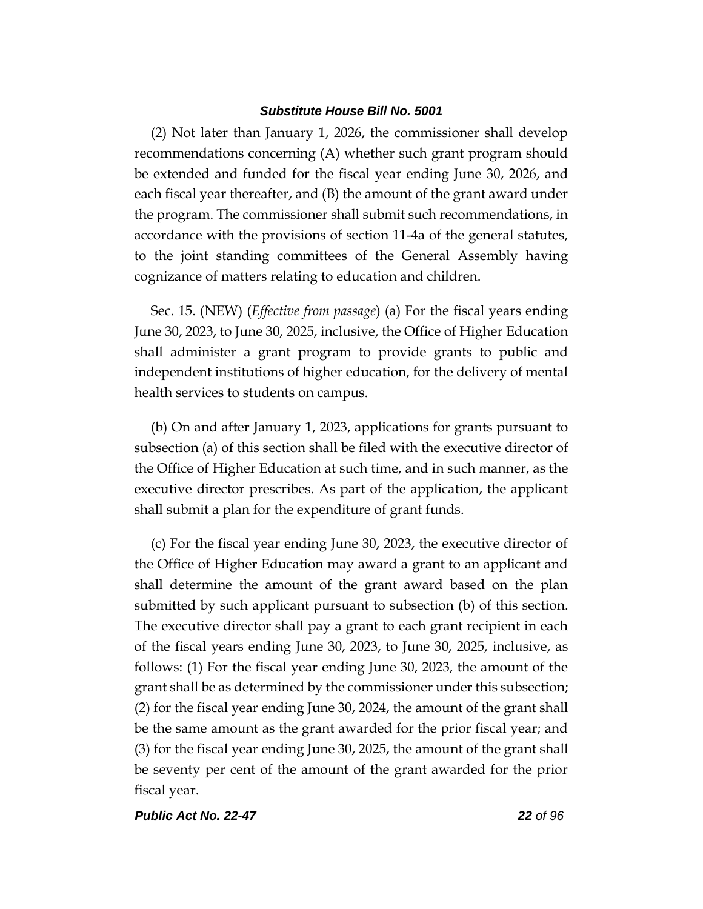(2) Not later than January 1, 2026, the commissioner shall develop recommendations concerning (A) whether such grant program should be extended and funded for the fiscal year ending June 30, 2026, and each fiscal year thereafter, and (B) the amount of the grant award under the program. The commissioner shall submit such recommendations, in accordance with the provisions of section 11-4a of the general statutes, to the joint standing committees of the General Assembly having cognizance of matters relating to education and children.

Sec. 15. (NEW) (*Effective from passage*) (a) For the fiscal years ending June 30, 2023, to June 30, 2025, inclusive, the Office of Higher Education shall administer a grant program to provide grants to public and independent institutions of higher education, for the delivery of mental health services to students on campus.

(b) On and after January 1, 2023, applications for grants pursuant to subsection (a) of this section shall be filed with the executive director of the Office of Higher Education at such time, and in such manner, as the executive director prescribes. As part of the application, the applicant shall submit a plan for the expenditure of grant funds.

(c) For the fiscal year ending June 30, 2023, the executive director of the Office of Higher Education may award a grant to an applicant and shall determine the amount of the grant award based on the plan submitted by such applicant pursuant to subsection (b) of this section. The executive director shall pay a grant to each grant recipient in each of the fiscal years ending June 30, 2023, to June 30, 2025, inclusive, as follows: (1) For the fiscal year ending June 30, 2023, the amount of the grant shall be as determined by the commissioner under this subsection; (2) for the fiscal year ending June 30, 2024, the amount of the grant shall be the same amount as the grant awarded for the prior fiscal year; and (3) for the fiscal year ending June 30, 2025, the amount of the grant shall be seventy per cent of the amount of the grant awarded for the prior fiscal year.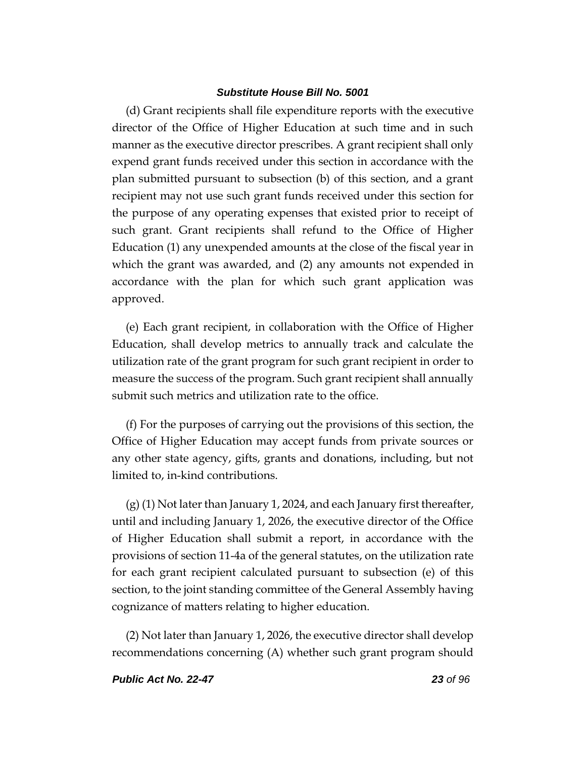(d) Grant recipients shall file expenditure reports with the executive director of the Office of Higher Education at such time and in such manner as the executive director prescribes. A grant recipient shall only expend grant funds received under this section in accordance with the plan submitted pursuant to subsection (b) of this section, and a grant recipient may not use such grant funds received under this section for the purpose of any operating expenses that existed prior to receipt of such grant. Grant recipients shall refund to the Office of Higher Education (1) any unexpended amounts at the close of the fiscal year in which the grant was awarded, and (2) any amounts not expended in accordance with the plan for which such grant application was approved.

(e) Each grant recipient, in collaboration with the Office of Higher Education, shall develop metrics to annually track and calculate the utilization rate of the grant program for such grant recipient in order to measure the success of the program. Such grant recipient shall annually submit such metrics and utilization rate to the office.

(f) For the purposes of carrying out the provisions of this section, the Office of Higher Education may accept funds from private sources or any other state agency, gifts, grants and donations, including, but not limited to, in-kind contributions.

(g) (1) Not later than January 1, 2024, and each January first thereafter, until and including January 1, 2026, the executive director of the Office of Higher Education shall submit a report, in accordance with the provisions of section 11-4a of the general statutes, on the utilization rate for each grant recipient calculated pursuant to subsection (e) of this section, to the joint standing committee of the General Assembly having cognizance of matters relating to higher education.

(2) Not later than January 1, 2026, the executive director shall develop recommendations concerning (A) whether such grant program should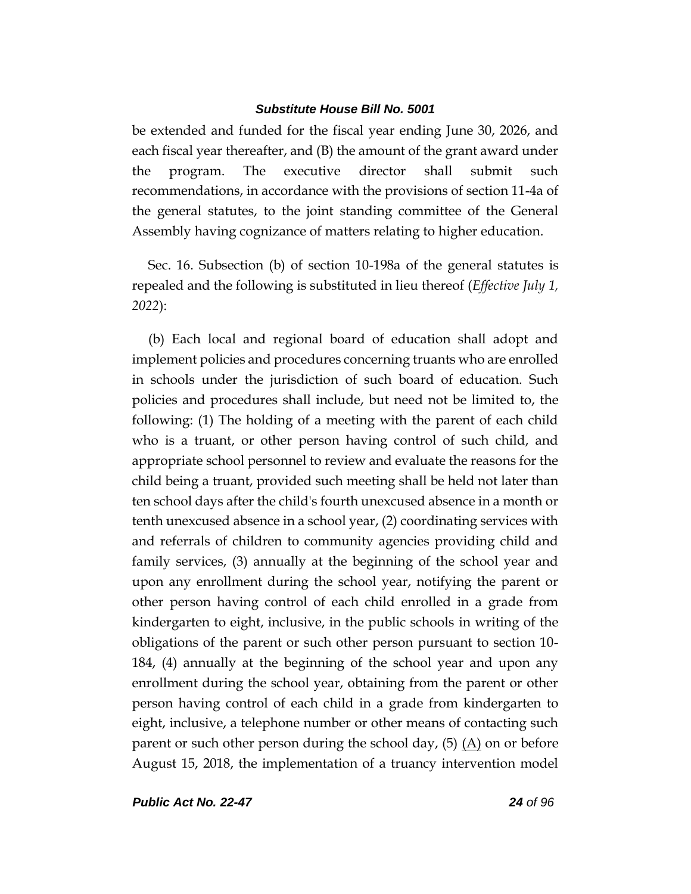be extended and funded for the fiscal year ending June 30, 2026, and each fiscal year thereafter, and (B) the amount of the grant award under the program. The executive director shall submit such recommendations, in accordance with the provisions of section 11-4a of the general statutes, to the joint standing committee of the General Assembly having cognizance of matters relating to higher education.

Sec. 16. Subsection (b) of section 10-198a of the general statutes is repealed and the following is substituted in lieu thereof (*Effective July 1, 2022*):

(b) Each local and regional board of education shall adopt and implement policies and procedures concerning truants who are enrolled in schools under the jurisdiction of such board of education. Such policies and procedures shall include, but need not be limited to, the following: (1) The holding of a meeting with the parent of each child who is a truant, or other person having control of such child, and appropriate school personnel to review and evaluate the reasons for the child being a truant, provided such meeting shall be held not later than ten school days after the child's fourth unexcused absence in a month or tenth unexcused absence in a school year, (2) coordinating services with and referrals of children to community agencies providing child and family services, (3) annually at the beginning of the school year and upon any enrollment during the school year, notifying the parent or other person having control of each child enrolled in a grade from kindergarten to eight, inclusive, in the public schools in writing of the obligations of the parent or such other person pursuant to section 10-184, (4) annually at the beginning of the school year and upon any enrollment during the school year, obtaining from the parent or other person having control of each child in a grade from kindergarten to eight, inclusive, a telephone number or other means of contacting such parent or such other person during the school day, (5) <u>(A)</u> on or before August 15, 2018, the implementation of a truancy intervention model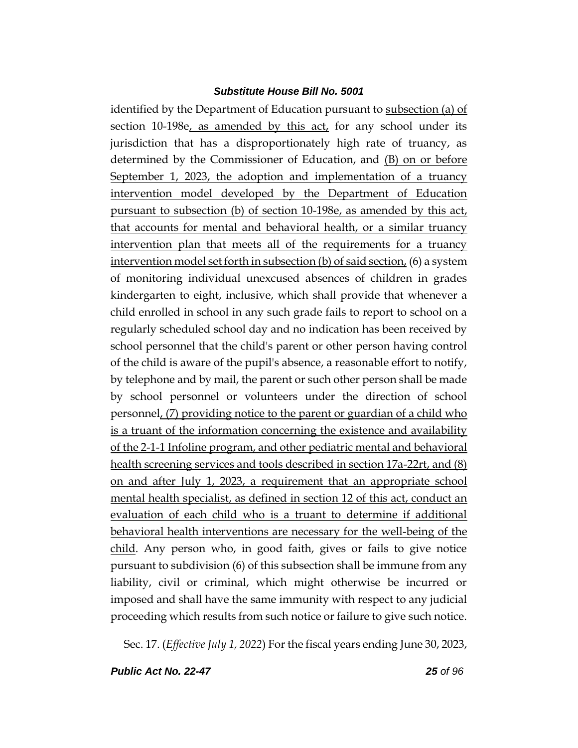identified by the Department of Education pursuant to <u>subsection (a) of</u> section 10-198e<u>, as amended by this act,</u> for any school under its jurisdiction that has a disproportionately high rate of truancy, as determined by the Commissioner of Education, and <u>(B) on or before September 1, 2023, the adoption and implementation of a truancy intervention model developed by the Department of Education pursuant to subsection (b) of section 10-198e, as amended by this act, that accounts for mental and behavioral health, or a similar truancy intervention plan that meets all of the requirements for a truancy intervention model set forth in subsection (b) of said section,</u> (6) a system of monitoring individual unexcused absences of children in grades kindergarten to eight, inclusive, which shall provide that whenever a child enrolled in school in any such grade fails to report to school on a regularly scheduled school day and no indication has been received by school personnel that the child's parent or other person having control of the child is aware of the pupil's absence, a reasonable effort to notify, by telephone and by mail, the parent or such other person shall be made by school personnel or volunteers under the direction of school personnel<u>, (7) providing notice to the parent or guardian of a child who is a truant of the information concerning the existence and availability of the 2-1-1 Infoline program, and other pediatric mental and behavioral health screening services and tools described in section 17a-22rt, and (8) on and after July 1, 2023, a requirement that an appropriate school mental health specialist, as defined in section 12 of this act, conduct an evaluation of each child who is a truant to determine if additional behavioral health interventions are necessary for the well-being of the child</u>. Any person who, in good faith, gives or fails to give notice pursuant to subdivision (6) of this subsection shall be immune from any liability, civil or criminal, which might otherwise be incurred or imposed and shall have the same immunity with respect to any judicial proceeding which results from such notice or failure to give such notice.

Sec. 17. (*Effective July 1, 2022*) For the fiscal years ending June 30, 2023,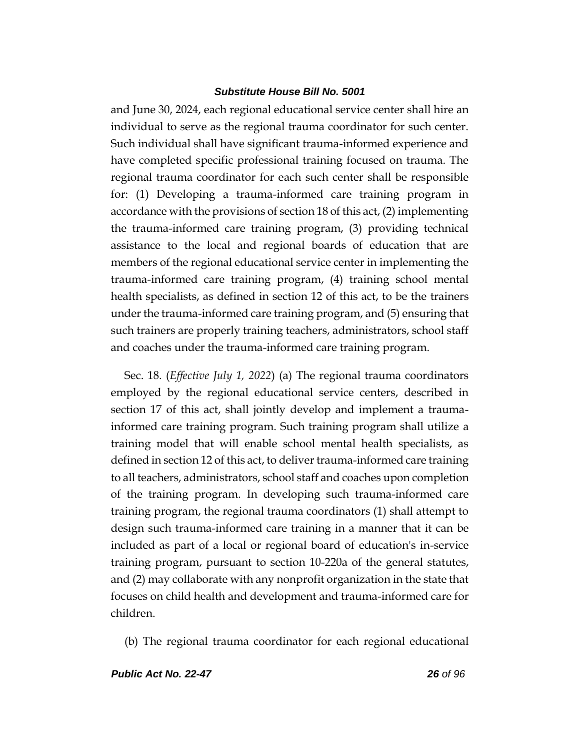and June 30, 2024, each regional educational service center shall hire an individual to serve as the regional trauma coordinator for such center. Such individual shall have significant trauma-informed experience and have completed specific professional training focused on trauma. The regional trauma coordinator for each such center shall be responsible for: (1) Developing a trauma-informed care training program in accordance with the provisions of section 18 of this act, (2) implementing the trauma-informed care training program, (3) providing technical assistance to the local and regional boards of education that are members of the regional educational service center in implementing the trauma-informed care training program, (4) training school mental health specialists, as defined in section 12 of this act, to be the trainers under the trauma-informed care training program, and (5) ensuring that such trainers are properly training teachers, administrators, school staff and coaches under the trauma-informed care training program.

Sec. 18. (*Effective July 1, 2022*) (a) The regional trauma coordinators employed by the regional educational service centers, described in section 17 of this act, shall jointly develop and implement a trauma-informed care training program. Such training program shall utilize a training model that will enable school mental health specialists, as defined in section 12 of this act, to deliver trauma-informed care training to all teachers, administrators, school staff and coaches upon completion of the training program. In developing such trauma-informed care training program, the regional trauma coordinators (1) shall attempt to design such trauma-informed care training in a manner that it can be included as part of a local or regional board of education's in-service training program, pursuant to section 10-220a of the general statutes, and (2) may collaborate with any nonprofit organization in the state that focuses on child health and development and trauma-informed care for children.

(b) The regional trauma coordinator for each regional educational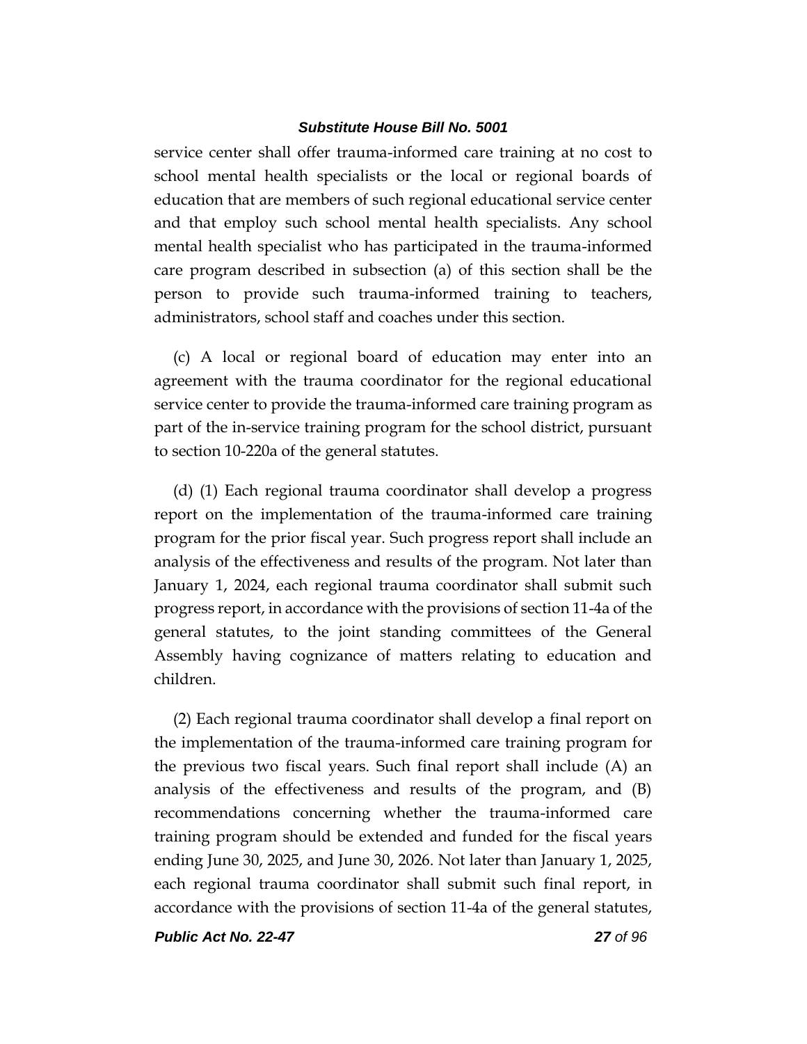service center shall offer trauma-informed care training at no cost to school mental health specialists or the local or regional boards of education that are members of such regional educational service center and that employ such school mental health specialists. Any school mental health specialist who has participated in the trauma-informed care program described in subsection (a) of this section shall be the person to provide such trauma-informed training to teachers, administrators, school staff and coaches under this section.

(c) A local or regional board of education may enter into an agreement with the trauma coordinator for the regional educational service center to provide the trauma-informed care training program as part of the in-service training program for the school district, pursuant to section 10-220a of the general statutes.

(d) (1) Each regional trauma coordinator shall develop a progress report on the implementation of the trauma-informed care training program for the prior fiscal year. Such progress report shall include an analysis of the effectiveness and results of the program. Not later than January 1, 2024, each regional trauma coordinator shall submit such progress report, in accordance with the provisions of section 11-4a of the general statutes, to the joint standing committees of the General Assembly having cognizance of matters relating to education and children.

(2) Each regional trauma coordinator shall develop a final report on the implementation of the trauma-informed care training program for the previous two fiscal years. Such final report shall include (A) an analysis of the effectiveness and results of the program, and (B) recommendations concerning whether the trauma-informed care training program should be extended and funded for the fiscal years ending June 30, 2025, and June 30, 2026. Not later than January 1, 2025, each regional trauma coordinator shall submit such final report, in accordance with the provisions of section 11-4a of the general statutes,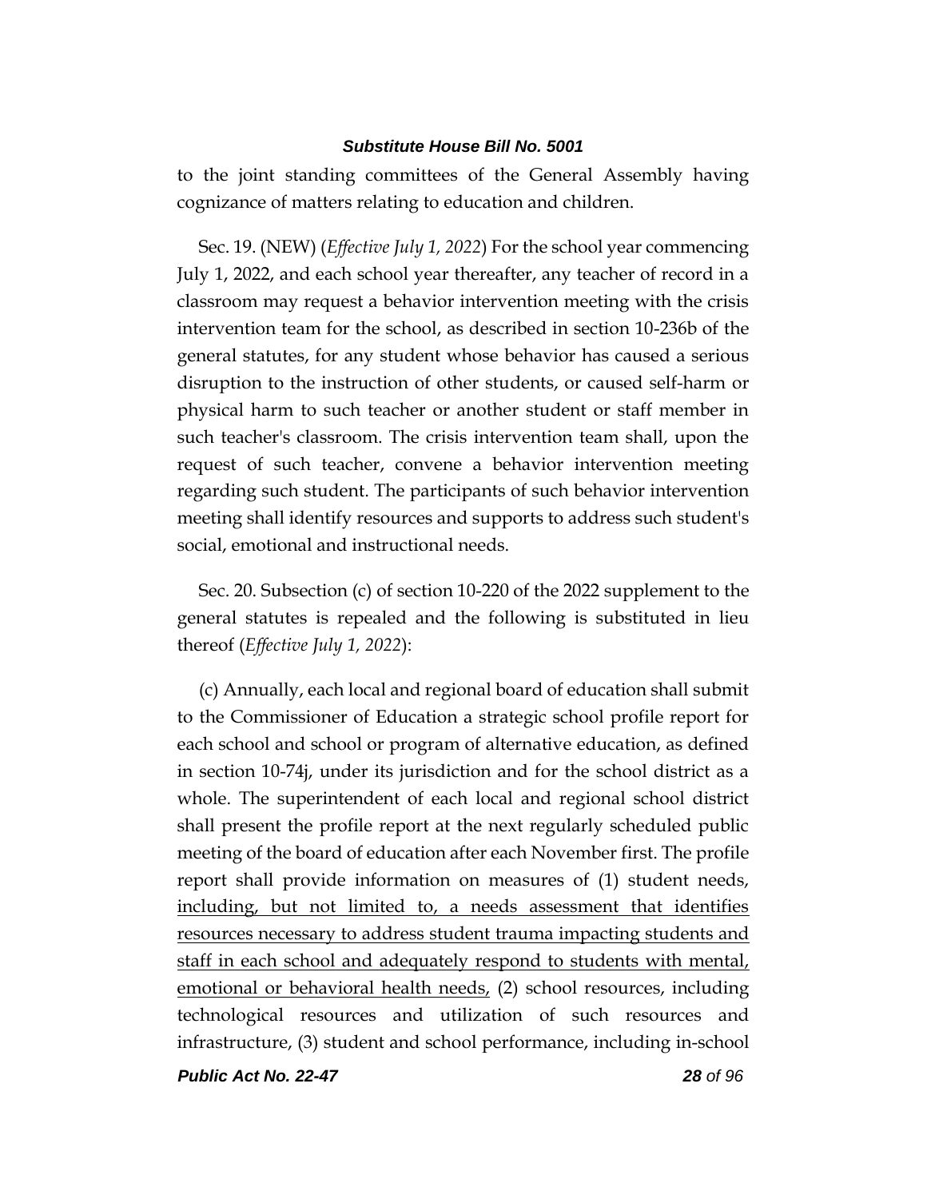to the joint standing committees of the General Assembly having cognizance of matters relating to education and children.

Sec. 19. (NEW) (*Effective July 1, 2022*) For the school year commencing July 1, 2022, and each school year thereafter, any teacher of record in a classroom may request a behavior intervention meeting with the crisis intervention team for the school, as described in section 10-236b of the general statutes, for any student whose behavior has caused a serious disruption to the instruction of other students, or caused self-harm or physical harm to such teacher or another student or staff member in such teacher's classroom. The crisis intervention team shall, upon the request of such teacher, convene a behavior intervention meeting regarding such student. The participants of such behavior intervention meeting shall identify resources and supports to address such student's social, emotional and instructional needs.

Sec. 20. Subsection (c) of section 10-220 of the 2022 supplement to the general statutes is repealed and the following is substituted in lieu thereof (*Effective July 1, 2022*):

(c) Annually, each local and regional board of education shall submit to the Commissioner of Education a strategic school profile report for each school and school or program of alternative education, as defined in section 10-74j, under its jurisdiction and for the school district as a whole. The superintendent of each local and regional school district shall present the profile report at the next regularly scheduled public meeting of the board of education after each November first. The profile report shall provide information on measures of (1) student needs, <u>including, but not limited to, a needs assessment that identifies resources necessary to address student trauma impacting students and staff in each school and adequately respond to students with mental, emotional or behavioral health needs,</u> (2) school resources, including technological resources and utilization of such resources and infrastructure, (3) student and school performance, including in-school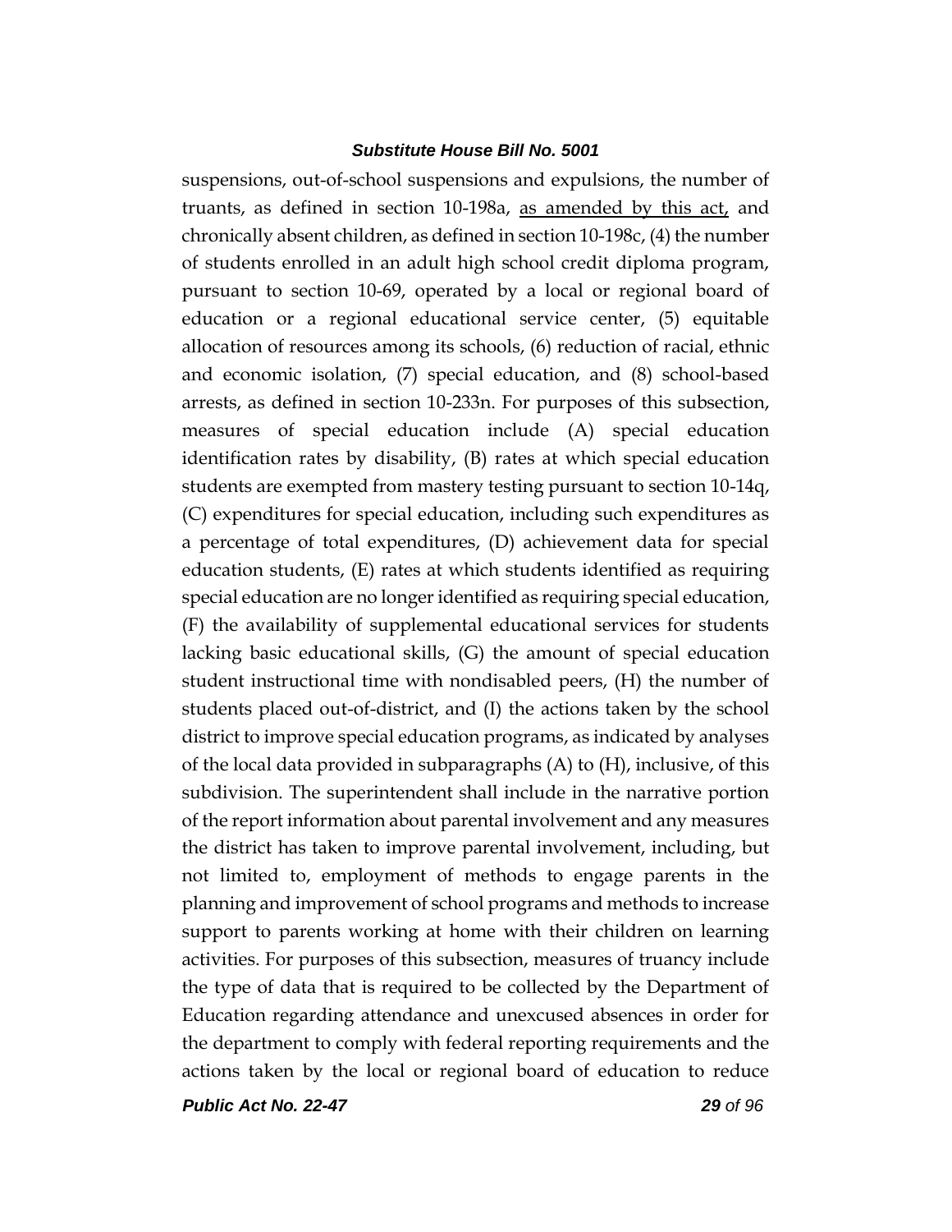suspensions, out-of-school suspensions and expulsions, the number of truants, as defined in section 10-198a, <u>as amended by this act,</u> and chronically absent children, as defined in section 10-198c, (4) the number of students enrolled in an adult high school credit diploma program, pursuant to section 10-69, operated by a local or regional board of education or a regional educational service center, (5) equitable allocation of resources among its schools, (6) reduction of racial, ethnic and economic isolation, (7) special education, and (8) school-based arrests, as defined in section 10-233n. For purposes of this subsection, measures of special education include (A) special education identification rates by disability, (B) rates at which special education students are exempted from mastery testing pursuant to section 10-14q, (C) expenditures for special education, including such expenditures as a percentage of total expenditures, (D) achievement data for special education students, (E) rates at which students identified as requiring special education are no longer identified as requiring special education, (F) the availability of supplemental educational services for students lacking basic educational skills, (G) the amount of special education student instructional time with nondisabled peers, (H) the number of students placed out-of-district, and (I) the actions taken by the school district to improve special education programs, as indicated by analyses of the local data provided in subparagraphs (A) to (H), inclusive, of this subdivision. The superintendent shall include in the narrative portion of the report information about parental involvement and any measures the district has taken to improve parental involvement, including, but not limited to, employment of methods to engage parents in the planning and improvement of school programs and methods to increase support to parents working at home with their children on learning activities. For purposes of this subsection, measures of truancy include the type of data that is required to be collected by the Department of Education regarding attendance and unexcused absences in order for the department to comply with federal reporting requirements and the actions taken by the local or regional board of education to reduce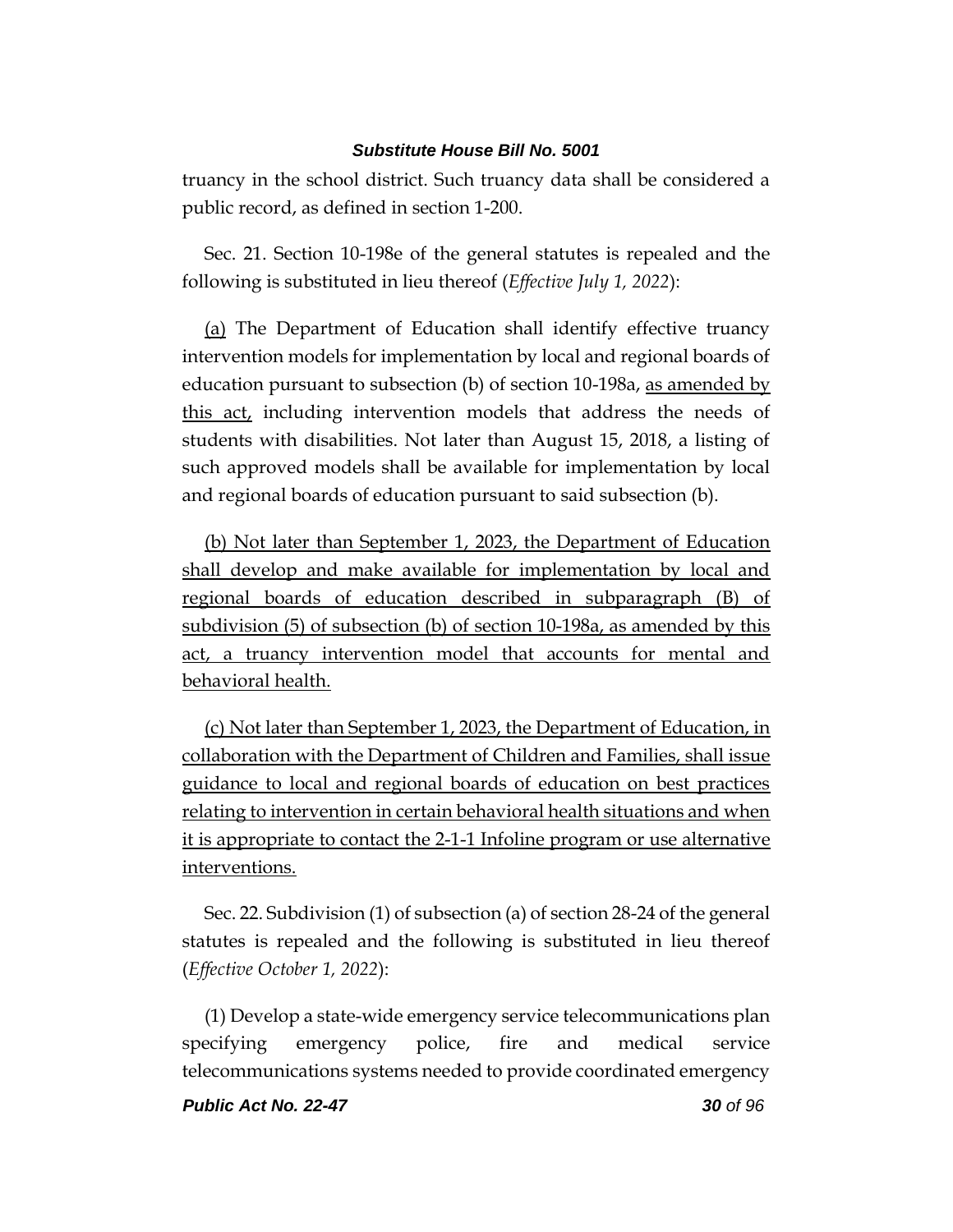truancy in the school district. Such truancy data shall be considered a public record, as defined in section 1-200.

Sec. 21. Section 10-198e of the general statutes is repealed and the following is substituted in lieu thereof (*Effective July 1, 2022*):

<u>(a)</u> The Department of Education shall identify effective truancy intervention models for implementation by local and regional boards of education pursuant to subsection (b) of section 10-198a, <u>as amended by this act,</u> including intervention models that address the needs of students with disabilities. Not later than August 15, 2018, a listing of such approved models shall be available for implementation by local and regional boards of education pursuant to said subsection (b).

<u>(b) Not later than September 1, 2023, the Department of Education shall develop and make available for implementation by local and regional boards of education described in subparagraph (B) of subdivision (5) of subsection (b) of section 10-198a, as amended by this act, a truancy intervention model that accounts for mental and behavioral health.</u>

<u>(c) Not later than September 1, 2023, the Department of Education, in collaboration with the Department of Children and Families, shall issue guidance to local and regional boards of education on best practices relating to intervention in certain behavioral health situations and when it is appropriate to contact the 2-1-1 Infoline program or use alternative interventions.</u>

Sec. 22. Subdivision (1) of subsection (a) of section 28-24 of the general statutes is repealed and the following is substituted in lieu thereof (*Effective October 1, 2022*):

(1) Develop a state-wide emergency service telecommunications plan specifying emergency police, fire and medical service telecommunications systems needed to provide coordinated emergency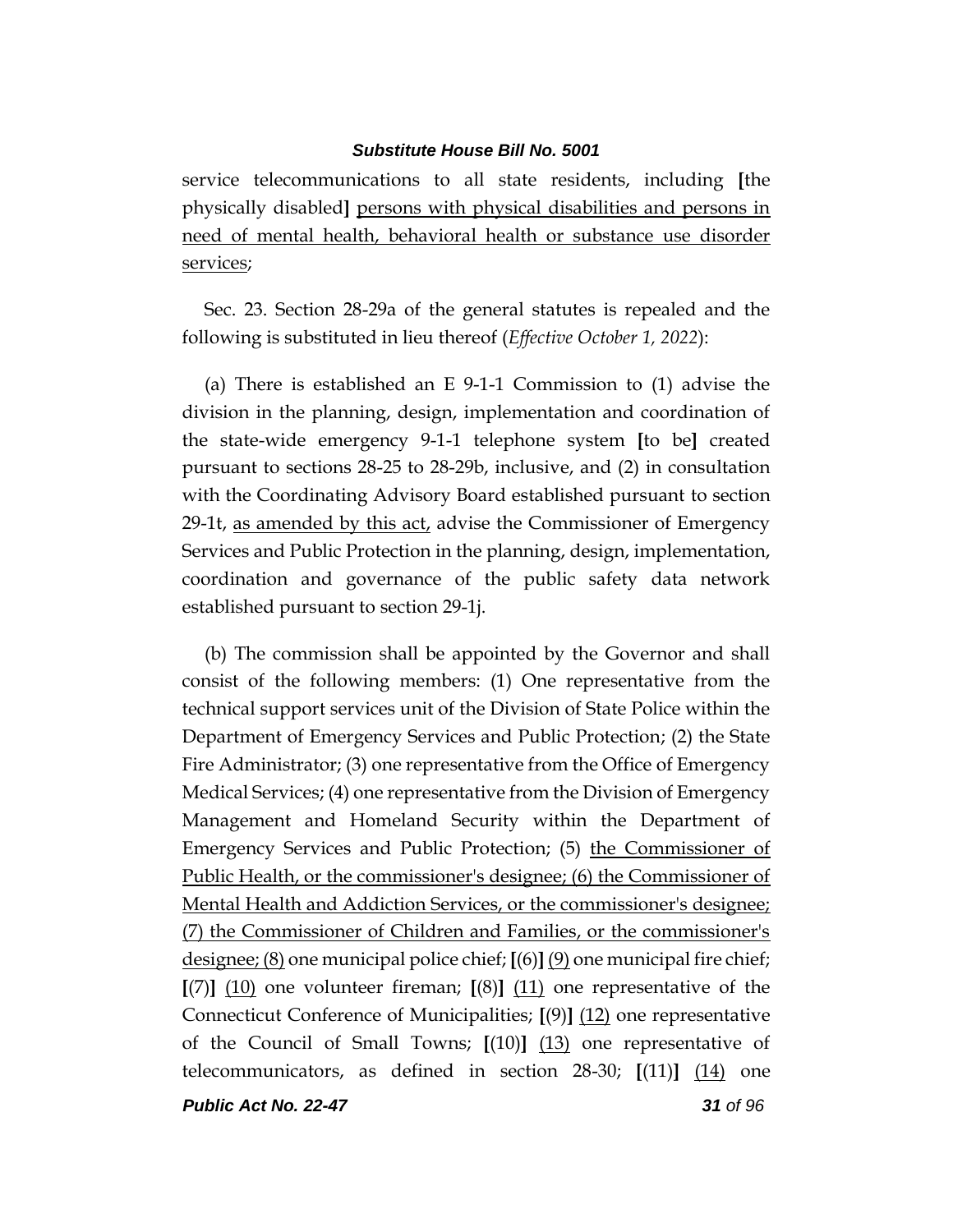service telecommunications to all state residents, including [the physically disabled] <u>persons with physical disabilities and persons in need of mental health, behavioral health or substance use disorder services</u>;

Sec. 23. Section 28-29a of the general statutes is repealed and the following is substituted in lieu thereof (*Effective October 1, 2022*):

(a) There is established an E 9-1-1 Commission to (1) advise the division in the planning, design, implementation and coordination of the state-wide emergency 9-1-1 telephone system [to be] created pursuant to sections 28-25 to 28-29b, inclusive, and (2) in consultation with the Coordinating Advisory Board established pursuant to section 29-1t, <u>as amended by this act,</u> advise the Commissioner of Emergency Services and Public Protection in the planning, design, implementation, coordination and governance of the public safety data network established pursuant to section 29-1j.

(b) The commission shall be appointed by the Governor and shall consist of the following members: (1) One representative from the technical support services unit of the Division of State Police within the Department of Emergency Services and Public Protection; (2) the State Fire Administrator; (3) one representative from the Office of Emergency Medical Services; (4) one representative from the Division of Emergency Management and Homeland Security within the Department of Emergency Services and Public Protection; (5) <u>the Commissioner of Public Health, or the commissioner's designee; (6) the Commissioner of Mental Health and Addiction Services, or the commissioner's designee; (7) the Commissioner of Children and Families, or the commissioner's designee; (8)</u> one municipal police chief; [(6)] <u>(9)</u> one municipal fire chief; [(7)] <u>(10)</u> one volunteer fireman; [(8)] <u>(11)</u> one representative of the Connecticut Conference of Municipalities; [(9)] <u>(12)</u> one representative of the Council of Small Towns; [(10)] <u>(13)</u> one representative of telecommunicators, as defined in section 28-30; [(11)] <u>(14)</u> one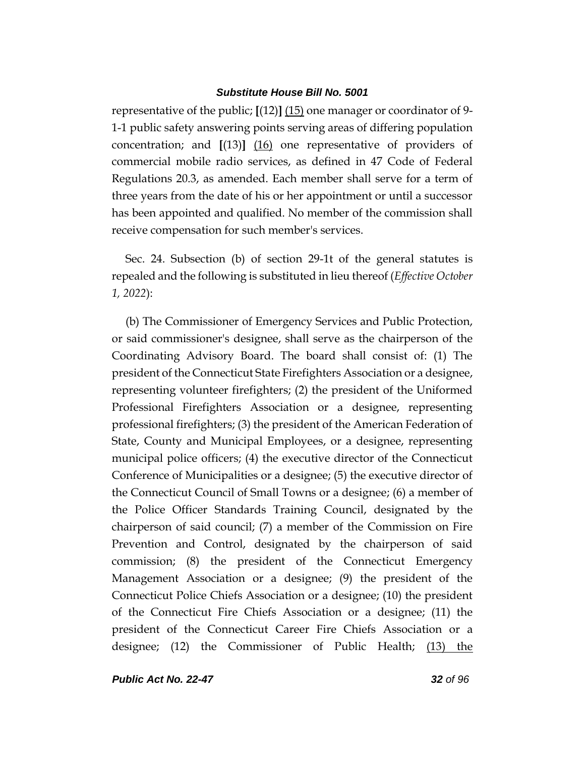representative of the public; [(12)] (15) one manager or coordinator of 9-1-1 public safety answering points serving areas of differing population concentration; and [(13)] (16) one representative of providers of commercial mobile radio services, as defined in 47 Code of Federal Regulations 20.3, as amended. Each member shall serve for a term of three years from the date of his or her appointment or until a successor has been appointed and qualified. No member of the commission shall receive compensation for such member's services.

Sec. 24. Subsection (b) of section 29-1t of the general statutes is repealed and the following is substituted in lieu thereof (*Effective October 1, 2022*):

(b) The Commissioner of Emergency Services and Public Protection, or said commissioner's designee, shall serve as the chairperson of the Coordinating Advisory Board. The board shall consist of: (1) The president of the Connecticut State Firefighters Association or a designee, representing volunteer firefighters; (2) the president of the Uniformed Professional Firefighters Association or a designee, representing professional firefighters; (3) the president of the American Federation of State, County and Municipal Employees, or a designee, representing municipal police officers; (4) the executive director of the Connecticut Conference of Municipalities or a designee; (5) the executive director of the Connecticut Council of Small Towns or a designee; (6) a member of the Police Officer Standards Training Council, designated by the chairperson of said council; (7) a member of the Commission on Fire Prevention and Control, designated by the chairperson of said commission; (8) the president of the Connecticut Emergency Management Association or a designee; (9) the president of the Connecticut Police Chiefs Association or a designee; (10) the president of the Connecticut Fire Chiefs Association or a designee; (11) the president of the Connecticut Career Fire Chiefs Association or a designee; (12) the Commissioner of Public Health; (13) the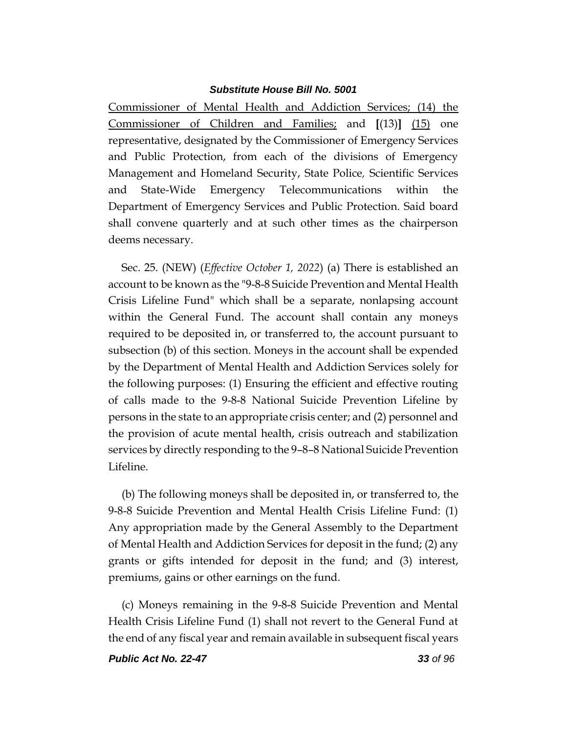Commissioner of Mental Health and Addiction Services; (14) the Commissioner of Children and Families; and **[**(13)**]** (15) one representative, designated by the Commissioner of Emergency Services and Public Protection, from each of the divisions of Emergency Management and Homeland Security, State Police, Scientific Services and State-Wide Emergency Telecommunications within the Department of Emergency Services and Public Protection. Said board shall convene quarterly and at such other times as the chairperson deems necessary.

Sec. 25. (NEW) (*Effective October 1, 2022*) (a) There is established an account to be known as the "9-8-8 Suicide Prevention and Mental Health Crisis Lifeline Fund" which shall be a separate, nonlapsing account within the General Fund. The account shall contain any moneys required to be deposited in, or transferred to, the account pursuant to subsection (b) of this section. Moneys in the account shall be expended by the Department of Mental Health and Addiction Services solely for the following purposes: (1) Ensuring the efficient and effective routing of calls made to the 9-8-8 National Suicide Prevention Lifeline by persons in the state to an appropriate crisis center; and (2) personnel and the provision of acute mental health, crisis outreach and stabilization services by directly responding to the 9–8–8 National Suicide Prevention Lifeline.

(b) The following moneys shall be deposited in, or transferred to, the 9-8-8 Suicide Prevention and Mental Health Crisis Lifeline Fund: (1) Any appropriation made by the General Assembly to the Department of Mental Health and Addiction Services for deposit in the fund; (2) any grants or gifts intended for deposit in the fund; and (3) interest, premiums, gains or other earnings on the fund.

(c) Moneys remaining in the 9-8-8 Suicide Prevention and Mental Health Crisis Lifeline Fund (1) shall not revert to the General Fund at the end of any fiscal year and remain available in subsequent fiscal years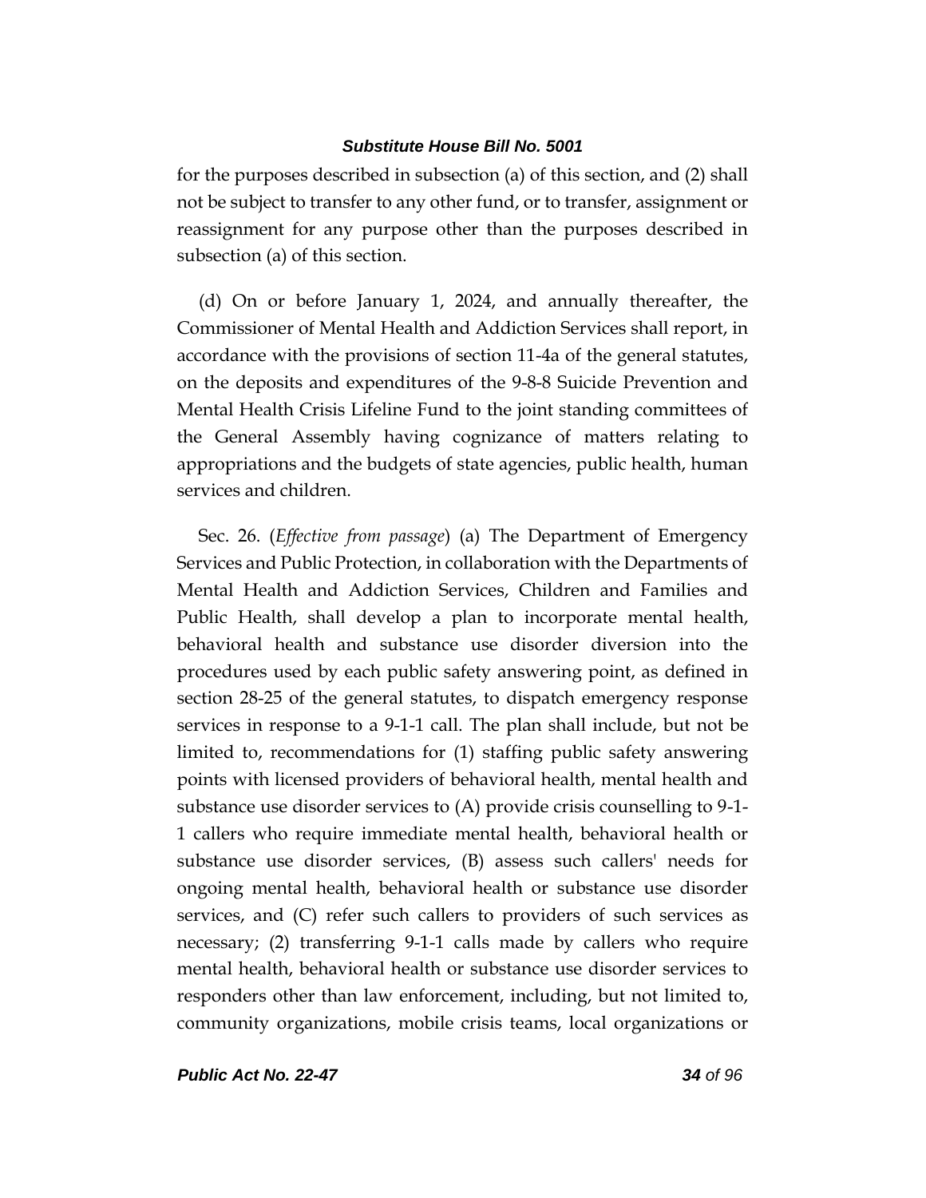for the purposes described in subsection (a) of this section, and (2) shall not be subject to transfer to any other fund, or to transfer, assignment or reassignment for any purpose other than the purposes described in subsection (a) of this section.

(d) On or before January 1, 2024, and annually thereafter, the Commissioner of Mental Health and Addiction Services shall report, in accordance with the provisions of section 11-4a of the general statutes, on the deposits and expenditures of the 9-8-8 Suicide Prevention and Mental Health Crisis Lifeline Fund to the joint standing committees of the General Assembly having cognizance of matters relating to appropriations and the budgets of state agencies, public health, human services and children.

Sec. 26. (*Effective from passage*) (a) The Department of Emergency Services and Public Protection, in collaboration with the Departments of Mental Health and Addiction Services, Children and Families and Public Health, shall develop a plan to incorporate mental health, behavioral health and substance use disorder diversion into the procedures used by each public safety answering point, as defined in section 28-25 of the general statutes, to dispatch emergency response services in response to a 9-1-1 call. The plan shall include, but not be limited to, recommendations for (1) staffing public safety answering points with licensed providers of behavioral health, mental health and substance use disorder services to (A) provide crisis counselling to 9-1-1 callers who require immediate mental health, behavioral health or substance use disorder services, (B) assess such callers' needs for ongoing mental health, behavioral health or substance use disorder services, and (C) refer such callers to providers of such services as necessary; (2) transferring 9-1-1 calls made by callers who require mental health, behavioral health or substance use disorder services to responders other than law enforcement, including, but not limited to, community organizations, mobile crisis teams, local organizations or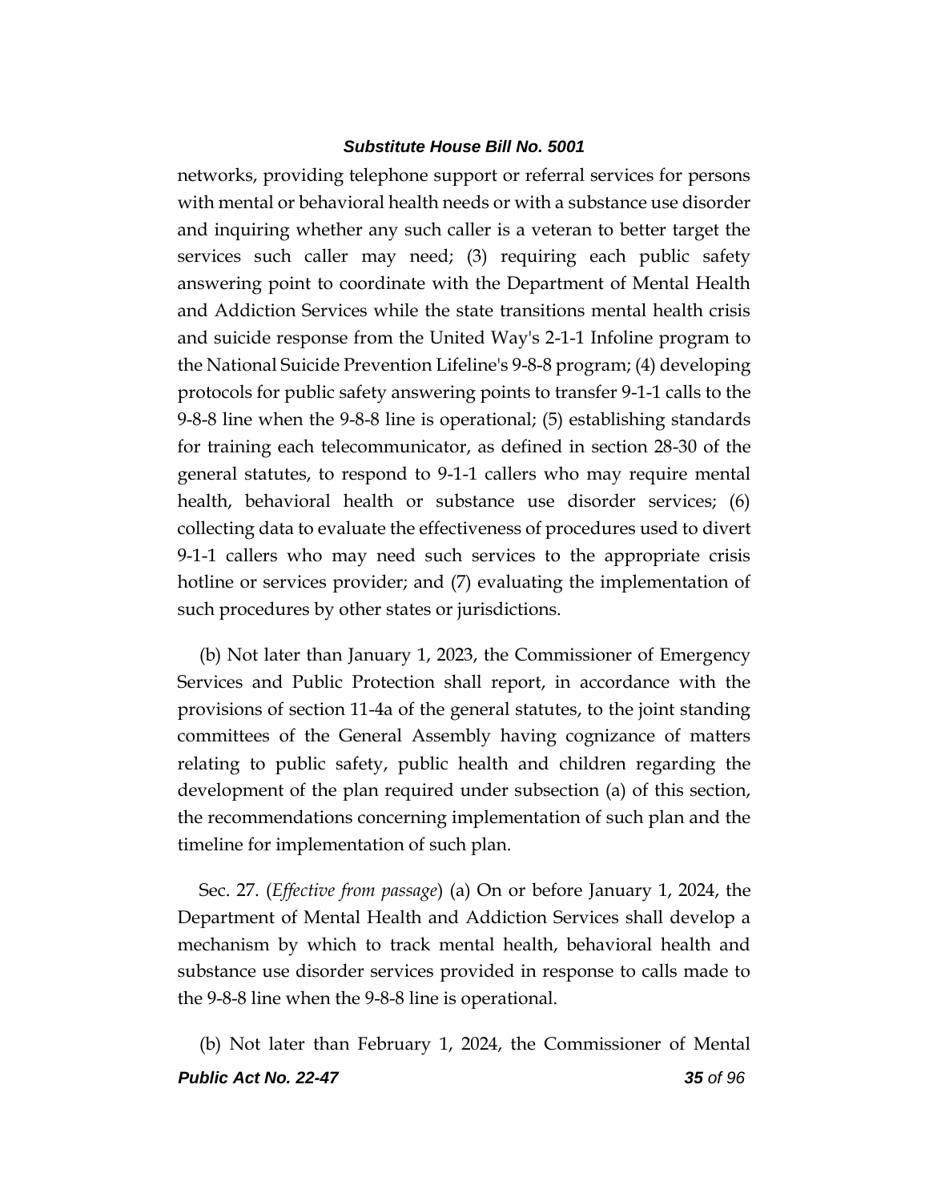networks, providing telephone support or referral services for persons with mental or behavioral health needs or with a substance use disorder and inquiring whether any such caller is a veteran to better target the services such caller may need; (3) requiring each public safety answering point to coordinate with the Department of Mental Health and Addiction Services while the state transitions mental health crisis and suicide response from the United Way's 2-1-1 Infoline program to the National Suicide Prevention Lifeline's 9-8-8 program; (4) developing protocols for public safety answering points to transfer 9-1-1 calls to the 9-8-8 line when the 9-8-8 line is operational; (5) establishing standards for training each telecommunicator, as defined in section 28-30 of the general statutes, to respond to 9-1-1 callers who may require mental health, behavioral health or substance use disorder services; (6) collecting data to evaluate the effectiveness of procedures used to divert 9-1-1 callers who may need such services to the appropriate crisis hotline or services provider; and (7) evaluating the implementation of such procedures by other states or jurisdictions.

(b) Not later than January 1, 2023, the Commissioner of Emergency Services and Public Protection shall report, in accordance with the provisions of section 11-4a of the general statutes, to the joint standing committees of the General Assembly having cognizance of matters relating to public safety, public health and children regarding the development of the plan required under subsection (a) of this section, the recommendations concerning implementation of such plan and the timeline for implementation of such plan.

Sec. 27. (*Effective from passage*) (a) On or before January 1, 2024, the Department of Mental Health and Addiction Services shall develop a mechanism by which to track mental health, behavioral health and substance use disorder services provided in response to calls made to the 9-8-8 line when the 9-8-8 line is operational.

(b) Not later than February 1, 2024, the Commissioner of Mental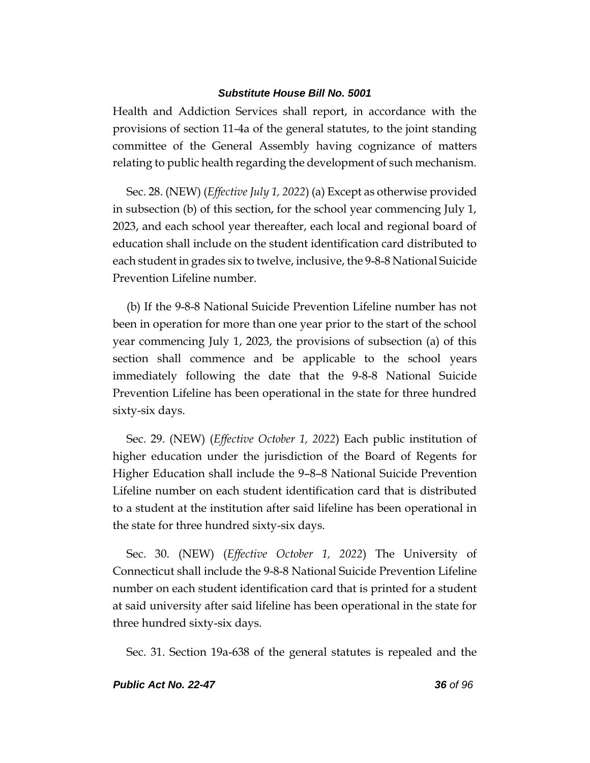Health and Addiction Services shall report, in accordance with the provisions of section 11-4a of the general statutes, to the joint standing committee of the General Assembly having cognizance of matters relating to public health regarding the development of such mechanism.

Sec. 28. (NEW) (*Effective July 1, 2022*) (a) Except as otherwise provided in subsection (b) of this section, for the school year commencing July 1, 2023, and each school year thereafter, each local and regional board of education shall include on the student identification card distributed to each student in grades six to twelve, inclusive, the 9-8-8 National Suicide Prevention Lifeline number.

(b) If the 9-8-8 National Suicide Prevention Lifeline number has not been in operation for more than one year prior to the start of the school year commencing July 1, 2023, the provisions of subsection (a) of this section shall commence and be applicable to the school years immediately following the date that the 9-8-8 National Suicide Prevention Lifeline has been operational in the state for three hundred sixty-six days.

Sec. 29. (NEW) (*Effective October 1, 2022*) Each public institution of higher education under the jurisdiction of the Board of Regents for Higher Education shall include the 9–8–8 National Suicide Prevention Lifeline number on each student identification card that is distributed to a student at the institution after said lifeline has been operational in the state for three hundred sixty-six days.

Sec. 30. (NEW) (*Effective October 1, 2022*) The University of Connecticut shall include the 9-8-8 National Suicide Prevention Lifeline number on each student identification card that is printed for a student at said university after said lifeline has been operational in the state for three hundred sixty-six days.

Sec. 31. Section 19a-638 of the general statutes is repealed and the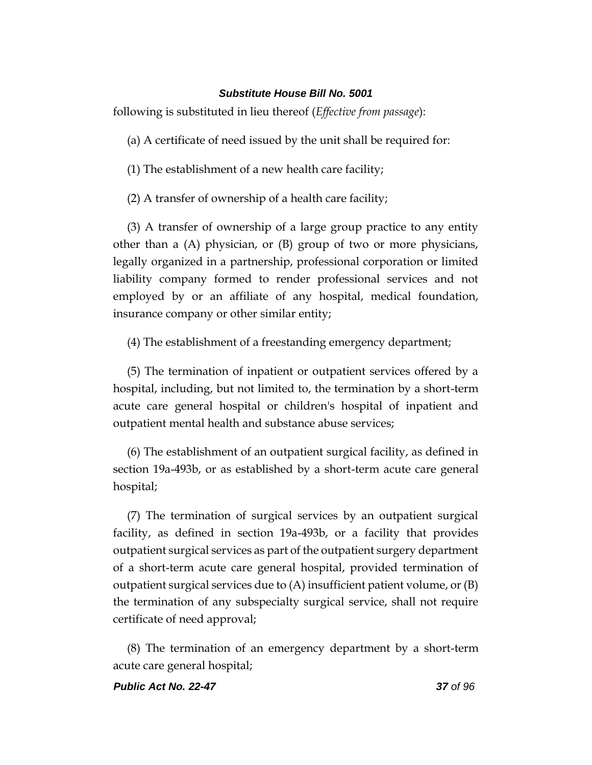following is substituted in lieu thereof (*Effective from passage*):

(a) A certificate of need issued by the unit shall be required for:

(1) The establishment of a new health care facility;

(2) A transfer of ownership of a health care facility;

(3) A transfer of ownership of a large group practice to any entity other than a (A) physician, or (B) group of two or more physicians, legally organized in a partnership, professional corporation or limited liability company formed to render professional services and not employed by or an affiliate of any hospital, medical foundation, insurance company or other similar entity;

(4) The establishment of a freestanding emergency department;

(5) The termination of inpatient or outpatient services offered by a hospital, including, but not limited to, the termination by a short-term acute care general hospital or children's hospital of inpatient and outpatient mental health and substance abuse services;

(6) The establishment of an outpatient surgical facility, as defined in section 19a-493b, or as established by a short-term acute care general hospital;

(7) The termination of surgical services by an outpatient surgical facility, as defined in section 19a-493b, or a facility that provides outpatient surgical services as part of the outpatient surgery department of a short-term acute care general hospital, provided termination of outpatient surgical services due to (A) insufficient patient volume, or (B) the termination of any subspecialty surgical service, shall not require certificate of need approval;

(8) The termination of an emergency department by a short-term acute care general hospital;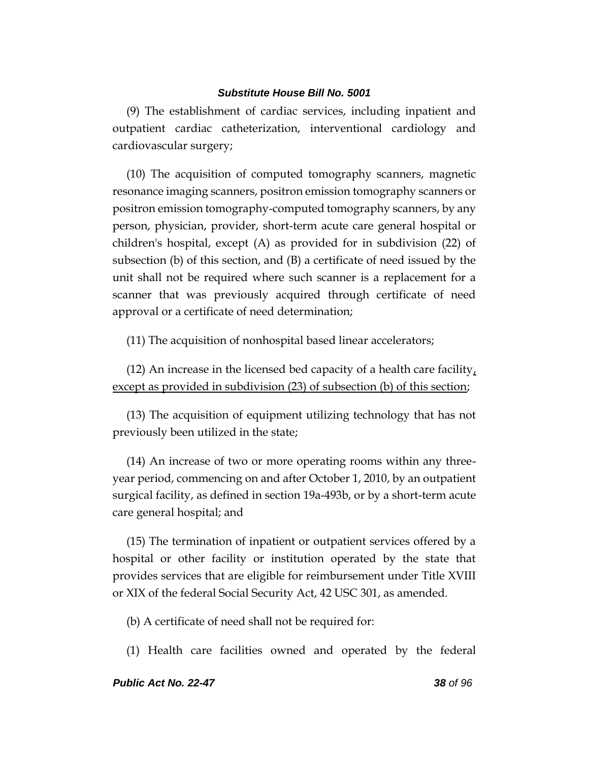(9) The establishment of cardiac services, including inpatient and outpatient cardiac catheterization, interventional cardiology and cardiovascular surgery;

(10) The acquisition of computed tomography scanners, magnetic resonance imaging scanners, positron emission tomography scanners or positron emission tomography-computed tomography scanners, by any person, physician, provider, short-term acute care general hospital or children's hospital, except (A) as provided for in subdivision (22) of subsection (b) of this section, and (B) a certificate of need issued by the unit shall not be required where such scanner is a replacement for a scanner that was previously acquired through certificate of need approval or a certificate of need determination;

(11) The acquisition of nonhospital based linear accelerators;

(12) An increase in the licensed bed capacity of a health care facility, except as provided in subdivision (23) of subsection (b) of this section;

(13) The acquisition of equipment utilizing technology that has not previously been utilized in the state;

(14) An increase of two or more operating rooms within any three-year period, commencing on and after October 1, 2010, by an outpatient surgical facility, as defined in section 19a-493b, or by a short-term acute care general hospital; and

(15) The termination of inpatient or outpatient services offered by a hospital or other facility or institution operated by the state that provides services that are eligible for reimbursement under Title XVIII or XIX of the federal Social Security Act, 42 USC 301, as amended.

(b) A certificate of need shall not be required for:

(1) Health care facilities owned and operated by the federal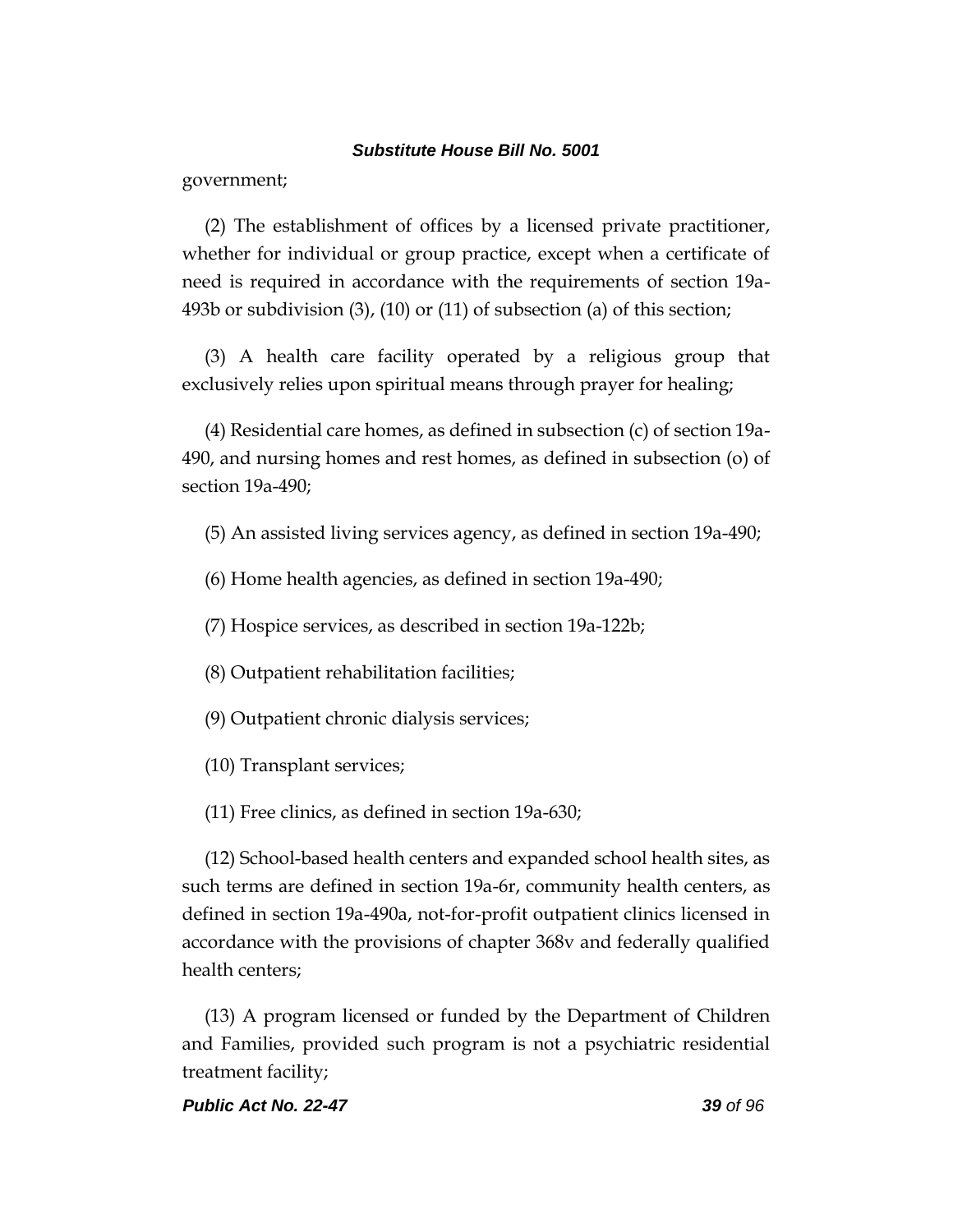government;

(2) The establishment of offices by a licensed private practitioner, whether for individual or group practice, except when a certificate of need is required in accordance with the requirements of section 19a-493b or subdivision (3), (10) or (11) of subsection (a) of this section;

(3) A health care facility operated by a religious group that exclusively relies upon spiritual means through prayer for healing;

(4) Residential care homes, as defined in subsection (c) of section 19a-490, and nursing homes and rest homes, as defined in subsection (o) of section 19a-490;

(5) An assisted living services agency, as defined in section 19a-490;

(6) Home health agencies, as defined in section 19a-490;

(7) Hospice services, as described in section 19a-122b;

(8) Outpatient rehabilitation facilities;

(9) Outpatient chronic dialysis services;

(10) Transplant services;

(11) Free clinics, as defined in section 19a-630;

(12) School-based health centers and expanded school health sites, as such terms are defined in section 19a-6r, community health centers, as defined in section 19a-490a, not-for-profit outpatient clinics licensed in accordance with the provisions of chapter 368v and federally qualified health centers;

(13) A program licensed or funded by the Department of Children and Families, provided such program is not a psychiatric residential treatment facility;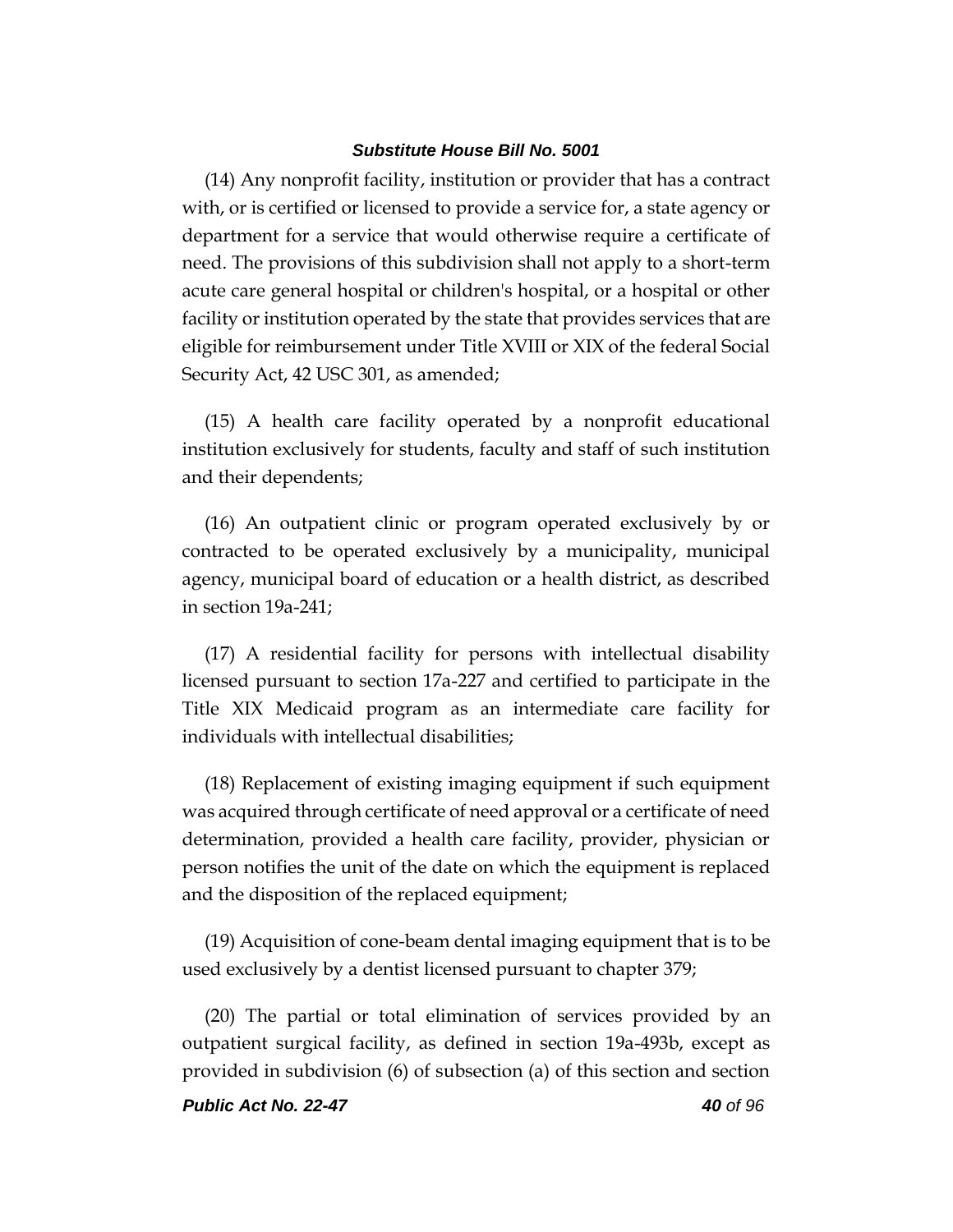(14) Any nonprofit facility, institution or provider that has a contract with, or is certified or licensed to provide a service for, a state agency or department for a service that would otherwise require a certificate of need. The provisions of this subdivision shall not apply to a short-term acute care general hospital or children's hospital, or a hospital or other facility or institution operated by the state that provides services that are eligible for reimbursement under Title XVIII or XIX of the federal Social Security Act, 42 USC 301, as amended;

(15) A health care facility operated by a nonprofit educational institution exclusively for students, faculty and staff of such institution and their dependents;

(16) An outpatient clinic or program operated exclusively by or contracted to be operated exclusively by a municipality, municipal agency, municipal board of education or a health district, as described in section 19a-241;

(17) A residential facility for persons with intellectual disability licensed pursuant to section 17a-227 and certified to participate in the Title XIX Medicaid program as an intermediate care facility for individuals with intellectual disabilities;

(18) Replacement of existing imaging equipment if such equipment was acquired through certificate of need approval or a certificate of need determination, provided a health care facility, provider, physician or person notifies the unit of the date on which the equipment is replaced and the disposition of the replaced equipment;

(19) Acquisition of cone-beam dental imaging equipment that is to be used exclusively by a dentist licensed pursuant to chapter 379;

(20) The partial or total elimination of services provided by an outpatient surgical facility, as defined in section 19a-493b, except as provided in subdivision (6) of subsection (a) of this section and section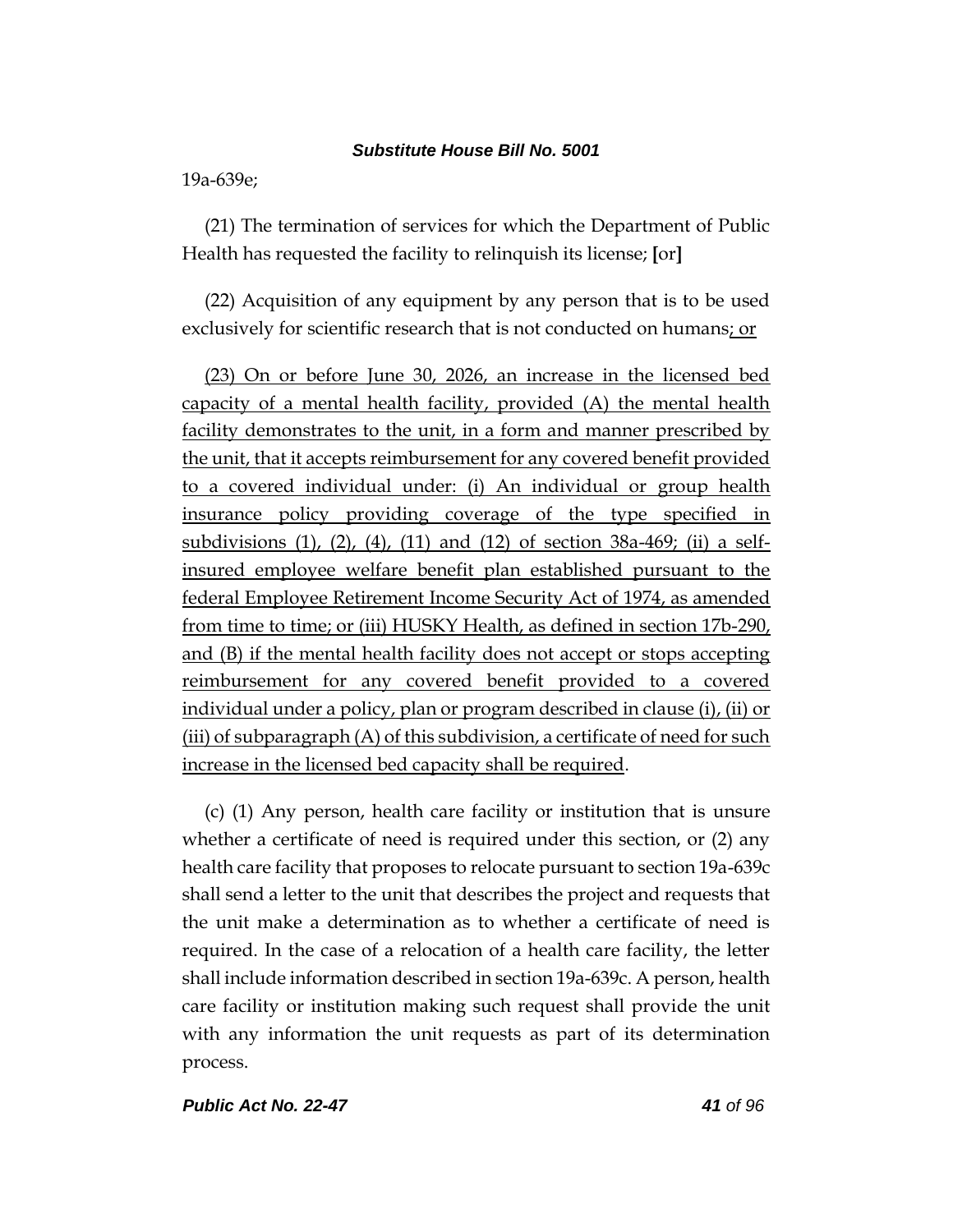19a-639e;

(21) The termination of services for which the Department of Public Health has requested the facility to relinquish its license; [or]

(22) Acquisition of any equipment by any person that is to be used exclusively for scientific research that is not conducted on humans<u>; or</u>

<u>(23) On or before June 30, 2026, an increase in the licensed bed capacity of a mental health facility, provided (A) the mental health facility demonstrates to the unit, in a form and manner prescribed by the unit, that it accepts reimbursement for any covered benefit provided to a covered individual under: (i) An individual or group health insurance policy providing coverage of the type specified in subdivisions (1), (2), (4), (11) and (12) of section 38a-469; (ii) a self-insured employee welfare benefit plan established pursuant to the federal Employee Retirement Income Security Act of 1974, as amended from time to time; or (iii) HUSKY Health, as defined in section 17b-290, and (B) if the mental health facility does not accept or stops accepting reimbursement for any covered benefit provided to a covered individual under a policy, plan or program described in clause (i), (ii) or (iii) of subparagraph (A) of this subdivision, a certificate of need for such increase in the licensed bed capacity shall be required</u>.

(c) (1) Any person, health care facility or institution that is unsure whether a certificate of need is required under this section, or (2) any health care facility that proposes to relocate pursuant to section 19a-639c shall send a letter to the unit that describes the project and requests that the unit make a determination as to whether a certificate of need is required. In the case of a relocation of a health care facility, the letter shall include information described in section 19a-639c. A person, health care facility or institution making such request shall provide the unit with any information the unit requests as part of its determination process.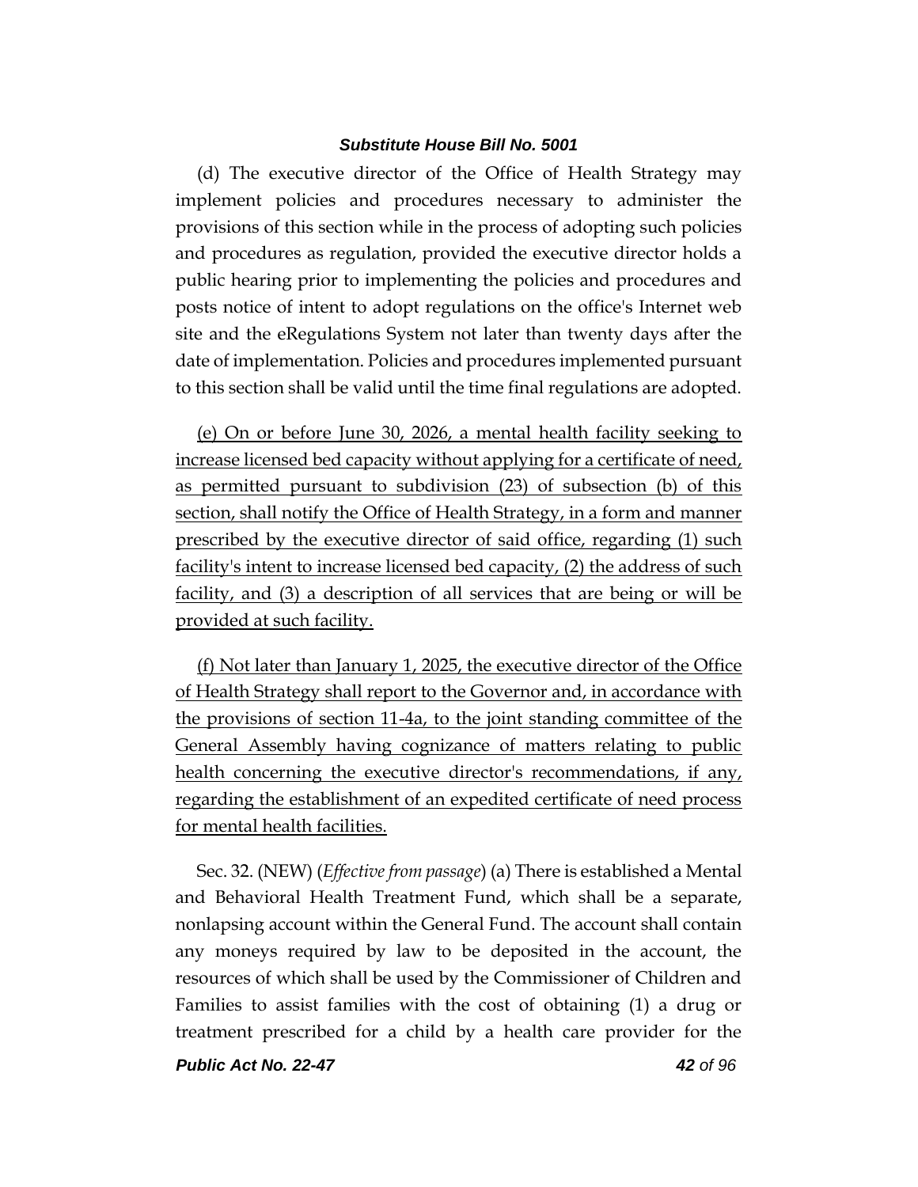(d) The executive director of the Office of Health Strategy may implement policies and procedures necessary to administer the provisions of this section while in the process of adopting such policies and procedures as regulation, provided the executive director holds a public hearing prior to implementing the policies and procedures and posts notice of intent to adopt regulations on the office's Internet web site and the eRegulations System not later than twenty days after the date of implementation. Policies and procedures implemented pursuant to this section shall be valid until the time final regulations are adopted.

<u>(e) On or before June 30, 2026, a mental health facility seeking to increase licensed bed capacity without applying for a certificate of need, as permitted pursuant to subdivision (23) of subsection (b) of this section, shall notify the Office of Health Strategy, in a form and manner prescribed by the executive director of said office, regarding (1) such facility's intent to increase licensed bed capacity, (2) the address of such facility, and (3) a description of all services that are being or will be provided at such facility.</u>

<u>(f) Not later than January 1, 2025, the executive director of the Office of Health Strategy shall report to the Governor and, in accordance with the provisions of section 11-4a, to the joint standing committee of the General Assembly having cognizance of matters relating to public health concerning the executive director's recommendations, if any, regarding the establishment of an expedited certificate of need process for mental health facilities.</u>

Sec. 32. (NEW) (*Effective from passage*) (a) There is established a Mental and Behavioral Health Treatment Fund, which shall be a separate, nonlapsing account within the General Fund. The account shall contain any moneys required by law to be deposited in the account, the resources of which shall be used by the Commissioner of Children and Families to assist families with the cost of obtaining (1) a drug or treatment prescribed for a child by a health care provider for the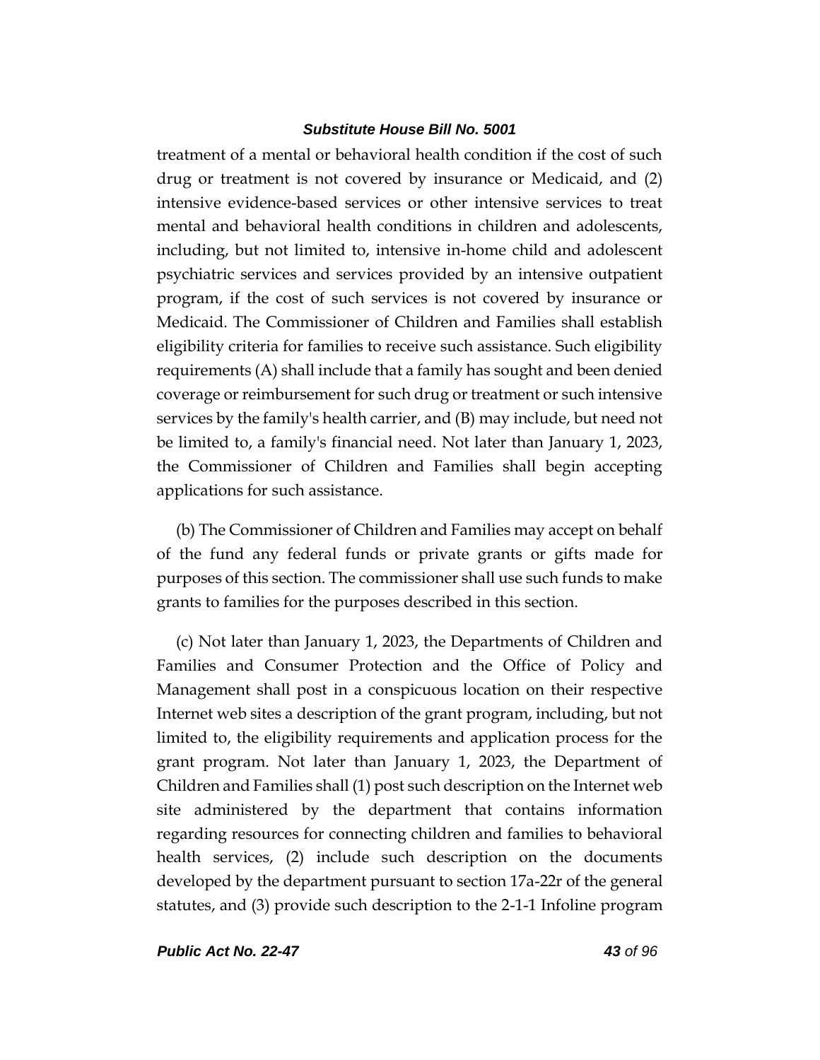treatment of a mental or behavioral health condition if the cost of such drug or treatment is not covered by insurance or Medicaid, and (2) intensive evidence-based services or other intensive services to treat mental and behavioral health conditions in children and adolescents, including, but not limited to, intensive in-home child and adolescent psychiatric services and services provided by an intensive outpatient program, if the cost of such services is not covered by insurance or Medicaid. The Commissioner of Children and Families shall establish eligibility criteria for families to receive such assistance. Such eligibility requirements (A) shall include that a family has sought and been denied coverage or reimbursement for such drug or treatment or such intensive services by the family's health carrier, and (B) may include, but need not be limited to, a family's financial need. Not later than January 1, 2023, the Commissioner of Children and Families shall begin accepting applications for such assistance.

(b) The Commissioner of Children and Families may accept on behalf of the fund any federal funds or private grants or gifts made for purposes of this section. The commissioner shall use such funds to make grants to families for the purposes described in this section.

(c) Not later than January 1, 2023, the Departments of Children and Families and Consumer Protection and the Office of Policy and Management shall post in a conspicuous location on their respective Internet web sites a description of the grant program, including, but not limited to, the eligibility requirements and application process for the grant program. Not later than January 1, 2023, the Department of Children and Families shall (1) post such description on the Internet web site administered by the department that contains information regarding resources for connecting children and families to behavioral health services, (2) include such description on the documents developed by the department pursuant to section 17a-22r of the general statutes, and (3) provide such description to the 2-1-1 Infoline program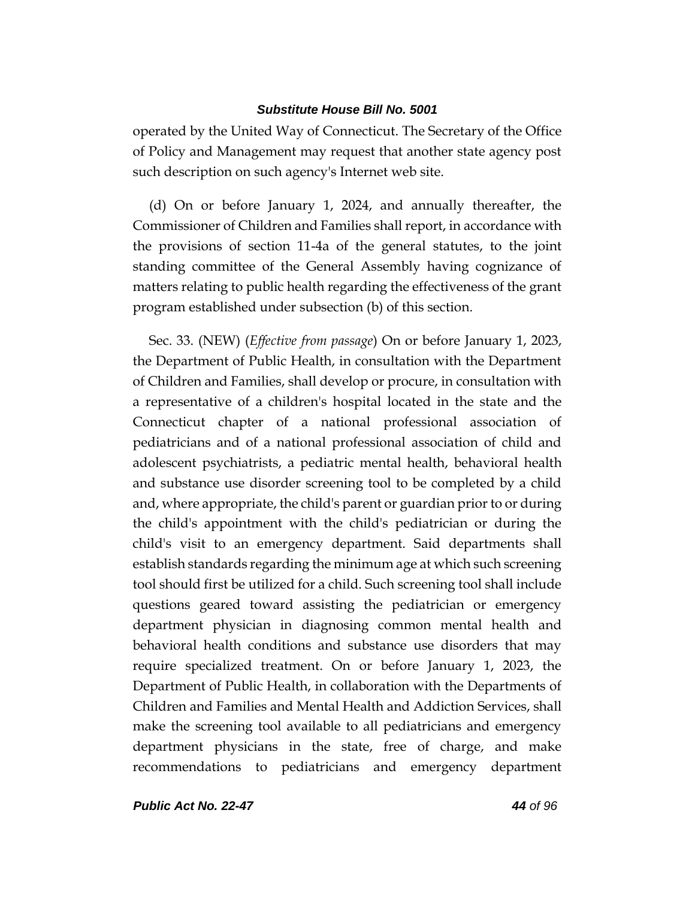operated by the United Way of Connecticut. The Secretary of the Office of Policy and Management may request that another state agency post such description on such agency's Internet web site.

(d) On or before January 1, 2024, and annually thereafter, the Commissioner of Children and Families shall report, in accordance with the provisions of section 11-4a of the general statutes, to the joint standing committee of the General Assembly having cognizance of matters relating to public health regarding the effectiveness of the grant program established under subsection (b) of this section.

Sec. 33. (NEW) (*Effective from passage*) On or before January 1, 2023, the Department of Public Health, in consultation with the Department of Children and Families, shall develop or procure, in consultation with a representative of a children's hospital located in the state and the Connecticut chapter of a national professional association of pediatricians and of a national professional association of child and adolescent psychiatrists, a pediatric mental health, behavioral health and substance use disorder screening tool to be completed by a child and, where appropriate, the child's parent or guardian prior to or during the child's appointment with the child's pediatrician or during the child's visit to an emergency department. Said departments shall establish standards regarding the minimum age at which such screening tool should first be utilized for a child. Such screening tool shall include questions geared toward assisting the pediatrician or emergency department physician in diagnosing common mental health and behavioral health conditions and substance use disorders that may require specialized treatment. On or before January 1, 2023, the Department of Public Health, in collaboration with the Departments of Children and Families and Mental Health and Addiction Services, shall make the screening tool available to all pediatricians and emergency department physicians in the state, free of charge, and make recommendations to pediatricians and emergency department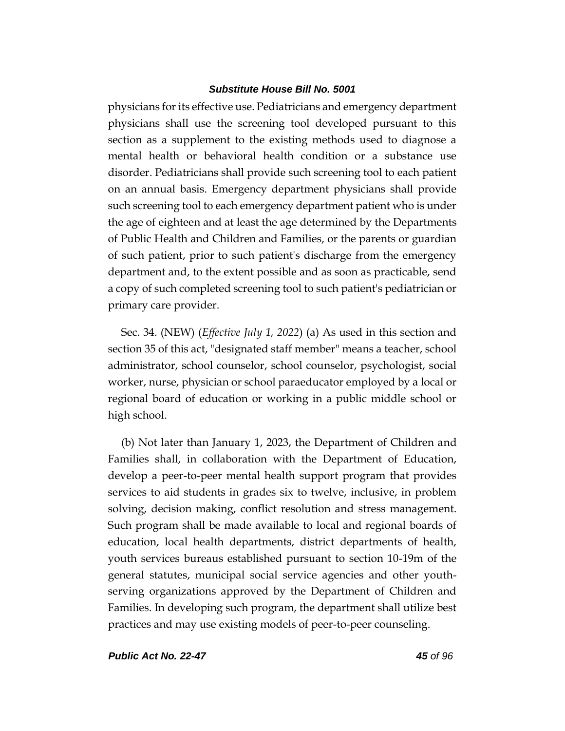physicians for its effective use. Pediatricians and emergency department physicians shall use the screening tool developed pursuant to this section as a supplement to the existing methods used to diagnose a mental health or behavioral health condition or a substance use disorder. Pediatricians shall provide such screening tool to each patient on an annual basis. Emergency department physicians shall provide such screening tool to each emergency department patient who is under the age of eighteen and at least the age determined by the Departments of Public Health and Children and Families, or the parents or guardian of such patient, prior to such patient's discharge from the emergency department and, to the extent possible and as soon as practicable, send a copy of such completed screening tool to such patient's pediatrician or primary care provider.

Sec. 34. (NEW) (*Effective July 1, 2022*) (a) As used in this section and section 35 of this act, "designated staff member" means a teacher, school administrator, school counselor, school counselor, psychologist, social worker, nurse, physician or school paraeducator employed by a local or regional board of education or working in a public middle school or high school.

(b) Not later than January 1, 2023, the Department of Children and Families shall, in collaboration with the Department of Education, develop a peer-to-peer mental health support program that provides services to aid students in grades six to twelve, inclusive, in problem solving, decision making, conflict resolution and stress management. Such program shall be made available to local and regional boards of education, local health departments, district departments of health, youth services bureaus established pursuant to section 10-19m of the general statutes, municipal social service agencies and other youth-serving organizations approved by the Department of Children and Families. In developing such program, the department shall utilize best practices and may use existing models of peer-to-peer counseling.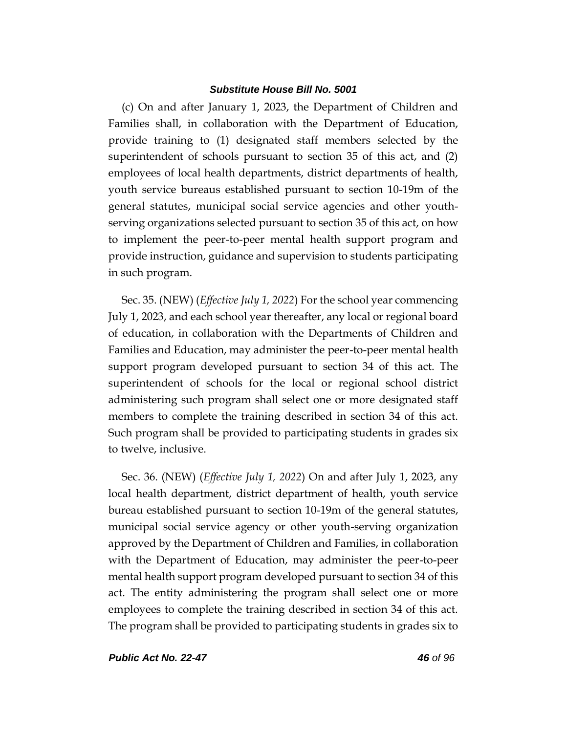(c) On and after January 1, 2023, the Department of Children and Families shall, in collaboration with the Department of Education, provide training to (1) designated staff members selected by the superintendent of schools pursuant to section 35 of this act, and (2) employees of local health departments, district departments of health, youth service bureaus established pursuant to section 10-19m of the general statutes, municipal social service agencies and other youth-serving organizations selected pursuant to section 35 of this act, on how to implement the peer-to-peer mental health support program and provide instruction, guidance and supervision to students participating in such program.

Sec. 35. (NEW) (*Effective July 1, 2022*) For the school year commencing July 1, 2023, and each school year thereafter, any local or regional board of education, in collaboration with the Departments of Children and Families and Education, may administer the peer-to-peer mental health support program developed pursuant to section 34 of this act. The superintendent of schools for the local or regional school district administering such program shall select one or more designated staff members to complete the training described in section 34 of this act. Such program shall be provided to participating students in grades six to twelve, inclusive.

Sec. 36. (NEW) (*Effective July 1, 2022*) On and after July 1, 2023, any local health department, district department of health, youth service bureau established pursuant to section 10-19m of the general statutes, municipal social service agency or other youth-serving organization approved by the Department of Children and Families, in collaboration with the Department of Education, may administer the peer-to-peer mental health support program developed pursuant to section 34 of this act. The entity administering the program shall select one or more employees to complete the training described in section 34 of this act. The program shall be provided to participating students in grades six to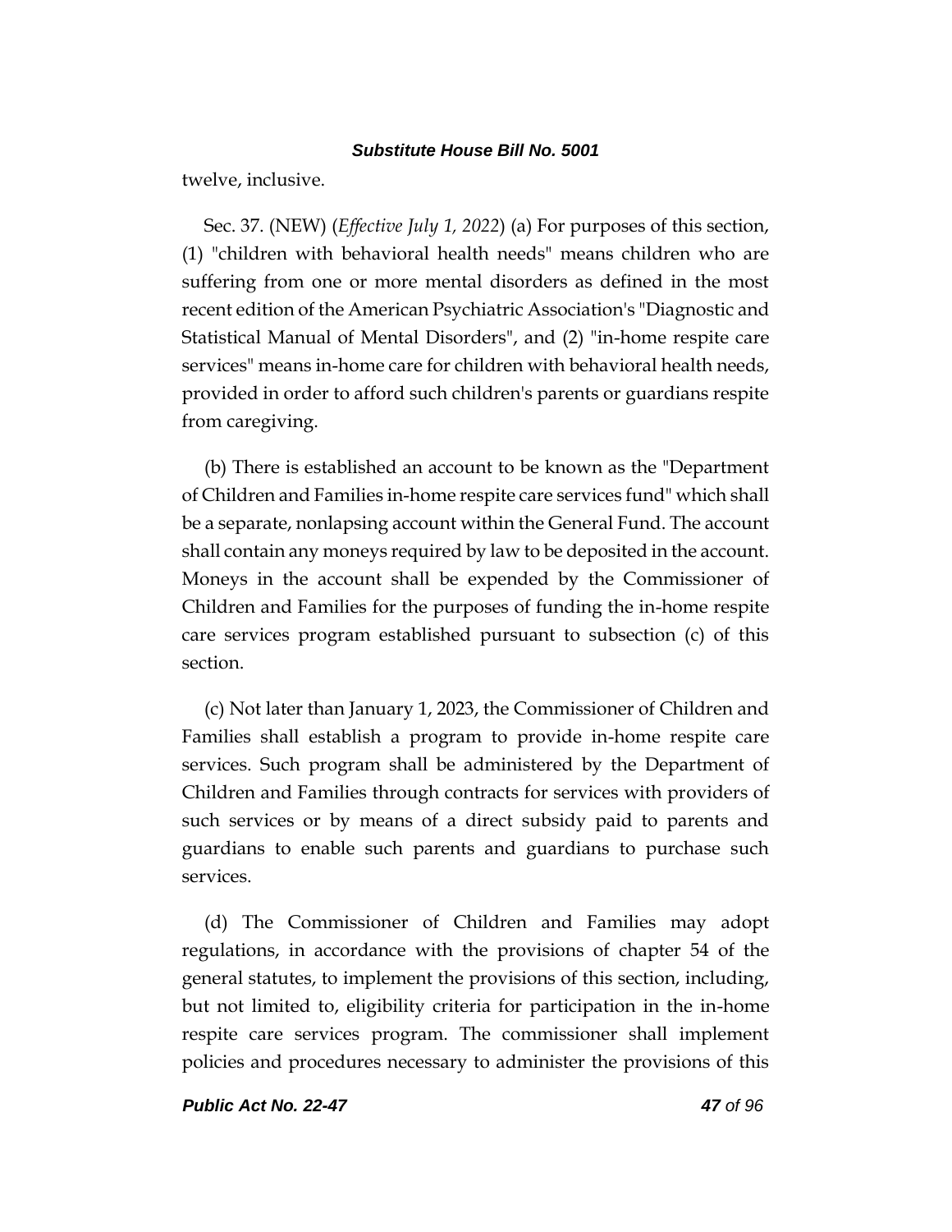twelve, inclusive.

Sec. 37. (NEW) (*Effective July 1, 2022*) (a) For purposes of this section, (1) "children with behavioral health needs" means children who are suffering from one or more mental disorders as defined in the most recent edition of the American Psychiatric Association's "Diagnostic and Statistical Manual of Mental Disorders", and (2) "in-home respite care services" means in-home care for children with behavioral health needs, provided in order to afford such children's parents or guardians respite from caregiving.

(b) There is established an account to be known as the "Department of Children and Families in-home respite care services fund" which shall be a separate, nonlapsing account within the General Fund. The account shall contain any moneys required by law to be deposited in the account. Moneys in the account shall be expended by the Commissioner of Children and Families for the purposes of funding the in-home respite care services program established pursuant to subsection (c) of this section.

(c) Not later than January 1, 2023, the Commissioner of Children and Families shall establish a program to provide in-home respite care services. Such program shall be administered by the Department of Children and Families through contracts for services with providers of such services or by means of a direct subsidy paid to parents and guardians to enable such parents and guardians to purchase such services.

(d) The Commissioner of Children and Families may adopt regulations, in accordance with the provisions of chapter 54 of the general statutes, to implement the provisions of this section, including, but not limited to, eligibility criteria for participation in the in-home respite care services program. The commissioner shall implement policies and procedures necessary to administer the provisions of this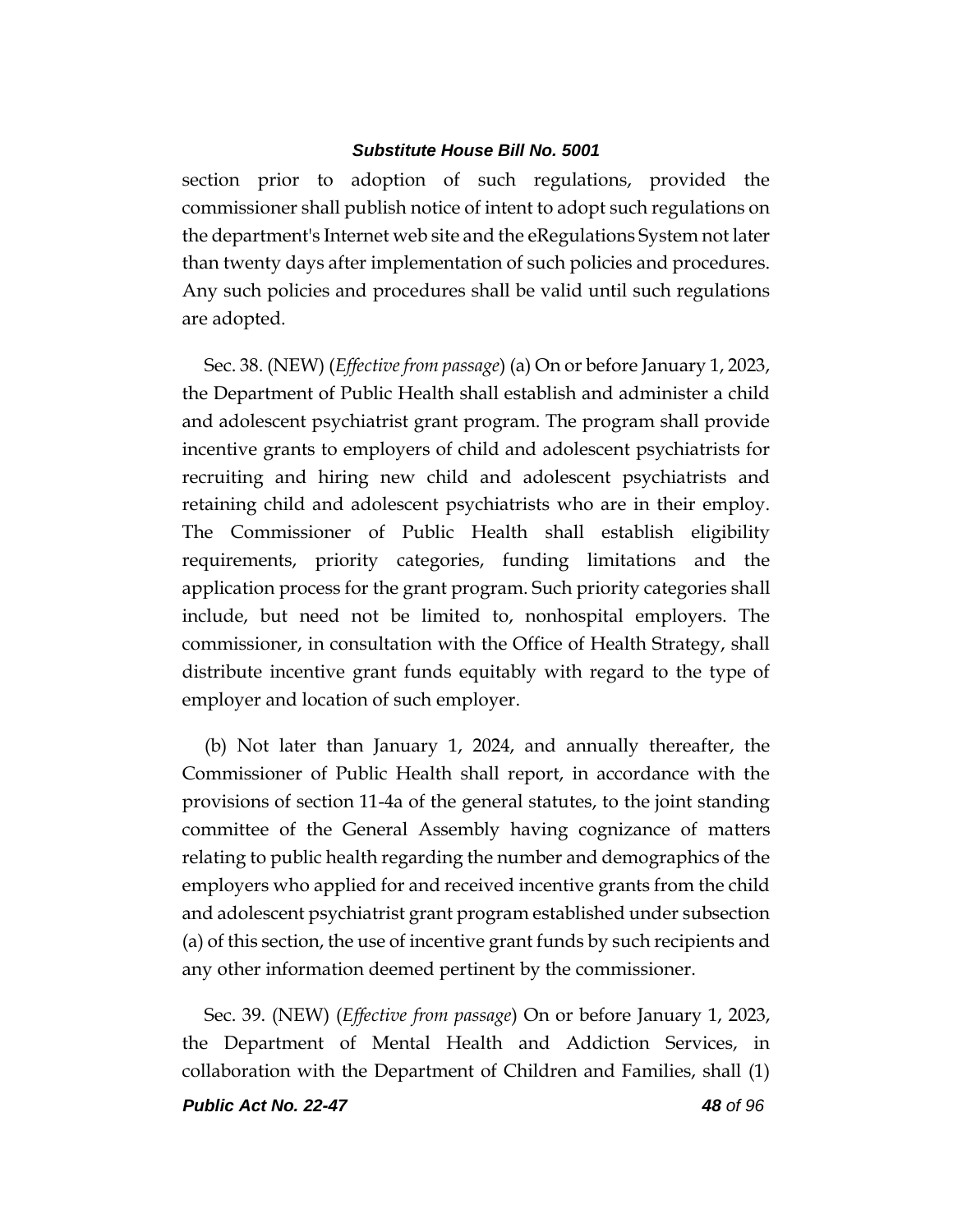section prior to adoption of such regulations, provided the commissioner shall publish notice of intent to adopt such regulations on the department's Internet web site and the eRegulations System not later than twenty days after implementation of such policies and procedures. Any such policies and procedures shall be valid until such regulations are adopted.

Sec. 38. (NEW) (*Effective from passage*) (a) On or before January 1, 2023, the Department of Public Health shall establish and administer a child and adolescent psychiatrist grant program. The program shall provide incentive grants to employers of child and adolescent psychiatrists for recruiting and hiring new child and adolescent psychiatrists and retaining child and adolescent psychiatrists who are in their employ. The Commissioner of Public Health shall establish eligibility requirements, priority categories, funding limitations and the application process for the grant program. Such priority categories shall include, but need not be limited to, nonhospital employers. The commissioner, in consultation with the Office of Health Strategy, shall distribute incentive grant funds equitably with regard to the type of employer and location of such employer.

(b) Not later than January 1, 2024, and annually thereafter, the Commissioner of Public Health shall report, in accordance with the provisions of section 11-4a of the general statutes, to the joint standing committee of the General Assembly having cognizance of matters relating to public health regarding the number and demographics of the employers who applied for and received incentive grants from the child and adolescent psychiatrist grant program established under subsection (a) of this section, the use of incentive grant funds by such recipients and any other information deemed pertinent by the commissioner.

Sec. 39. (NEW) (*Effective from passage*) On or before January 1, 2023, the Department of Mental Health and Addiction Services, in collaboration with the Department of Children and Families, shall (1)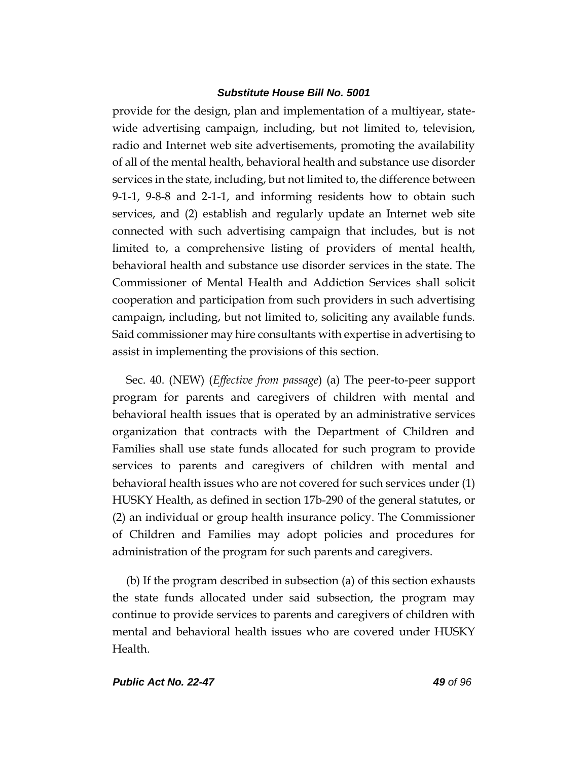provide for the design, plan and implementation of a multiyear, state-wide advertising campaign, including, but not limited to, television, radio and Internet web site advertisements, promoting the availability of all of the mental health, behavioral health and substance use disorder services in the state, including, but not limited to, the difference between 9-1-1, 9-8-8 and 2-1-1, and informing residents how to obtain such services, and (2) establish and regularly update an Internet web site connected with such advertising campaign that includes, but is not limited to, a comprehensive listing of providers of mental health, behavioral health and substance use disorder services in the state. The Commissioner of Mental Health and Addiction Services shall solicit cooperation and participation from such providers in such advertising campaign, including, but not limited to, soliciting any available funds. Said commissioner may hire consultants with expertise in advertising to assist in implementing the provisions of this section.

Sec. 40. (NEW) (*Effective from passage*) (a) The peer-to-peer support program for parents and caregivers of children with mental and behavioral health issues that is operated by an administrative services organization that contracts with the Department of Children and Families shall use state funds allocated for such program to provide services to parents and caregivers of children with mental and behavioral health issues who are not covered for such services under (1) HUSKY Health, as defined in section 17b-290 of the general statutes, or (2) an individual or group health insurance policy. The Commissioner of Children and Families may adopt policies and procedures for administration of the program for such parents and caregivers.

(b) If the program described in subsection (a) of this section exhausts the state funds allocated under said subsection, the program may continue to provide services to parents and caregivers of children with mental and behavioral health issues who are covered under HUSKY Health.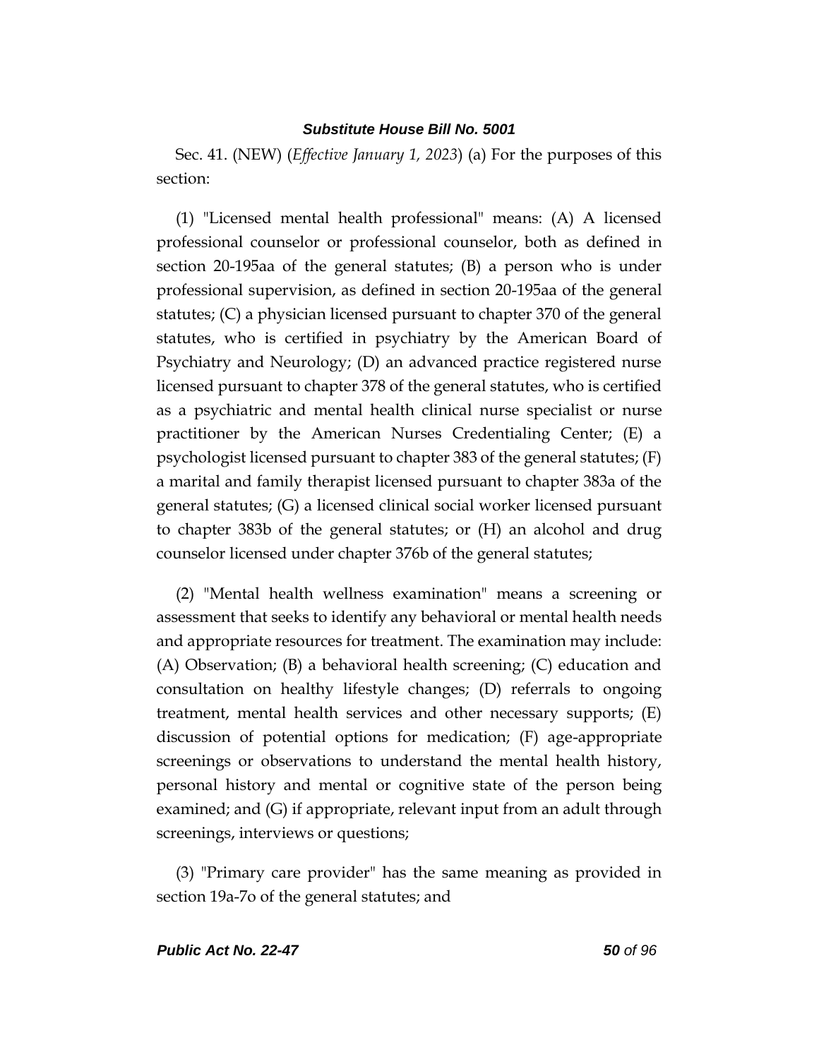Sec. 41. (NEW) (*Effective January 1, 2023*) (a) For the purposes of this section:

(1) "Licensed mental health professional" means: (A) A licensed professional counselor or professional counselor, both as defined in section 20-195aa of the general statutes; (B) a person who is under professional supervision, as defined in section 20-195aa of the general statutes; (C) a physician licensed pursuant to chapter 370 of the general statutes, who is certified in psychiatry by the American Board of Psychiatry and Neurology; (D) an advanced practice registered nurse licensed pursuant to chapter 378 of the general statutes, who is certified as a psychiatric and mental health clinical nurse specialist or nurse practitioner by the American Nurses Credentialing Center; (E) a psychologist licensed pursuant to chapter 383 of the general statutes; (F) a marital and family therapist licensed pursuant to chapter 383a of the general statutes; (G) a licensed clinical social worker licensed pursuant to chapter 383b of the general statutes; or (H) an alcohol and drug counselor licensed under chapter 376b of the general statutes;

(2) "Mental health wellness examination" means a screening or assessment that seeks to identify any behavioral or mental health needs and appropriate resources for treatment. The examination may include: (A) Observation; (B) a behavioral health screening; (C) education and consultation on healthy lifestyle changes; (D) referrals to ongoing treatment, mental health services and other necessary supports; (E) discussion of potential options for medication; (F) age-appropriate screenings or observations to understand the mental health history, personal history and mental or cognitive state of the person being examined; and (G) if appropriate, relevant input from an adult through screenings, interviews or questions;

(3) "Primary care provider" has the same meaning as provided in section 19a-7o of the general statutes; and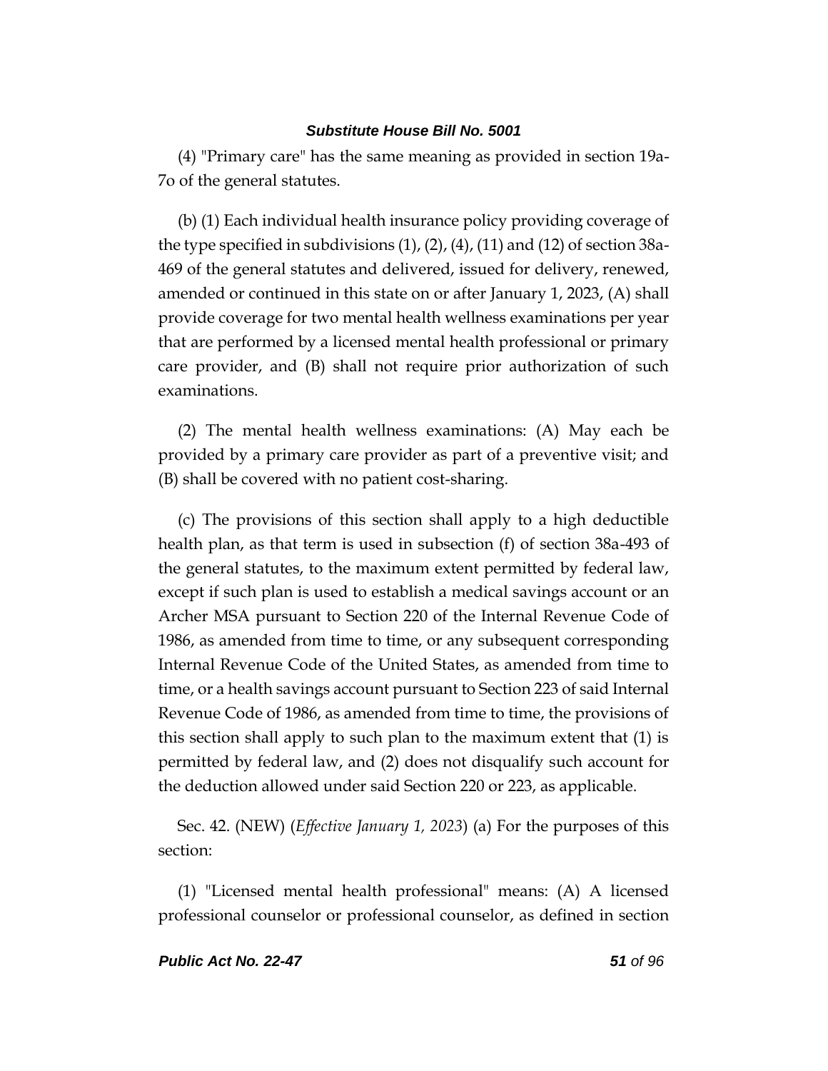(4) "Primary care" has the same meaning as provided in section 19a-7o of the general statutes.

(b) (1) Each individual health insurance policy providing coverage of the type specified in subdivisions (1), (2), (4), (11) and (12) of section 38a-469 of the general statutes and delivered, issued for delivery, renewed, amended or continued in this state on or after January 1, 2023, (A) shall provide coverage for two mental health wellness examinations per year that are performed by a licensed mental health professional or primary care provider, and (B) shall not require prior authorization of such examinations.

(2) The mental health wellness examinations: (A) May each be provided by a primary care provider as part of a preventive visit; and (B) shall be covered with no patient cost-sharing.

(c) The provisions of this section shall apply to a high deductible health plan, as that term is used in subsection (f) of section 38a-493 of the general statutes, to the maximum extent permitted by federal law, except if such plan is used to establish a medical savings account or an Archer MSA pursuant to Section 220 of the Internal Revenue Code of 1986, as amended from time to time, or any subsequent corresponding Internal Revenue Code of the United States, as amended from time to time, or a health savings account pursuant to Section 223 of said Internal Revenue Code of 1986, as amended from time to time, the provisions of this section shall apply to such plan to the maximum extent that (1) is permitted by federal law, and (2) does not disqualify such account for the deduction allowed under said Section 220 or 223, as applicable.

Sec. 42. (NEW) (*Effective January 1, 2023*) (a) For the purposes of this section:

(1) "Licensed mental health professional" means: (A) A licensed professional counselor or professional counselor, as defined in section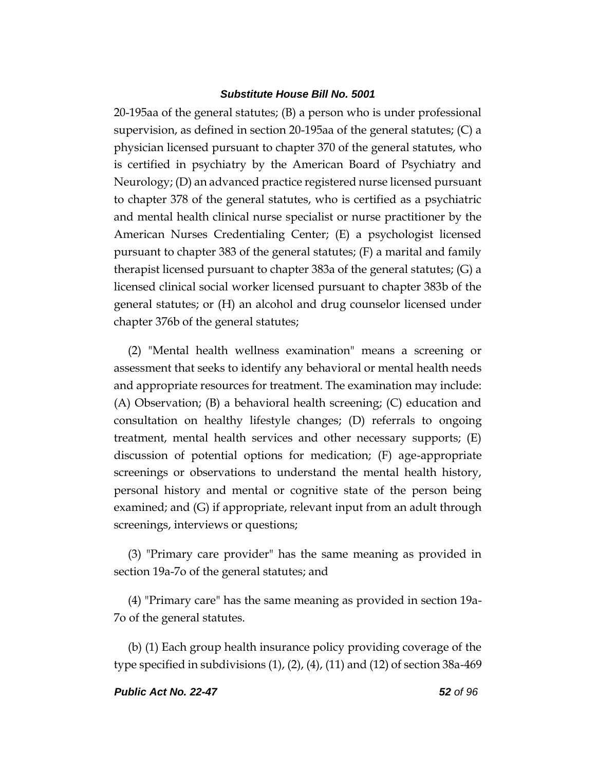20-195aa of the general statutes; (B) a person who is under professional supervision, as defined in section 20-195aa of the general statutes; (C) a physician licensed pursuant to chapter 370 of the general statutes, who is certified in psychiatry by the American Board of Psychiatry and Neurology; (D) an advanced practice registered nurse licensed pursuant to chapter 378 of the general statutes, who is certified as a psychiatric and mental health clinical nurse specialist or nurse practitioner by the American Nurses Credentialing Center; (E) a psychologist licensed pursuant to chapter 383 of the general statutes; (F) a marital and family therapist licensed pursuant to chapter 383a of the general statutes; (G) a licensed clinical social worker licensed pursuant to chapter 383b of the general statutes; or (H) an alcohol and drug counselor licensed under chapter 376b of the general statutes;

(2) "Mental health wellness examination" means a screening or assessment that seeks to identify any behavioral or mental health needs and appropriate resources for treatment. The examination may include: (A) Observation; (B) a behavioral health screening; (C) education and consultation on healthy lifestyle changes; (D) referrals to ongoing treatment, mental health services and other necessary supports; (E) discussion of potential options for medication; (F) age-appropriate screenings or observations to understand the mental health history, personal history and mental or cognitive state of the person being examined; and (G) if appropriate, relevant input from an adult through screenings, interviews or questions;

(3) "Primary care provider" has the same meaning as provided in section 19a-7o of the general statutes; and

(4) "Primary care" has the same meaning as provided in section 19a-7o of the general statutes.

(b) (1) Each group health insurance policy providing coverage of the type specified in subdivisions (1), (2), (4), (11) and (12) of section 38a-469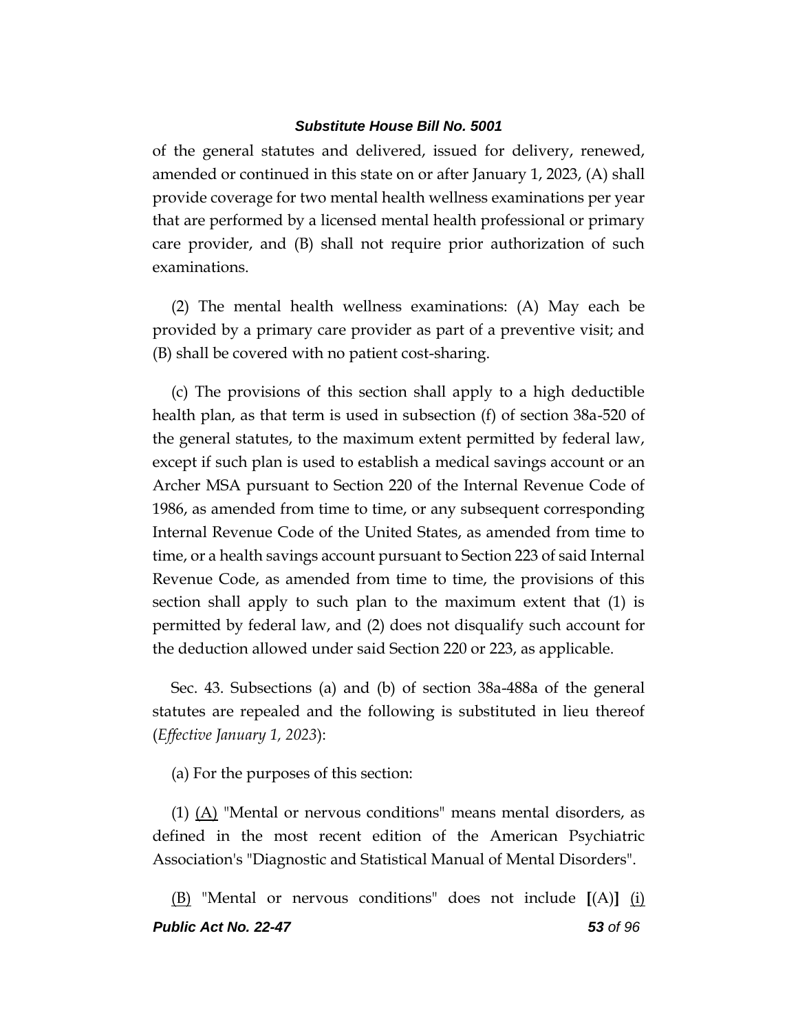of the general statutes and delivered, issued for delivery, renewed, amended or continued in this state on or after January 1, 2023, (A) shall provide coverage for two mental health wellness examinations per year that are performed by a licensed mental health professional or primary care provider, and (B) shall not require prior authorization of such examinations.

(2) The mental health wellness examinations: (A) May each be provided by a primary care provider as part of a preventive visit; and (B) shall be covered with no patient cost-sharing.

(c) The provisions of this section shall apply to a high deductible health plan, as that term is used in subsection (f) of section 38a-520 of the general statutes, to the maximum extent permitted by federal law, except if such plan is used to establish a medical savings account or an Archer MSA pursuant to Section 220 of the Internal Revenue Code of 1986, as amended from time to time, or any subsequent corresponding Internal Revenue Code of the United States, as amended from time to time, or a health savings account pursuant to Section 223 of said Internal Revenue Code, as amended from time to time, the provisions of this section shall apply to such plan to the maximum extent that (1) is permitted by federal law, and (2) does not disqualify such account for the deduction allowed under said Section 220 or 223, as applicable.

Sec. 43. Subsections (a) and (b) of section 38a-488a of the general statutes are repealed and the following is substituted in lieu thereof (*Effective January 1, 2023*):

(a) For the purposes of this section:

(1) <u>(A)</u> "Mental or nervous conditions" means mental disorders, as defined in the most recent edition of the American Psychiatric Association's "Diagnostic and Statistical Manual of Mental Disorders".

<u>(B)</u> "Mental or nervous conditions" does not include **[**(A)**]** <u>(i)</u>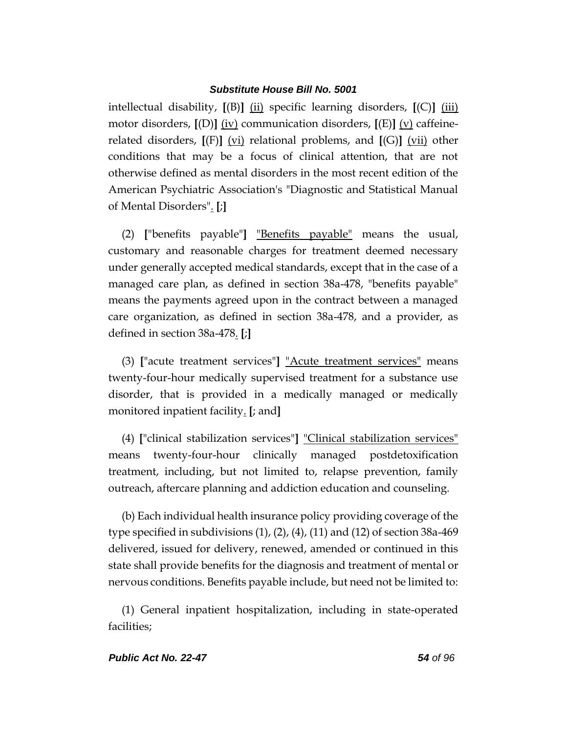intellectual disability, [(B)] (ii) specific learning disorders, [(C)] (iii) motor disorders, [(D)] (iv) communication disorders, [(E)] (v) caffeine-related disorders, [(F)] (vi) relational problems, and [(G)] (vii) other conditions that may be a focus of clinical attention, that are not otherwise defined as mental disorders in the most recent edition of the American Psychiatric Association's "Diagnostic and Statistical Manual of Mental Disorders". [;]

(2) ["benefits payable"] "Benefits payable" means the usual, customary and reasonable charges for treatment deemed necessary under generally accepted medical standards, except that in the case of a managed care plan, as defined in section 38a-478, "benefits payable" means the payments agreed upon in the contract between a managed care organization, as defined in section 38a-478, and a provider, as defined in section 38a-478. [;]

(3) ["acute treatment services"] "Acute treatment services" means twenty-four-hour medically supervised treatment for a substance use disorder, that is provided in a medically managed or medically monitored inpatient facility. [; and]

(4) ["clinical stabilization services"] "Clinical stabilization services" means twenty-four-hour clinically managed postdetoxification treatment, including, but not limited to, relapse prevention, family outreach, aftercare planning and addiction education and counseling.

(b) Each individual health insurance policy providing coverage of the type specified in subdivisions (1), (2), (4), (11) and (12) of section 38a-469 delivered, issued for delivery, renewed, amended or continued in this state shall provide benefits for the diagnosis and treatment of mental or nervous conditions. Benefits payable include, but need not be limited to:

(1) General inpatient hospitalization, including in state-operated facilities;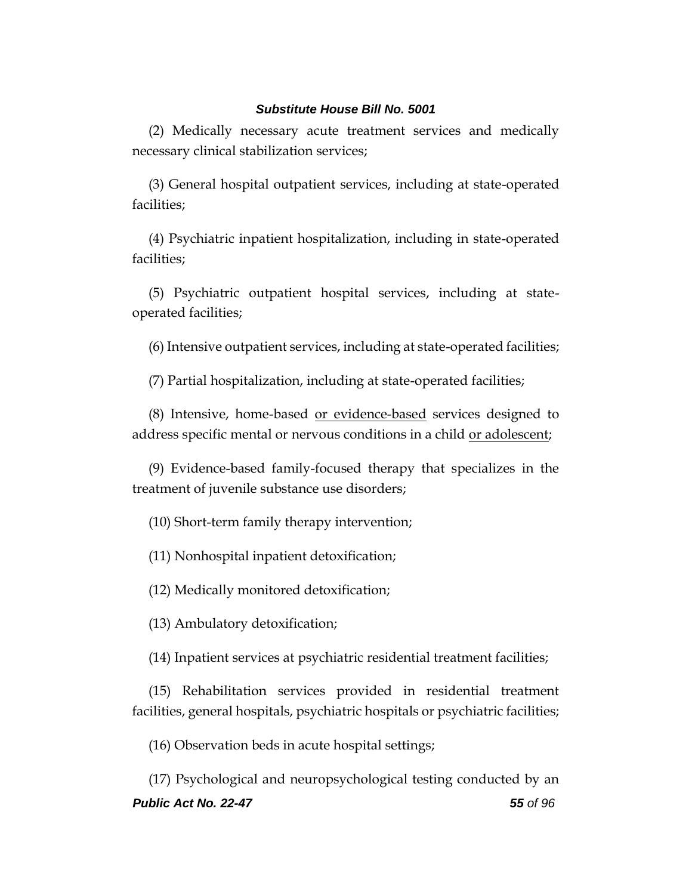(2) Medically necessary acute treatment services and medically necessary clinical stabilization services;

(3) General hospital outpatient services, including at state-operated facilities;

(4) Psychiatric inpatient hospitalization, including in state-operated facilities;

(5) Psychiatric outpatient hospital services, including at state-operated facilities;

(6) Intensive outpatient services, including at state-operated facilities;

(7) Partial hospitalization, including at state-operated facilities;

(8) Intensive, home-based <u>or evidence-based</u> services designed to address specific mental or nervous conditions in a child <u>or adolescent</u>;

(9) Evidence-based family-focused therapy that specializes in the treatment of juvenile substance use disorders;

(10) Short-term family therapy intervention;

(11) Nonhospital inpatient detoxification;

(12) Medically monitored detoxification;

(13) Ambulatory detoxification;

(14) Inpatient services at psychiatric residential treatment facilities;

(15) Rehabilitation services provided in residential treatment facilities, general hospitals, psychiatric hospitals or psychiatric facilities;

(16) Observation beds in acute hospital settings;

(17) Psychological and neuropsychological testing conducted by an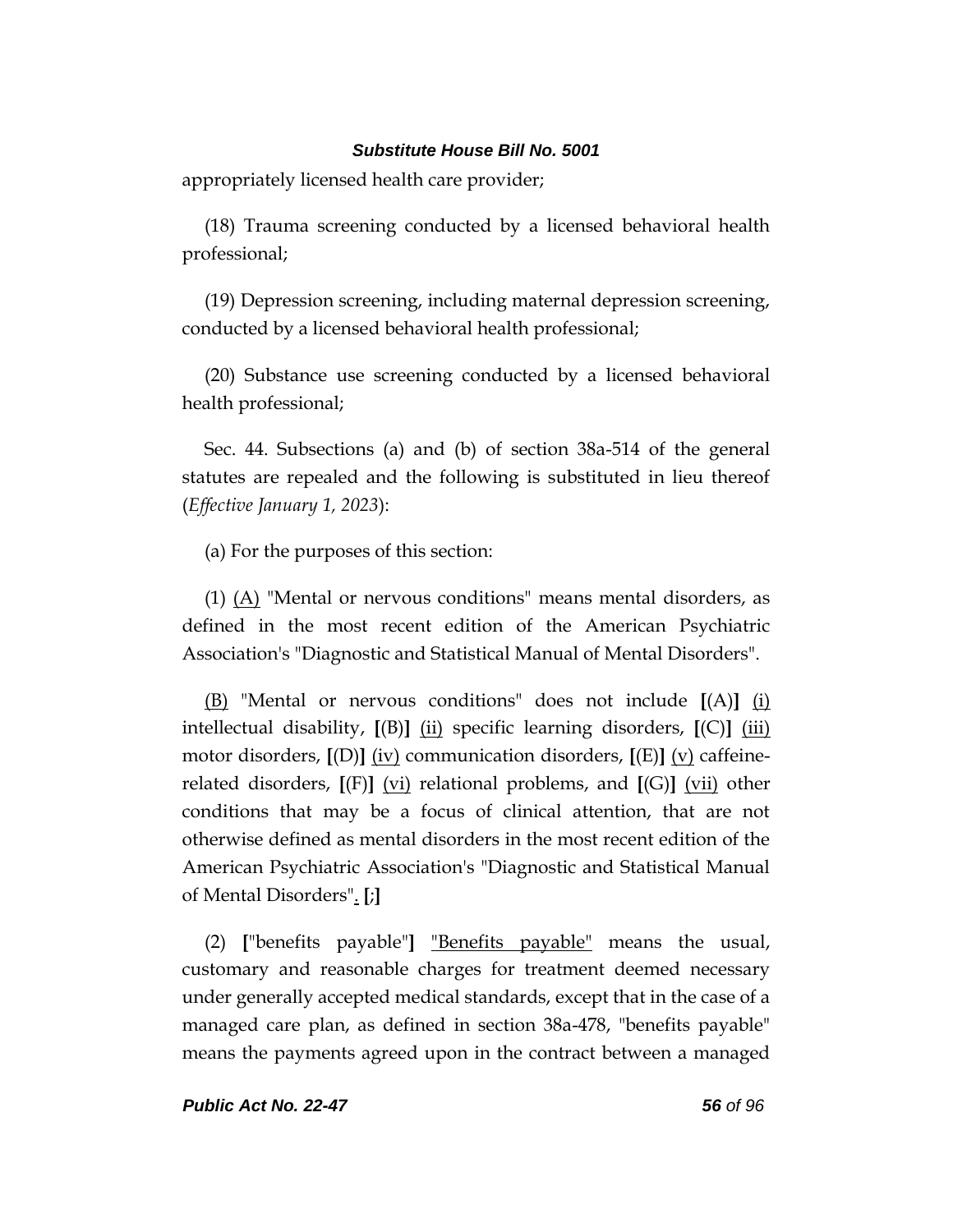appropriately licensed health care provider;

(18) Trauma screening conducted by a licensed behavioral health professional;

(19) Depression screening, including maternal depression screening, conducted by a licensed behavioral health professional;

(20) Substance use screening conducted by a licensed behavioral health professional;

Sec. 44. Subsections (a) and (b) of section 38a-514 of the general statutes are repealed and the following is substituted in lieu thereof (*Effective January 1, 2023*):

(a) For the purposes of this section:

(1) <u>(A)</u> "Mental or nervous conditions" means mental disorders, as defined in the most recent edition of the American Psychiatric Association's "Diagnostic and Statistical Manual of Mental Disorders".

<u>(B)</u> "Mental or nervous conditions" does not include **[**(A)**]** <u>(i)</u> intellectual disability, **[**(B)**]** <u>(ii)</u> specific learning disorders, **[**(C)**]** <u>(iii)</u> motor disorders, **[**(D)**]** <u>(iv)</u> communication disorders, **[**(E)**]** <u>(v)</u> caffeine-related disorders, **[**(F)**]** <u>(vi)</u> relational problems, and **[**(G)**]** <u>(vii)</u> other conditions that may be a focus of clinical attention, that are not otherwise defined as mental disorders in the most recent edition of the American Psychiatric Association's "Diagnostic and Statistical Manual of Mental Disorders"<u>.</u> **[**;**]**

(2) **[**"benefits payable"**]** <u>"Benefits payable"</u> means the usual, customary and reasonable charges for treatment deemed necessary under generally accepted medical standards, except that in the case of a managed care plan, as defined in section 38a-478, "benefits payable" means the payments agreed upon in the contract between a managed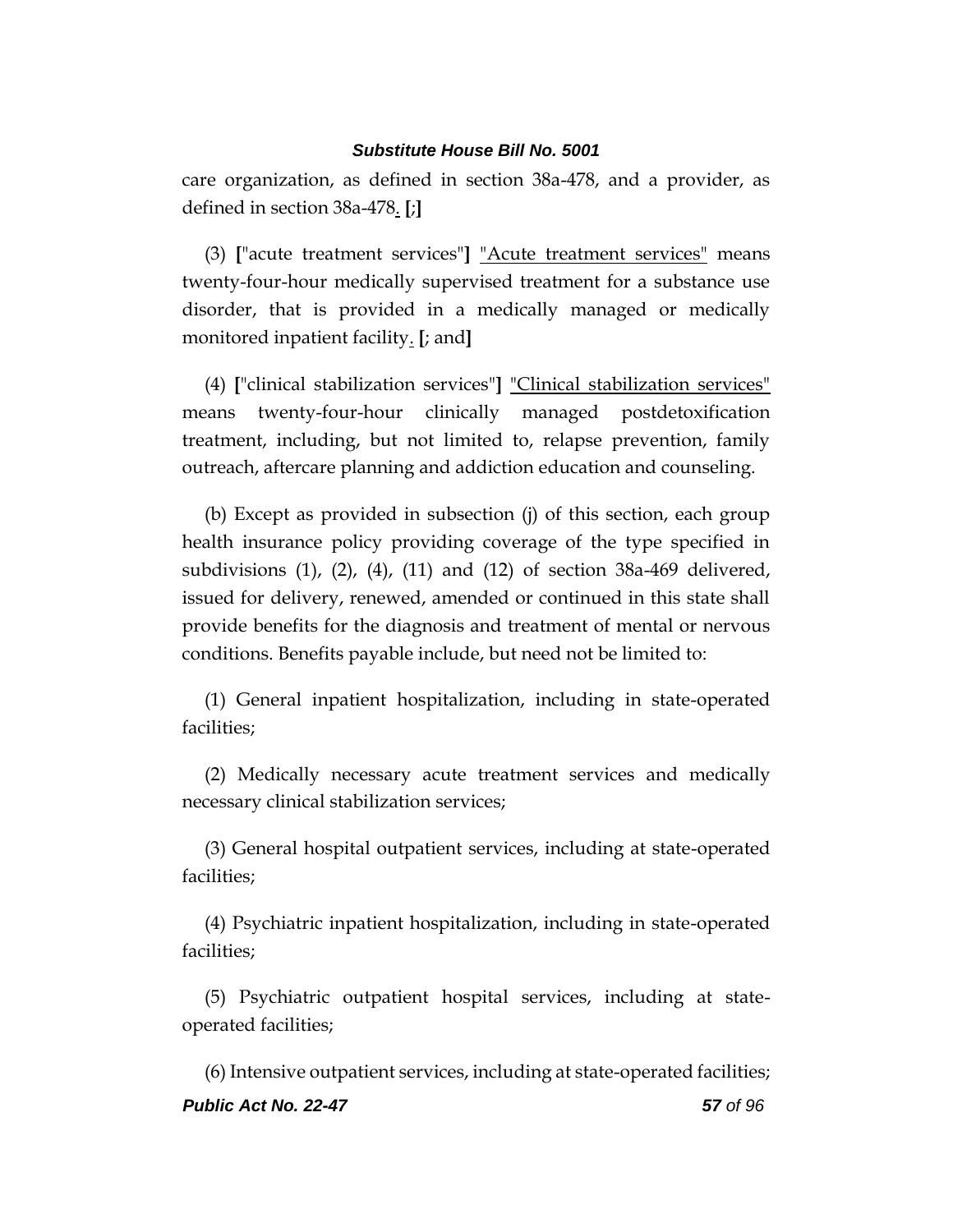care organization, as defined in section 38a-478, and a provider, as defined in section 38a-478. [;]

(3) ["acute treatment services"] "Acute treatment services" means twenty-four-hour medically supervised treatment for a substance use disorder, that is provided in a medically managed or medically monitored inpatient facility. [; and]

(4) ["clinical stabilization services"] "Clinical stabilization services" means twenty-four-hour clinically managed postdetoxification treatment, including, but not limited to, relapse prevention, family outreach, aftercare planning and addiction education and counseling.

(b) Except as provided in subsection (j) of this section, each group health insurance policy providing coverage of the type specified in subdivisions (1), (2), (4), (11) and (12) of section 38a-469 delivered, issued for delivery, renewed, amended or continued in this state shall provide benefits for the diagnosis and treatment of mental or nervous conditions. Benefits payable include, but need not be limited to:

(1) General inpatient hospitalization, including in state-operated facilities;

(2) Medically necessary acute treatment services and medically necessary clinical stabilization services;

(3) General hospital outpatient services, including at state-operated facilities;

(4) Psychiatric inpatient hospitalization, including in state-operated facilities;

(5) Psychiatric outpatient hospital services, including at state-operated facilities;

(6) Intensive outpatient services, including at state-operated facilities;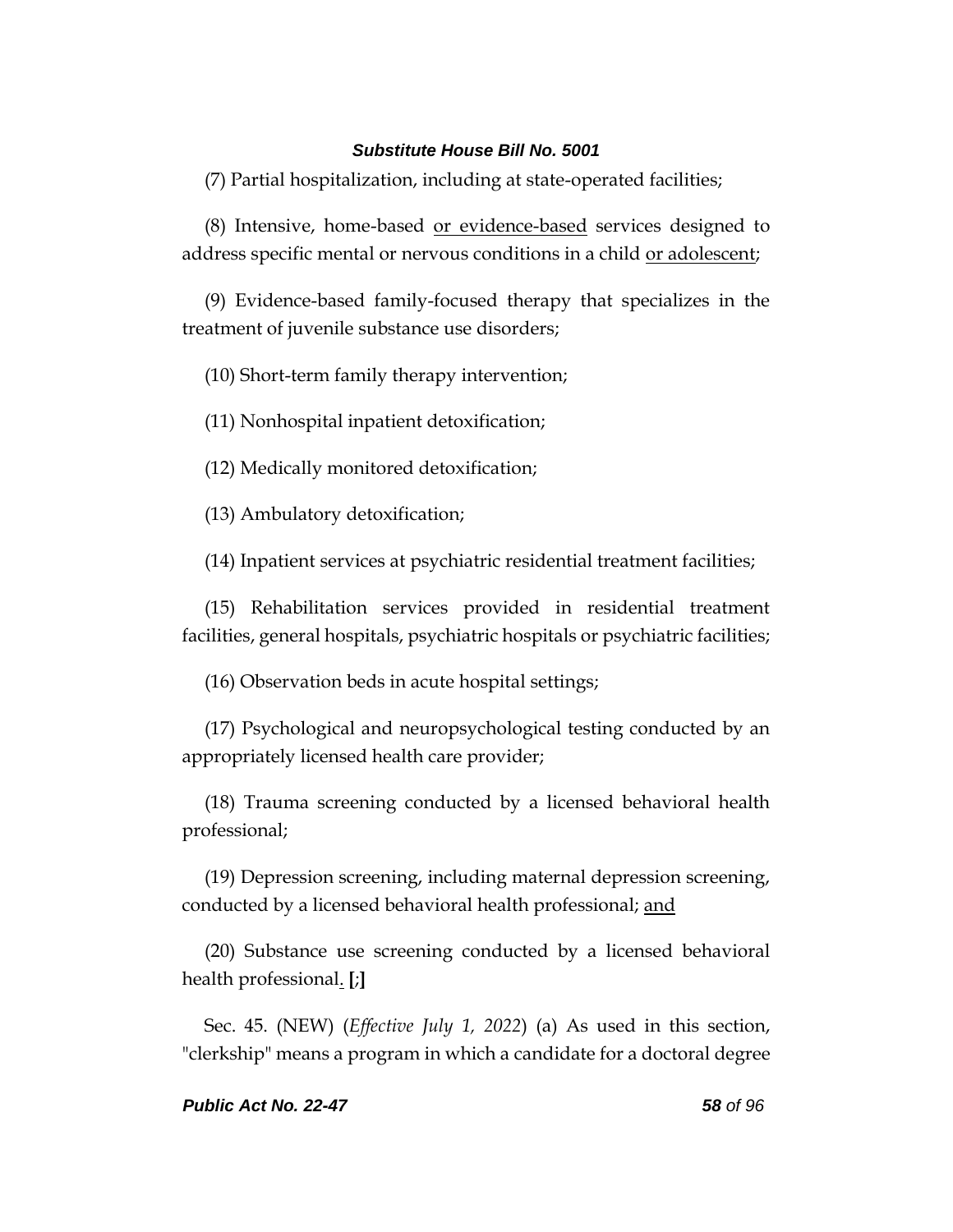(7) Partial hospitalization, including at state-operated facilities;

(8) Intensive, home-based <u>or evidence-based</u> services designed to address specific mental or nervous conditions in a child <u>or adolescent</u>;

(9) Evidence-based family-focused therapy that specializes in the treatment of juvenile substance use disorders;

(10) Short-term family therapy intervention;

(11) Nonhospital inpatient detoxification;

(12) Medically monitored detoxification;

(13) Ambulatory detoxification;

(14) Inpatient services at psychiatric residential treatment facilities;

(15) Rehabilitation services provided in residential treatment facilities, general hospitals, psychiatric hospitals or psychiatric facilities;

(16) Observation beds in acute hospital settings;

(17) Psychological and neuropsychological testing conducted by an appropriately licensed health care provider;

(18) Trauma screening conducted by a licensed behavioral health professional;

(19) Depression screening, including maternal depression screening, conducted by a licensed behavioral health professional; <u>and</u>

(20) Substance use screening conducted by a licensed behavioral health professional<u>.</u> **[**;**]**

Sec. 45. (NEW) (*Effective July 1, 2022*) (a) As used in this section, "clerkship" means a program in which a candidate for a doctoral degree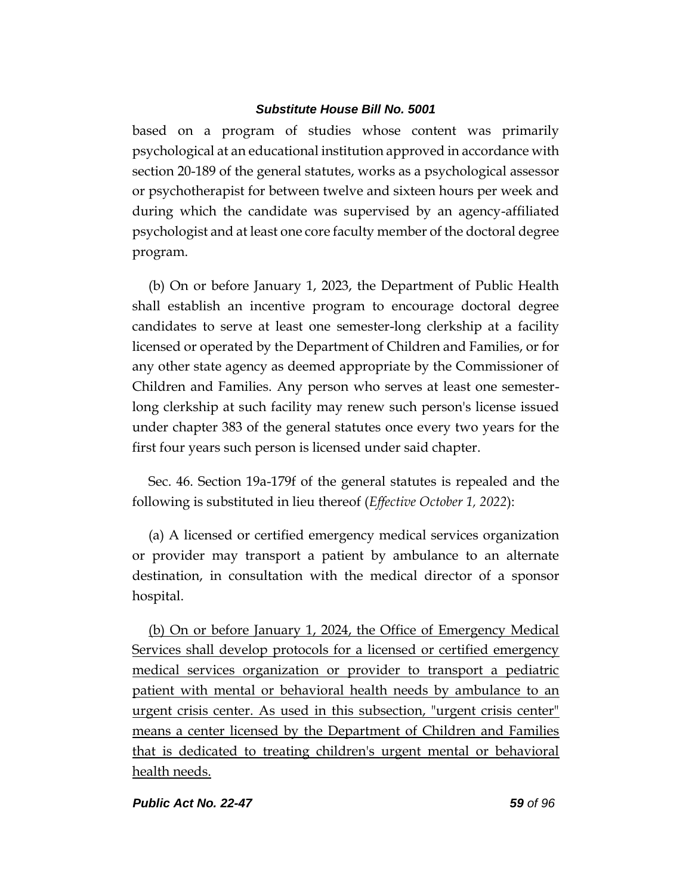based on a program of studies whose content was primarily psychological at an educational institution approved in accordance with section 20-189 of the general statutes, works as a psychological assessor or psychotherapist for between twelve and sixteen hours per week and during which the candidate was supervised by an agency-affiliated psychologist and at least one core faculty member of the doctoral degree program.

(b) On or before January 1, 2023, the Department of Public Health shall establish an incentive program to encourage doctoral degree candidates to serve at least one semester-long clerkship at a facility licensed or operated by the Department of Children and Families, or for any other state agency as deemed appropriate by the Commissioner of Children and Families. Any person who serves at least one semester-long clerkship at such facility may renew such person's license issued under chapter 383 of the general statutes once every two years for the first four years such person is licensed under said chapter.

Sec. 46. Section 19a-179f of the general statutes is repealed and the following is substituted in lieu thereof (*Effective October 1, 2022*):

(a) A licensed or certified emergency medical services organization or provider may transport a patient by ambulance to an alternate destination, in consultation with the medical director of a sponsor hospital.

(b) On or before January 1, 2024, the Office of Emergency Medical Services shall develop protocols for a licensed or certified emergency medical services organization or provider to transport a pediatric patient with mental or behavioral health needs by ambulance to an urgent crisis center. As used in this subsection, "urgent crisis center" means a center licensed by the Department of Children and Families that is dedicated to treating children's urgent mental or behavioral health needs.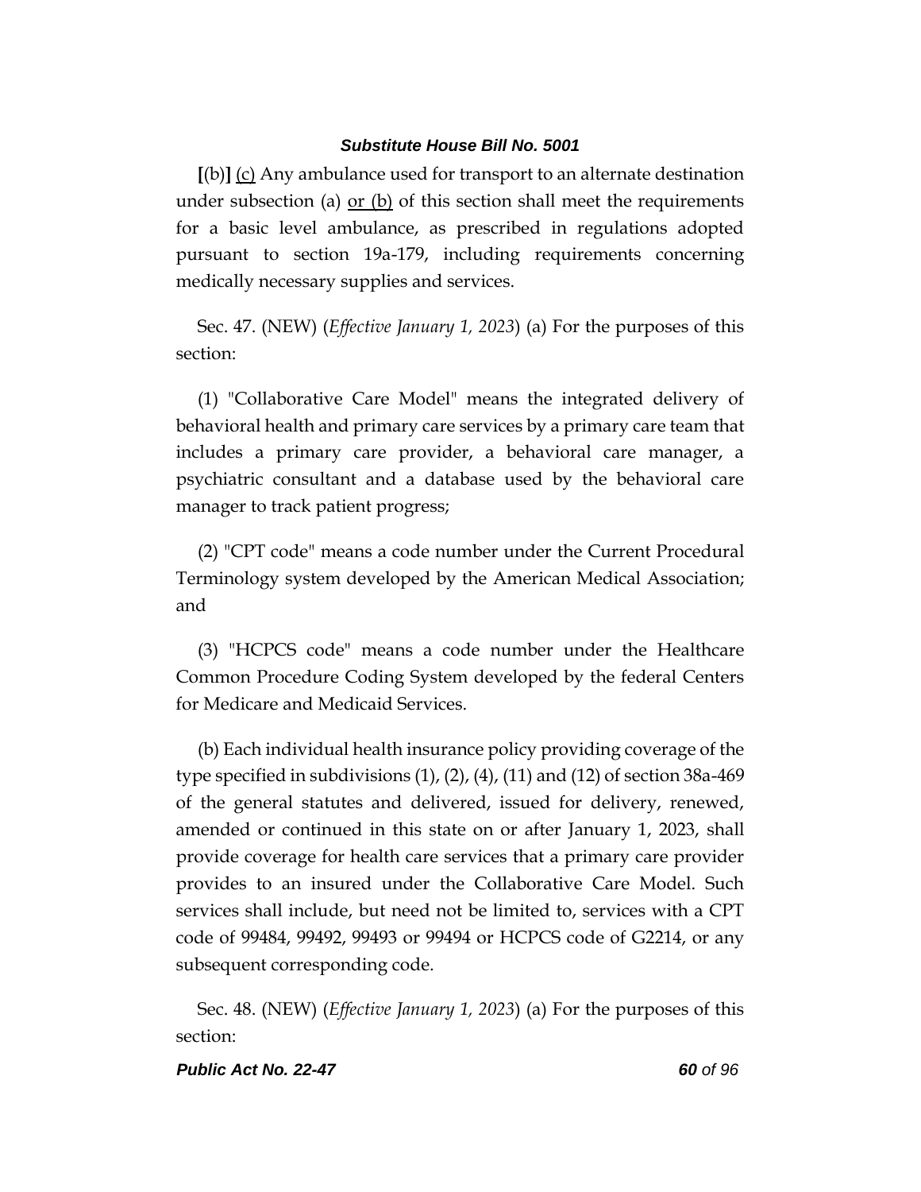[(b)] <u>(c)</u> Any ambulance used for transport to an alternate destination under subsection (a) <u>or (b)</u> of this section shall meet the requirements for a basic level ambulance, as prescribed in regulations adopted pursuant to section 19a-179, including requirements concerning medically necessary supplies and services.

Sec. 47. (NEW) (*Effective January 1, 2023*) (a) For the purposes of this section:

(1) "Collaborative Care Model" means the integrated delivery of behavioral health and primary care services by a primary care team that includes a primary care provider, a behavioral care manager, a psychiatric consultant and a database used by the behavioral care manager to track patient progress;

(2) "CPT code" means a code number under the Current Procedural Terminology system developed by the American Medical Association; and

(3) "HCPCS code" means a code number under the Healthcare Common Procedure Coding System developed by the federal Centers for Medicare and Medicaid Services.

(b) Each individual health insurance policy providing coverage of the type specified in subdivisions (1), (2), (4), (11) and (12) of section 38a-469 of the general statutes and delivered, issued for delivery, renewed, amended or continued in this state on or after January 1, 2023, shall provide coverage for health care services that a primary care provider provides to an insured under the Collaborative Care Model. Such services shall include, but need not be limited to, services with a CPT code of 99484, 99492, 99493 or 99494 or HCPCS code of G2214, or any subsequent corresponding code.

Sec. 48. (NEW) (*Effective January 1, 2023*) (a) For the purposes of this section: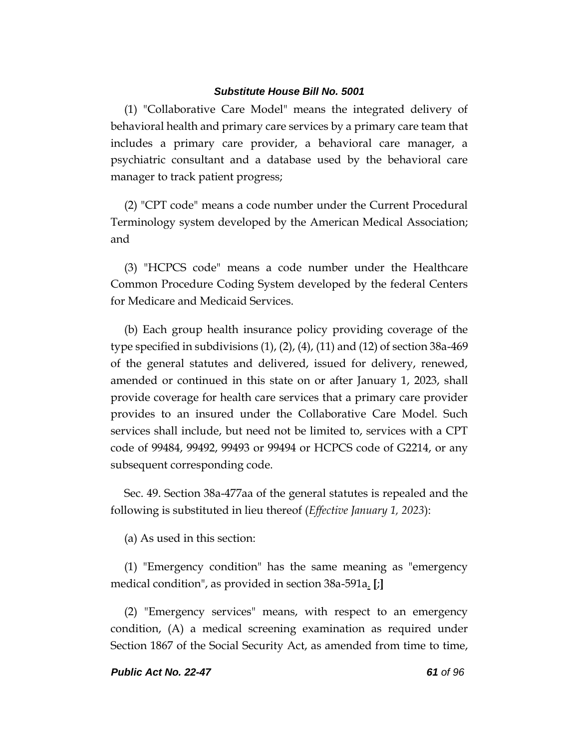(1) "Collaborative Care Model" means the integrated delivery of behavioral health and primary care services by a primary care team that includes a primary care provider, a behavioral care manager, a psychiatric consultant and a database used by the behavioral care manager to track patient progress;

(2) "CPT code" means a code number under the Current Procedural Terminology system developed by the American Medical Association; and

(3) "HCPCS code" means a code number under the Healthcare Common Procedure Coding System developed by the federal Centers for Medicare and Medicaid Services.

(b) Each group health insurance policy providing coverage of the type specified in subdivisions (1), (2), (4), (11) and (12) of section 38a-469 of the general statutes and delivered, issued for delivery, renewed, amended or continued in this state on or after January 1, 2023, shall provide coverage for health care services that a primary care provider provides to an insured under the Collaborative Care Model. Such services shall include, but need not be limited to, services with a CPT code of 99484, 99492, 99493 or 99494 or HCPCS code of G2214, or any subsequent corresponding code.

Sec. 49. Section 38a-477aa of the general statutes is repealed and the following is substituted in lieu thereof (*Effective January 1, 2023*):

(a) As used in this section:

(1) "Emergency condition" has the same meaning as "emergency medical condition", as provided in section 38a-591a. **[;]**

(2) "Emergency services" means, with respect to an emergency condition, (A) a medical screening examination as required under Section 1867 of the Social Security Act, as amended from time to time,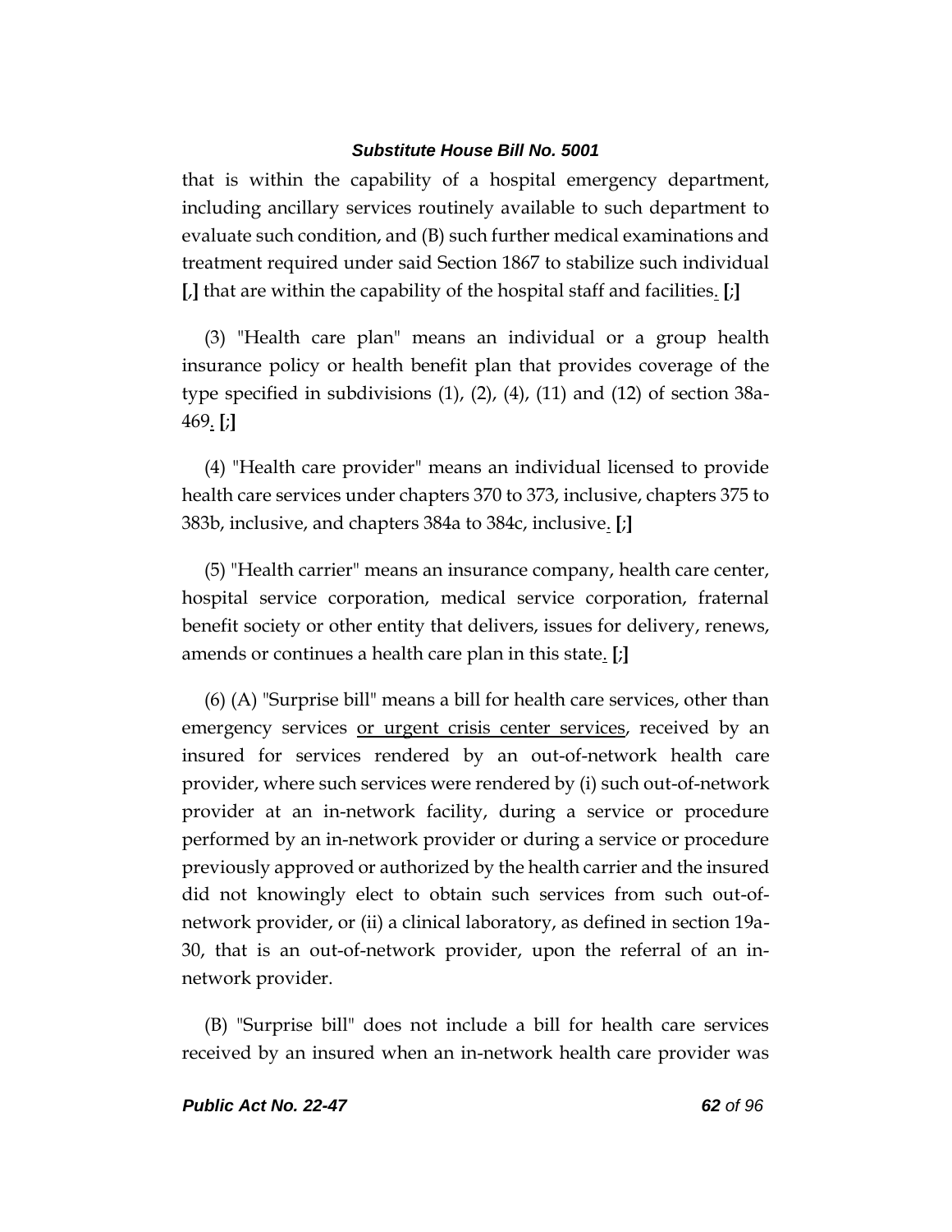that is within the capability of a hospital emergency department, including ancillary services routinely available to such department to evaluate such condition, and (B) such further medical examinations and treatment required under said Section 1867 to stabilize such individual **[**,**]** that are within the capability of the hospital staff and facilities<u>.</u> **[**;**]**

(3) "Health care plan" means an individual or a group health insurance policy or health benefit plan that provides coverage of the type specified in subdivisions (1), (2), (4), (11) and (12) of section 38a-469<u>.</u> **[**;**]**

(4) "Health care provider" means an individual licensed to provide health care services under chapters 370 to 373, inclusive, chapters 375 to 383b, inclusive, and chapters 384a to 384c, inclusive<u>.</u> **[**;**]**

(5) "Health carrier" means an insurance company, health care center, hospital service corporation, medical service corporation, fraternal benefit society or other entity that delivers, issues for delivery, renews, amends or continues a health care plan in this state<u>.</u> **[**;**]**

(6) (A) "Surprise bill" means a bill for health care services, other than emergency services <u>or urgent crisis center services</u>, received by an insured for services rendered by an out-of-network health care provider, where such services were rendered by (i) such out-of-network provider at an in-network facility, during a service or procedure performed by an in-network provider or during a service or procedure previously approved or authorized by the health carrier and the insured did not knowingly elect to obtain such services from such out-of-network provider, or (ii) a clinical laboratory, as defined in section 19a-30, that is an out-of-network provider, upon the referral of an in-network provider.

(B) "Surprise bill" does not include a bill for health care services received by an insured when an in-network health care provider was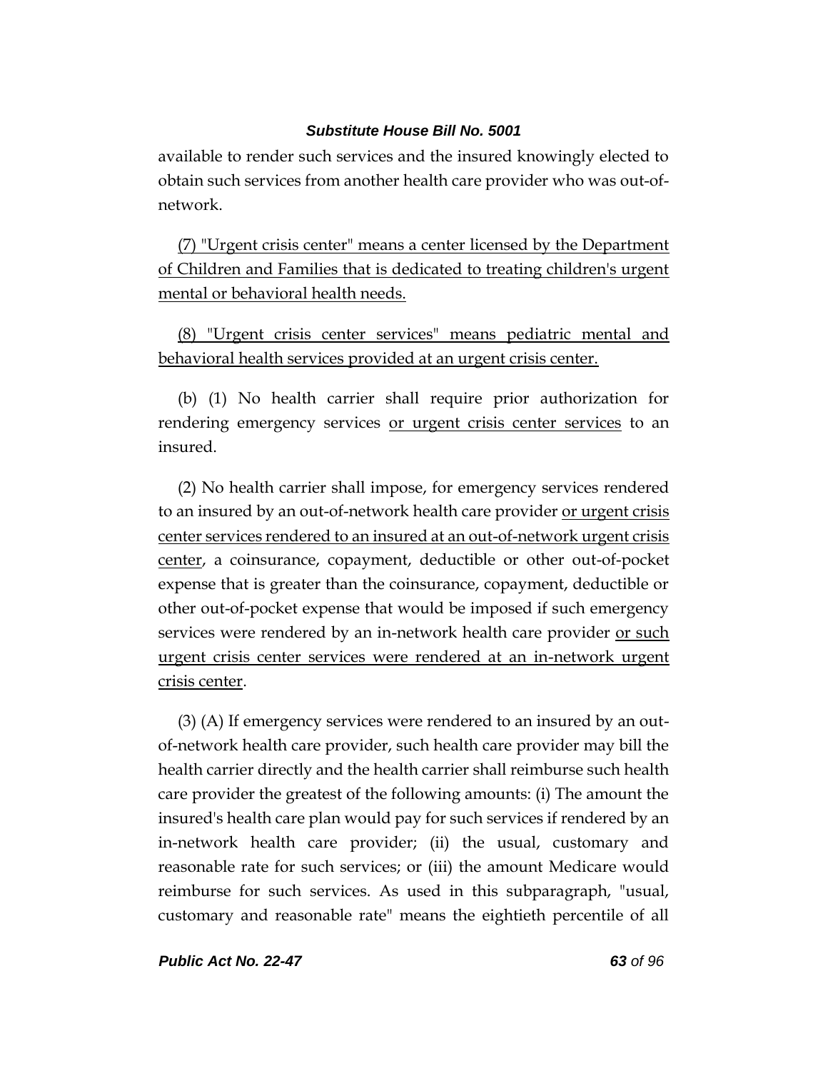available to render such services and the insured knowingly elected to obtain such services from another health care provider who was out-of-network.

(7) "Urgent crisis center" means a center licensed by the Department of Children and Families that is dedicated to treating children's urgent mental or behavioral health needs.

(8) "Urgent crisis center services" means pediatric mental and behavioral health services provided at an urgent crisis center.

(b) (1) No health carrier shall require prior authorization for rendering emergency services or urgent crisis center services to an insured.

(2) No health carrier shall impose, for emergency services rendered to an insured by an out-of-network health care provider or urgent crisis center services rendered to an insured at an out-of-network urgent crisis center, a coinsurance, copayment, deductible or other out-of-pocket expense that is greater than the coinsurance, copayment, deductible or other out-of-pocket expense that would be imposed if such emergency services were rendered by an in-network health care provider or such urgent crisis center services were rendered at an in-network urgent crisis center.

(3) (A) If emergency services were rendered to an insured by an out-of-network health care provider, such health care provider may bill the health carrier directly and the health carrier shall reimburse such health care provider the greatest of the following amounts: (i) The amount the insured's health care plan would pay for such services if rendered by an in-network health care provider; (ii) the usual, customary and reasonable rate for such services; or (iii) the amount Medicare would reimburse for such services. As used in this subparagraph, "usual, customary and reasonable rate" means the eightieth percentile of all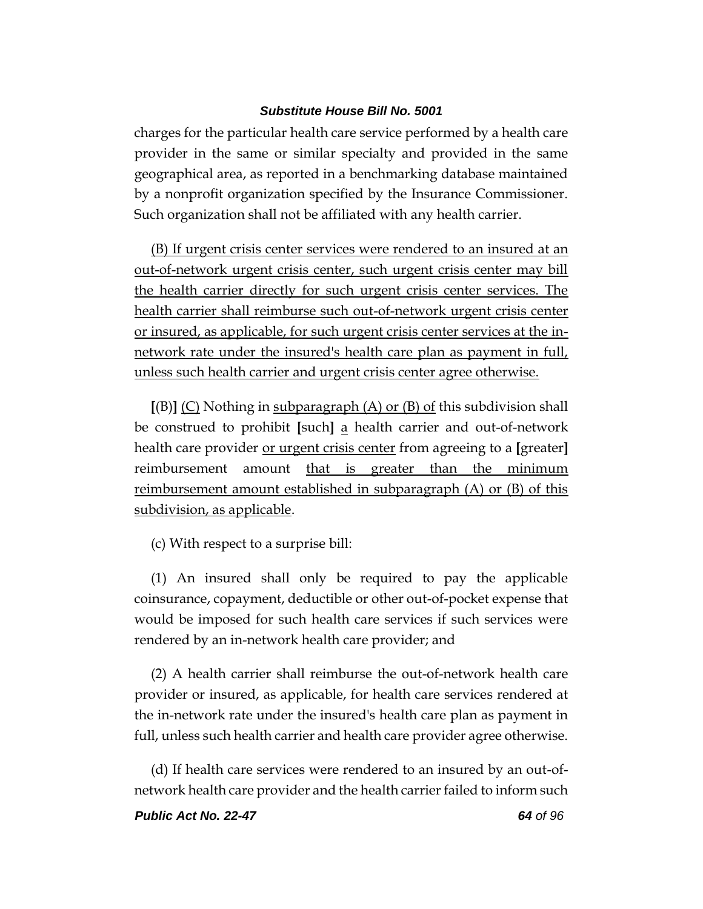charges for the particular health care service performed by a health care provider in the same or similar specialty and provided in the same geographical area, as reported in a benchmarking database maintained by a nonprofit organization specified by the Insurance Commissioner. Such organization shall not be affiliated with any health carrier.

<u>(B) If urgent crisis center services were rendered to an insured at an out-of-network urgent crisis center, such urgent crisis center may bill the health carrier directly for such urgent crisis center services. The health carrier shall reimburse such out-of-network urgent crisis center or insured, as applicable, for such urgent crisis center services at the in-network rate under the insured's health care plan as payment in full, unless such health carrier and urgent crisis center agree otherwise.</u>

**[**(B)**]** <u>(C)</u> Nothing in <u>subparagraph (A) or (B) of</u> this subdivision shall be construed to prohibit **[**such**]** <u>a</u> health carrier and out-of-network health care provider <u>or urgent crisis center</u> from agreeing to a **[**greater**]** reimbursement amount <u>that is greater than the minimum reimbursement amount established in subparagraph (A) or (B) of this subdivision, as applicable</u>.

(c) With respect to a surprise bill:

(1) An insured shall only be required to pay the applicable coinsurance, copayment, deductible or other out-of-pocket expense that would be imposed for such health care services if such services were rendered by an in-network health care provider; and

(2) A health carrier shall reimburse the out-of-network health care provider or insured, as applicable, for health care services rendered at the in-network rate under the insured's health care plan as payment in full, unless such health carrier and health care provider agree otherwise.

(d) If health care services were rendered to an insured by an out-of-network health care provider and the health carrier failed to inform such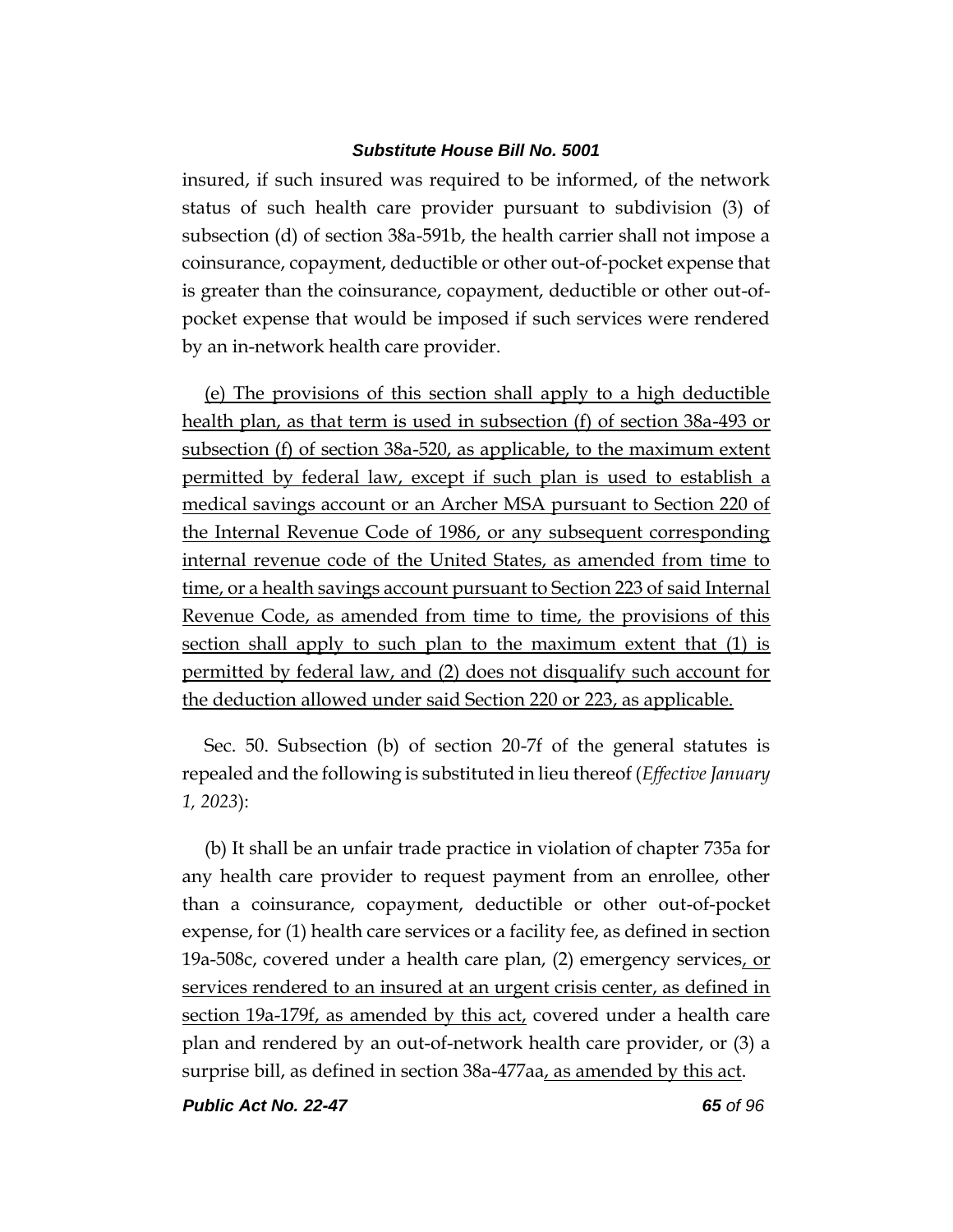insured, if such insured was required to be informed, of the network status of such health care provider pursuant to subdivision (3) of subsection (d) of section 38a-591b, the health carrier shall not impose a coinsurance, copayment, deductible or other out-of-pocket expense that is greater than the coinsurance, copayment, deductible or other out-of-pocket expense that would be imposed if such services were rendered by an in-network health care provider.

(e) The provisions of this section shall apply to a high deductible health plan, as that term is used in subsection (f) of section 38a-493 or subsection (f) of section 38a-520, as applicable, to the maximum extent permitted by federal law, except if such plan is used to establish a medical savings account or an Archer MSA pursuant to Section 220 of the Internal Revenue Code of 1986, or any subsequent corresponding internal revenue code of the United States, as amended from time to time, or a health savings account pursuant to Section 223 of said Internal Revenue Code, as amended from time to time, the provisions of this section shall apply to such plan to the maximum extent that (1) is permitted by federal law, and (2) does not disqualify such account for the deduction allowed under said Section 220 or 223, as applicable.

Sec. 50. Subsection (b) of section 20-7f of the general statutes is repealed and the following is substituted in lieu thereof (*Effective January 1, 2023*):

(b) It shall be an unfair trade practice in violation of chapter 735a for any health care provider to request payment from an enrollee, other than a coinsurance, copayment, deductible or other out-of-pocket expense, for (1) health care services or a facility fee, as defined in section 19a-508c, covered under a health care plan, (2) emergency services, or services rendered to an insured at an urgent crisis center, as defined in section 19a-179f, as amended by this act, covered under a health care plan and rendered by an out-of-network health care provider, or (3) a surprise bill, as defined in section 38a-477aa, as amended by this act.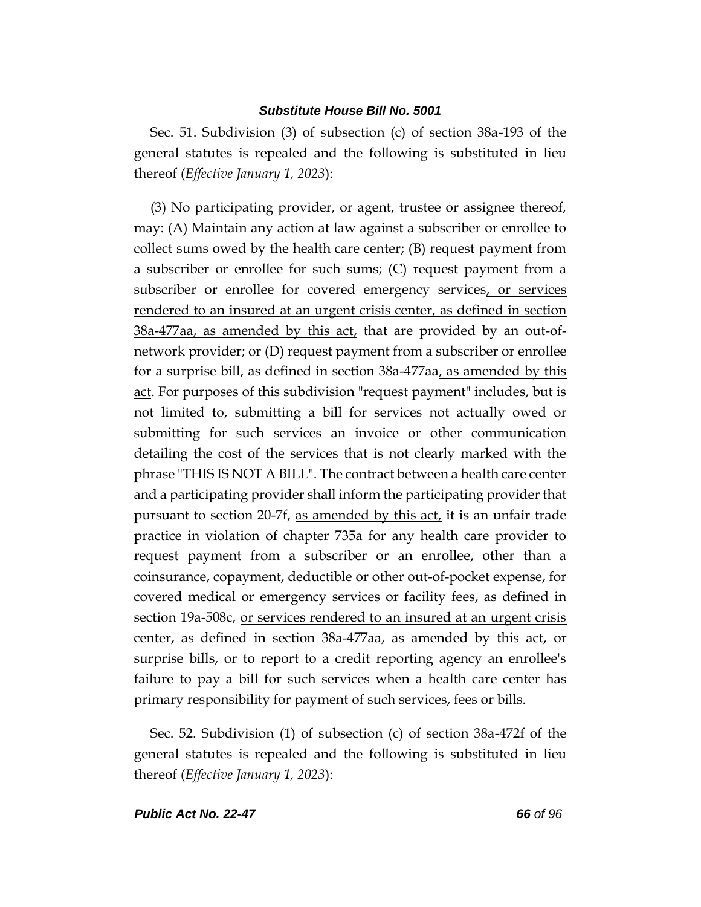Sec. 51. Subdivision (3) of subsection (c) of section 38a-193 of the general statutes is repealed and the following is substituted in lieu thereof (*Effective January 1, 2023*):

(3) No participating provider, or agent, trustee or assignee thereof, may: (A) Maintain any action at law against a subscriber or enrollee to collect sums owed by the health care center; (B) request payment from a subscriber or enrollee for such sums; (C) request payment from a subscriber or enrollee for covered emergency services, or services rendered to an insured at an urgent crisis center, as defined in section 38a-477aa, as amended by this act, that are provided by an out-of-network provider; or (D) request payment from a subscriber or enrollee for a surprise bill, as defined in section 38a-477aa, as amended by this act. For purposes of this subdivision "request payment" includes, but is not limited to, submitting a bill for services not actually owed or submitting for such services an invoice or other communication detailing the cost of the services that is not clearly marked with the phrase "THIS IS NOT A BILL". The contract between a health care center and a participating provider shall inform the participating provider that pursuant to section 20-7f, as amended by this act, it is an unfair trade practice in violation of chapter 735a for any health care provider to request payment from a subscriber or an enrollee, other than a coinsurance, copayment, deductible or other out-of-pocket expense, for covered medical or emergency services or facility fees, as defined in section 19a-508c, or services rendered to an insured at an urgent crisis center, as defined in section 38a-477aa, as amended by this act, or surprise bills, or to report to a credit reporting agency an enrollee's failure to pay a bill for such services when a health care center has primary responsibility for payment of such services, fees or bills.

Sec. 52. Subdivision (1) of subsection (c) of section 38a-472f of the general statutes is repealed and the following is substituted in lieu thereof (*Effective January 1, 2023*):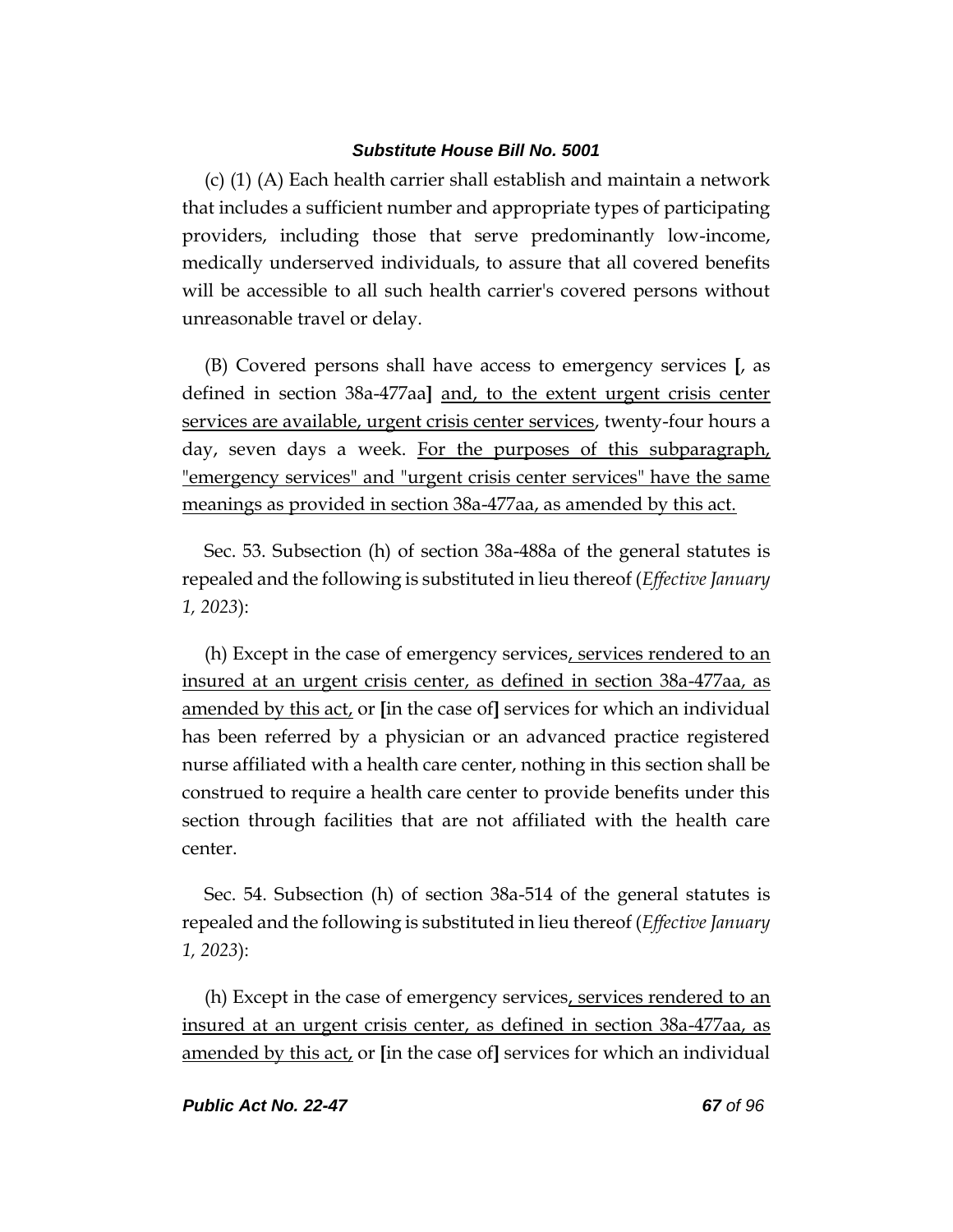(c) (1) (A) Each health carrier shall establish and maintain a network that includes a sufficient number and appropriate types of participating providers, including those that serve predominantly low-income, medically underserved individuals, to assure that all covered benefits will be accessible to all such health carrier's covered persons without unreasonable travel or delay.

(B) Covered persons shall have access to emergency services [, as defined in section 38a-477aa] <u>and, to the extent urgent crisis center services are available, urgent crisis center services</u>, twenty-four hours a day, seven days a week. <u>For the purposes of this subparagraph, "emergency services" and "urgent crisis center services" have the same meanings as provided in section 38a-477aa, as amended by this act.</u>

Sec. 53. Subsection (h) of section 38a-488a of the general statutes is repealed and the following is substituted in lieu thereof (*Effective January 1, 2023*):

(h) Except in the case of emergency services<u>, services rendered to an insured at an urgent crisis center, as defined in section 38a-477aa, as amended by this act,</u> or [in the case of] services for which an individual has been referred by a physician or an advanced practice registered nurse affiliated with a health care center, nothing in this section shall be construed to require a health care center to provide benefits under this section through facilities that are not affiliated with the health care center.

Sec. 54. Subsection (h) of section 38a-514 of the general statutes is repealed and the following is substituted in lieu thereof (*Effective January 1, 2023*):

(h) Except in the case of emergency services<u>, services rendered to an insured at an urgent crisis center, as defined in section 38a-477aa, as amended by this act,</u> or [in the case of] services for which an individual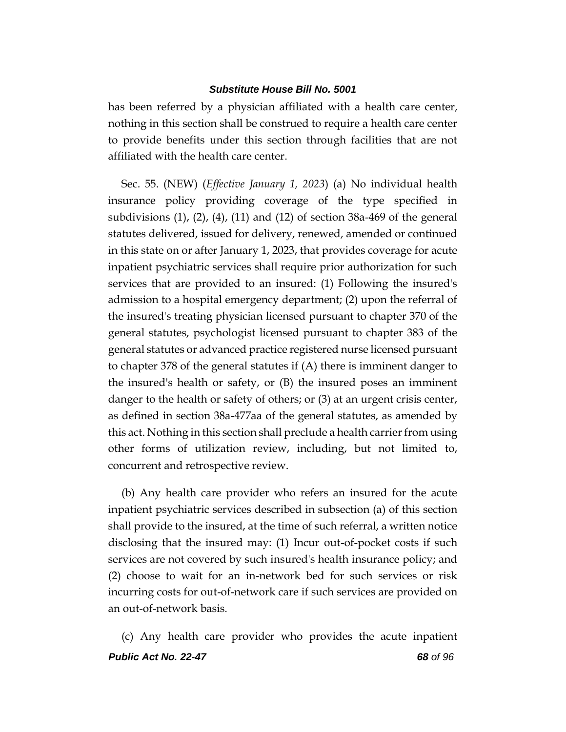has been referred by a physician affiliated with a health care center, nothing in this section shall be construed to require a health care center to provide benefits under this section through facilities that are not affiliated with the health care center.

Sec. 55. (NEW) (*Effective January 1, 2023*) (a) No individual health insurance policy providing coverage of the type specified in subdivisions (1), (2), (4), (11) and (12) of section 38a-469 of the general statutes delivered, issued for delivery, renewed, amended or continued in this state on or after January 1, 2023, that provides coverage for acute inpatient psychiatric services shall require prior authorization for such services that are provided to an insured: (1) Following the insured's admission to a hospital emergency department; (2) upon the referral of the insured's treating physician licensed pursuant to chapter 370 of the general statutes, psychologist licensed pursuant to chapter 383 of the general statutes or advanced practice registered nurse licensed pursuant to chapter 378 of the general statutes if (A) there is imminent danger to the insured's health or safety, or (B) the insured poses an imminent danger to the health or safety of others; or (3) at an urgent crisis center, as defined in section 38a-477aa of the general statutes, as amended by this act. Nothing in this section shall preclude a health carrier from using other forms of utilization review, including, but not limited to, concurrent and retrospective review.

(b) Any health care provider who refers an insured for the acute inpatient psychiatric services described in subsection (a) of this section shall provide to the insured, at the time of such referral, a written notice disclosing that the insured may: (1) Incur out-of-pocket costs if such services are not covered by such insured's health insurance policy; and (2) choose to wait for an in-network bed for such services or risk incurring costs for out-of-network care if such services are provided on an out-of-network basis.

(c) Any health care provider who provides the acute inpatient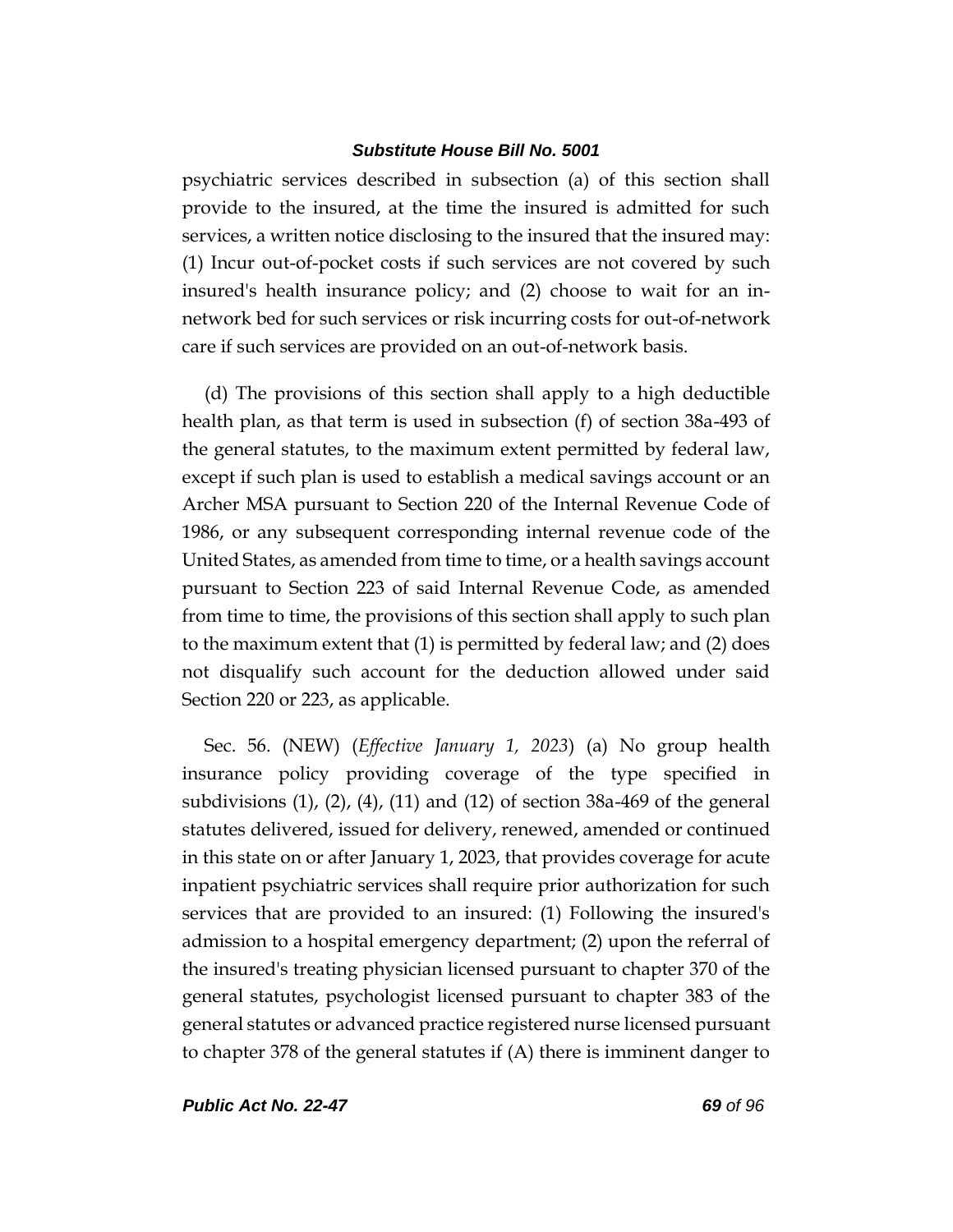psychiatric services described in subsection (a) of this section shall provide to the insured, at the time the insured is admitted for such services, a written notice disclosing to the insured that the insured may: (1) Incur out-of-pocket costs if such services are not covered by such insured's health insurance policy; and (2) choose to wait for an in-network bed for such services or risk incurring costs for out-of-network care if such services are provided on an out-of-network basis.

(d) The provisions of this section shall apply to a high deductible health plan, as that term is used in subsection (f) of section 38a-493 of the general statutes, to the maximum extent permitted by federal law, except if such plan is used to establish a medical savings account or an Archer MSA pursuant to Section 220 of the Internal Revenue Code of 1986, or any subsequent corresponding internal revenue code of the United States, as amended from time to time, or a health savings account pursuant to Section 223 of said Internal Revenue Code, as amended from time to time, the provisions of this section shall apply to such plan to the maximum extent that (1) is permitted by federal law; and (2) does not disqualify such account for the deduction allowed under said Section 220 or 223, as applicable.

Sec. 56. (NEW) (*Effective January 1, 2023*) (a) No group health insurance policy providing coverage of the type specified in subdivisions (1), (2), (4), (11) and (12) of section 38a-469 of the general statutes delivered, issued for delivery, renewed, amended or continued in this state on or after January 1, 2023, that provides coverage for acute inpatient psychiatric services shall require prior authorization for such services that are provided to an insured: (1) Following the insured's admission to a hospital emergency department; (2) upon the referral of the insured's treating physician licensed pursuant to chapter 370 of the general statutes, psychologist licensed pursuant to chapter 383 of the general statutes or advanced practice registered nurse licensed pursuant to chapter 378 of the general statutes if (A) there is imminent danger to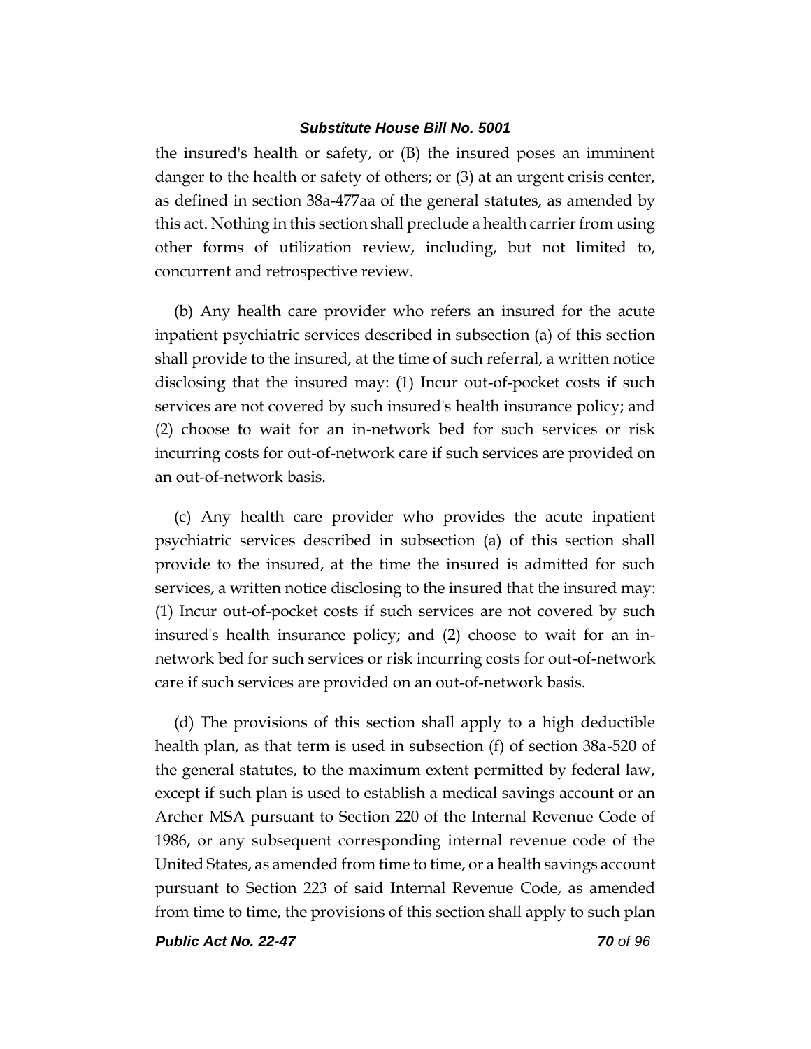the insured's health or safety, or (B) the insured poses an imminent danger to the health or safety of others; or (3) at an urgent crisis center, as defined in section 38a-477aa of the general statutes, as amended by this act. Nothing in this section shall preclude a health carrier from using other forms of utilization review, including, but not limited to, concurrent and retrospective review.

(b) Any health care provider who refers an insured for the acute inpatient psychiatric services described in subsection (a) of this section shall provide to the insured, at the time of such referral, a written notice disclosing that the insured may: (1) Incur out-of-pocket costs if such services are not covered by such insured's health insurance policy; and (2) choose to wait for an in-network bed for such services or risk incurring costs for out-of-network care if such services are provided on an out-of-network basis.

(c) Any health care provider who provides the acute inpatient psychiatric services described in subsection (a) of this section shall provide to the insured, at the time the insured is admitted for such services, a written notice disclosing to the insured that the insured may: (1) Incur out-of-pocket costs if such services are not covered by such insured's health insurance policy; and (2) choose to wait for an in-network bed for such services or risk incurring costs for out-of-network care if such services are provided on an out-of-network basis.

(d) The provisions of this section shall apply to a high deductible health plan, as that term is used in subsection (f) of section 38a-520 of the general statutes, to the maximum extent permitted by federal law, except if such plan is used to establish a medical savings account or an Archer MSA pursuant to Section 220 of the Internal Revenue Code of 1986, or any subsequent corresponding internal revenue code of the United States, as amended from time to time, or a health savings account pursuant to Section 223 of said Internal Revenue Code, as amended from time to time, the provisions of this section shall apply to such plan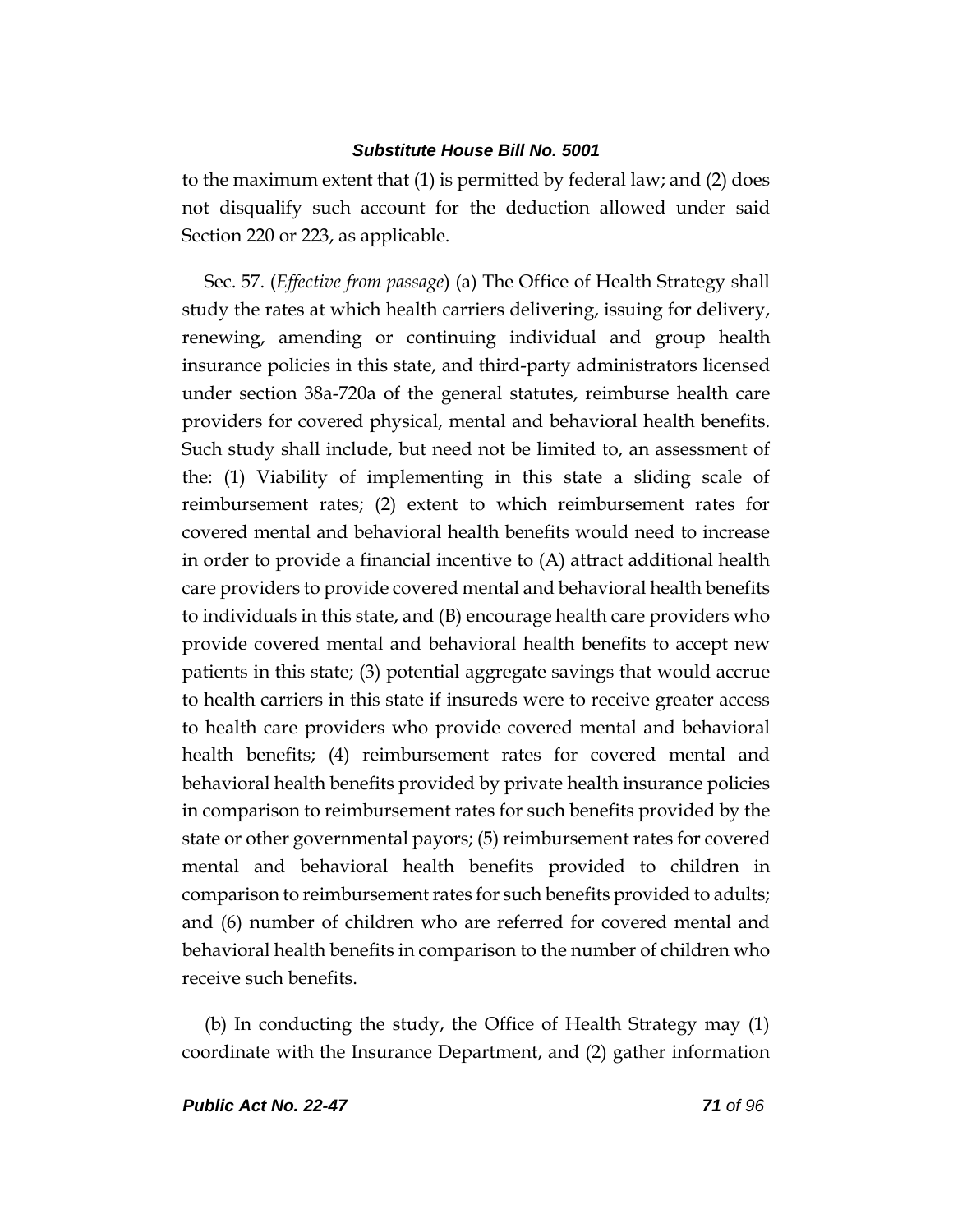to the maximum extent that (1) is permitted by federal law; and (2) does not disqualify such account for the deduction allowed under said Section 220 or 223, as applicable.

Sec. 57. (*Effective from passage*) (a) The Office of Health Strategy shall study the rates at which health carriers delivering, issuing for delivery, renewing, amending or continuing individual and group health insurance policies in this state, and third-party administrators licensed under section 38a-720a of the general statutes, reimburse health care providers for covered physical, mental and behavioral health benefits. Such study shall include, but need not be limited to, an assessment of the: (1) Viability of implementing in this state a sliding scale of reimbursement rates; (2) extent to which reimbursement rates for covered mental and behavioral health benefits would need to increase in order to provide a financial incentive to (A) attract additional health care providers to provide covered mental and behavioral health benefits to individuals in this state, and (B) encourage health care providers who provide covered mental and behavioral health benefits to accept new patients in this state; (3) potential aggregate savings that would accrue to health carriers in this state if insureds were to receive greater access to health care providers who provide covered mental and behavioral health benefits; (4) reimbursement rates for covered mental and behavioral health benefits provided by private health insurance policies in comparison to reimbursement rates for such benefits provided by the state or other governmental payors; (5) reimbursement rates for covered mental and behavioral health benefits provided to children in comparison to reimbursement rates for such benefits provided to adults; and (6) number of children who are referred for covered mental and behavioral health benefits in comparison to the number of children who receive such benefits.

(b) In conducting the study, the Office of Health Strategy may (1) coordinate with the Insurance Department, and (2) gather information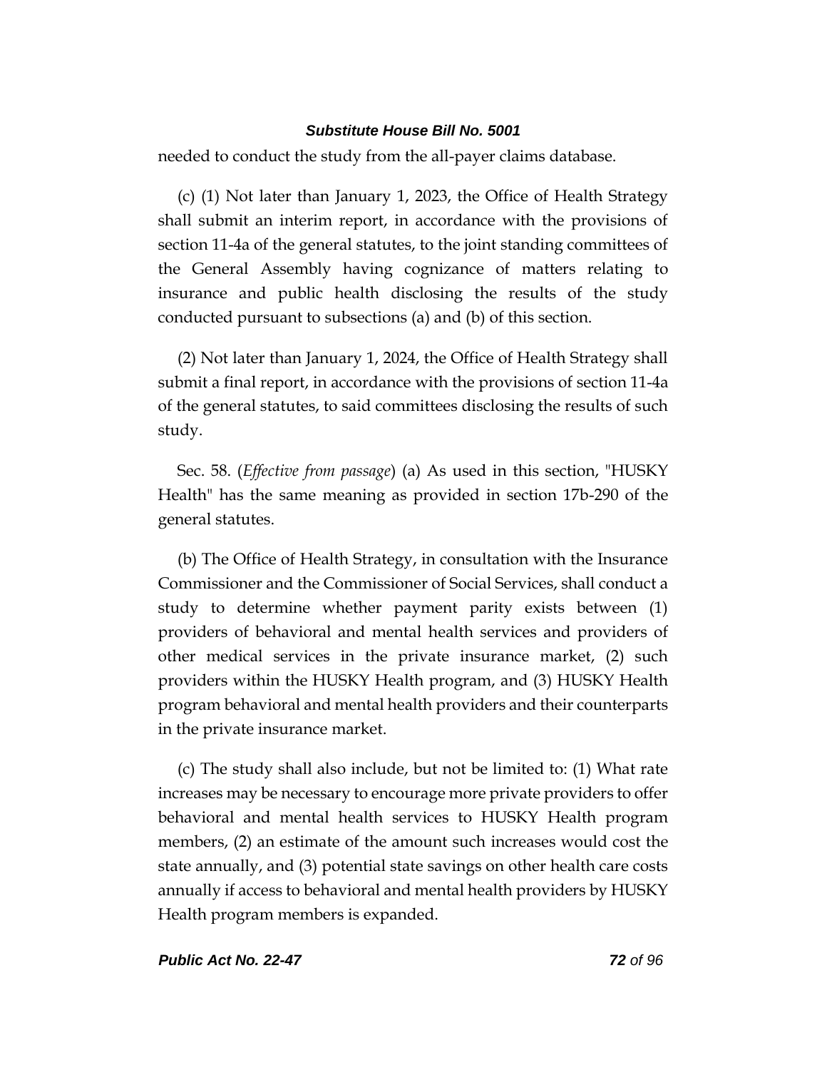needed to conduct the study from the all-payer claims database.

(c) (1) Not later than January 1, 2023, the Office of Health Strategy shall submit an interim report, in accordance with the provisions of section 11-4a of the general statutes, to the joint standing committees of the General Assembly having cognizance of matters relating to insurance and public health disclosing the results of the study conducted pursuant to subsections (a) and (b) of this section.

(2) Not later than January 1, 2024, the Office of Health Strategy shall submit a final report, in accordance with the provisions of section 11-4a of the general statutes, to said committees disclosing the results of such study.

Sec. 58. (*Effective from passage*) (a) As used in this section, "HUSKY Health" has the same meaning as provided in section 17b-290 of the general statutes.

(b) The Office of Health Strategy, in consultation with the Insurance Commissioner and the Commissioner of Social Services, shall conduct a study to determine whether payment parity exists between (1) providers of behavioral and mental health services and providers of other medical services in the private insurance market, (2) such providers within the HUSKY Health program, and (3) HUSKY Health program behavioral and mental health providers and their counterparts in the private insurance market.

(c) The study shall also include, but not be limited to: (1) What rate increases may be necessary to encourage more private providers to offer behavioral and mental health services to HUSKY Health program members, (2) an estimate of the amount such increases would cost the state annually, and (3) potential state savings on other health care costs annually if access to behavioral and mental health providers by HUSKY Health program members is expanded.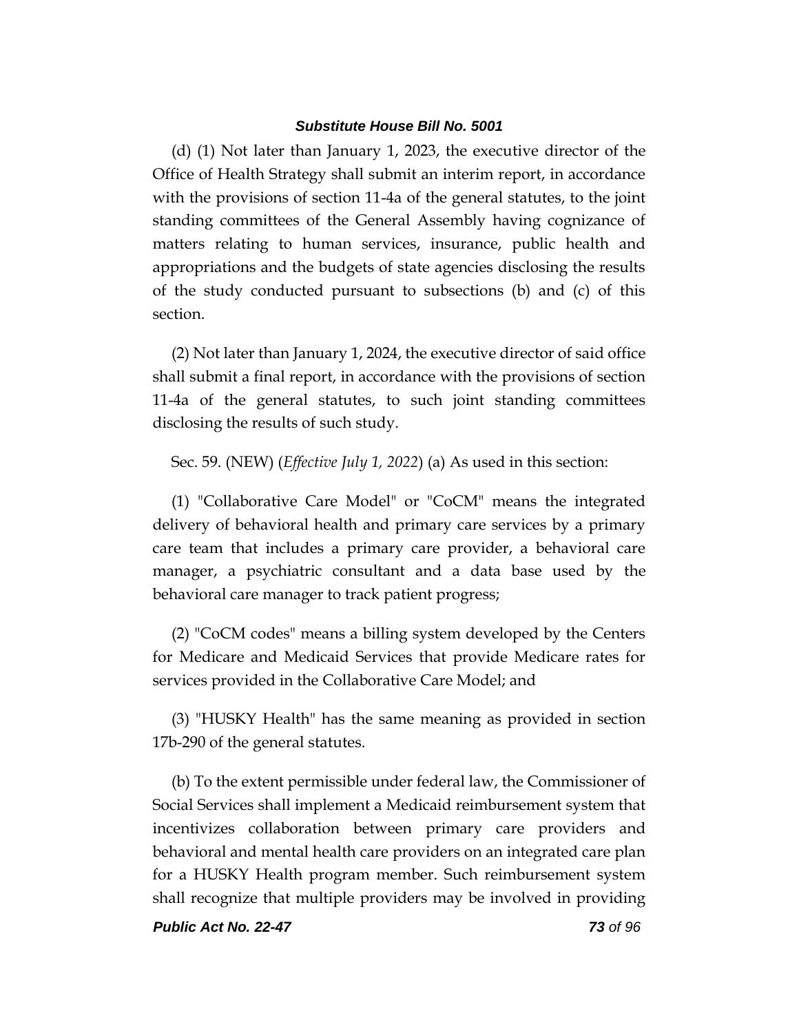(d) (1) Not later than January 1, 2023, the executive director of the Office of Health Strategy shall submit an interim report, in accordance with the provisions of section 11-4a of the general statutes, to the joint standing committees of the General Assembly having cognizance of matters relating to human services, insurance, public health and appropriations and the budgets of state agencies disclosing the results of the study conducted pursuant to subsections (b) and (c) of this section.

(2) Not later than January 1, 2024, the executive director of said office shall submit a final report, in accordance with the provisions of section 11-4a of the general statutes, to such joint standing committees disclosing the results of such study.

Sec. 59. (NEW) (*Effective July 1, 2022*) (a) As used in this section:

(1) "Collaborative Care Model" or "CoCM" means the integrated delivery of behavioral health and primary care services by a primary care team that includes a primary care provider, a behavioral care manager, a psychiatric consultant and a data base used by the behavioral care manager to track patient progress;

(2) "CoCM codes" means a billing system developed by the Centers for Medicare and Medicaid Services that provide Medicare rates for services provided in the Collaborative Care Model; and

(3) "HUSKY Health" has the same meaning as provided in section 17b-290 of the general statutes.

(b) To the extent permissible under federal law, the Commissioner of Social Services shall implement a Medicaid reimbursement system that incentivizes collaboration between primary care providers and behavioral and mental health care providers on an integrated care plan for a HUSKY Health program member. Such reimbursement system shall recognize that multiple providers may be involved in providing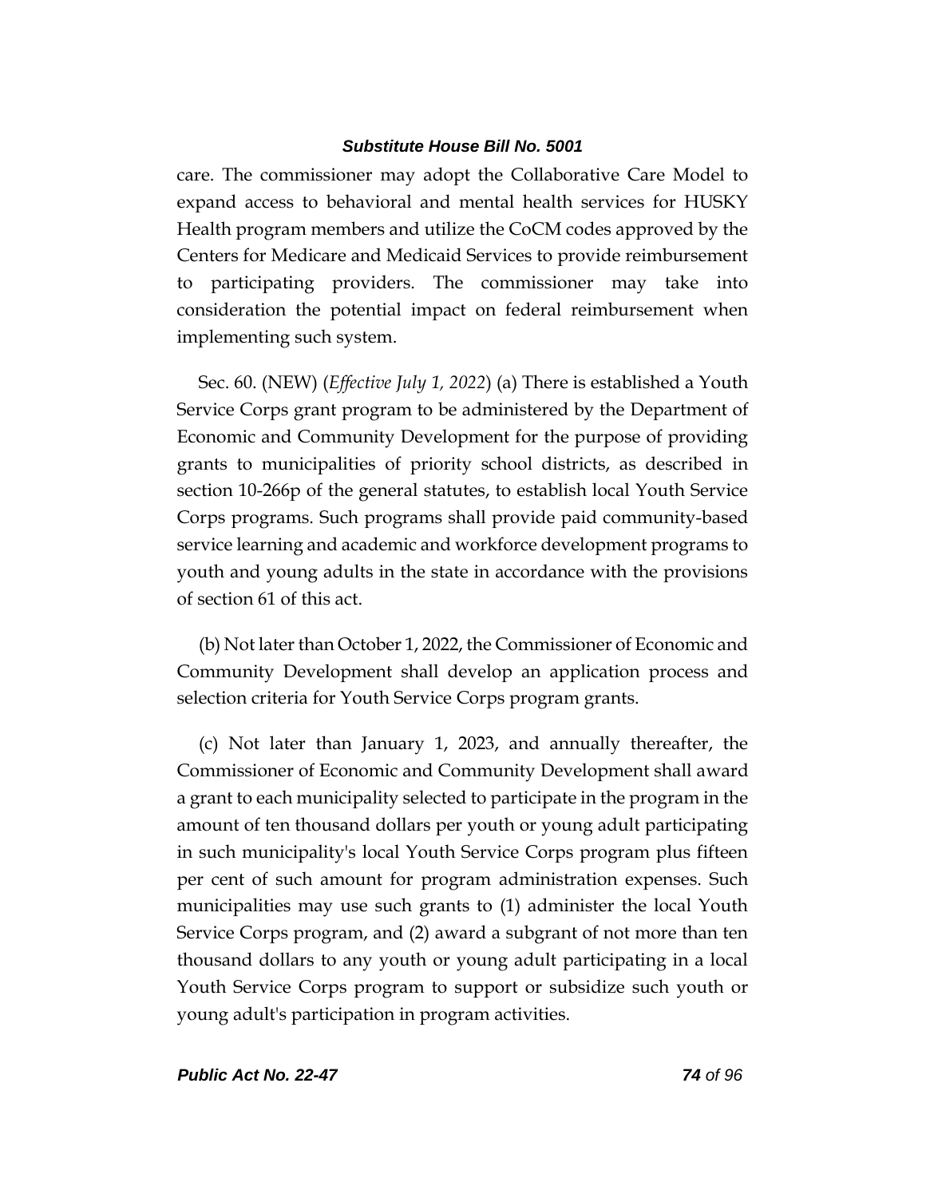care. The commissioner may adopt the Collaborative Care Model to expand access to behavioral and mental health services for HUSKY Health program members and utilize the CoCM codes approved by the Centers for Medicare and Medicaid Services to provide reimbursement to participating providers. The commissioner may take into consideration the potential impact on federal reimbursement when implementing such system.

Sec. 60. (NEW) (*Effective July 1, 2022*) (a) There is established a Youth Service Corps grant program to be administered by the Department of Economic and Community Development for the purpose of providing grants to municipalities of priority school districts, as described in section 10-266p of the general statutes, to establish local Youth Service Corps programs. Such programs shall provide paid community-based service learning and academic and workforce development programs to youth and young adults in the state in accordance with the provisions of section 61 of this act.

(b) Not later than October 1, 2022, the Commissioner of Economic and Community Development shall develop an application process and selection criteria for Youth Service Corps program grants.

(c) Not later than January 1, 2023, and annually thereafter, the Commissioner of Economic and Community Development shall award a grant to each municipality selected to participate in the program in the amount of ten thousand dollars per youth or young adult participating in such municipality's local Youth Service Corps program plus fifteen per cent of such amount for program administration expenses. Such municipalities may use such grants to (1) administer the local Youth Service Corps program, and (2) award a subgrant of not more than ten thousand dollars to any youth or young adult participating in a local Youth Service Corps program to support or subsidize such youth or young adult's participation in program activities.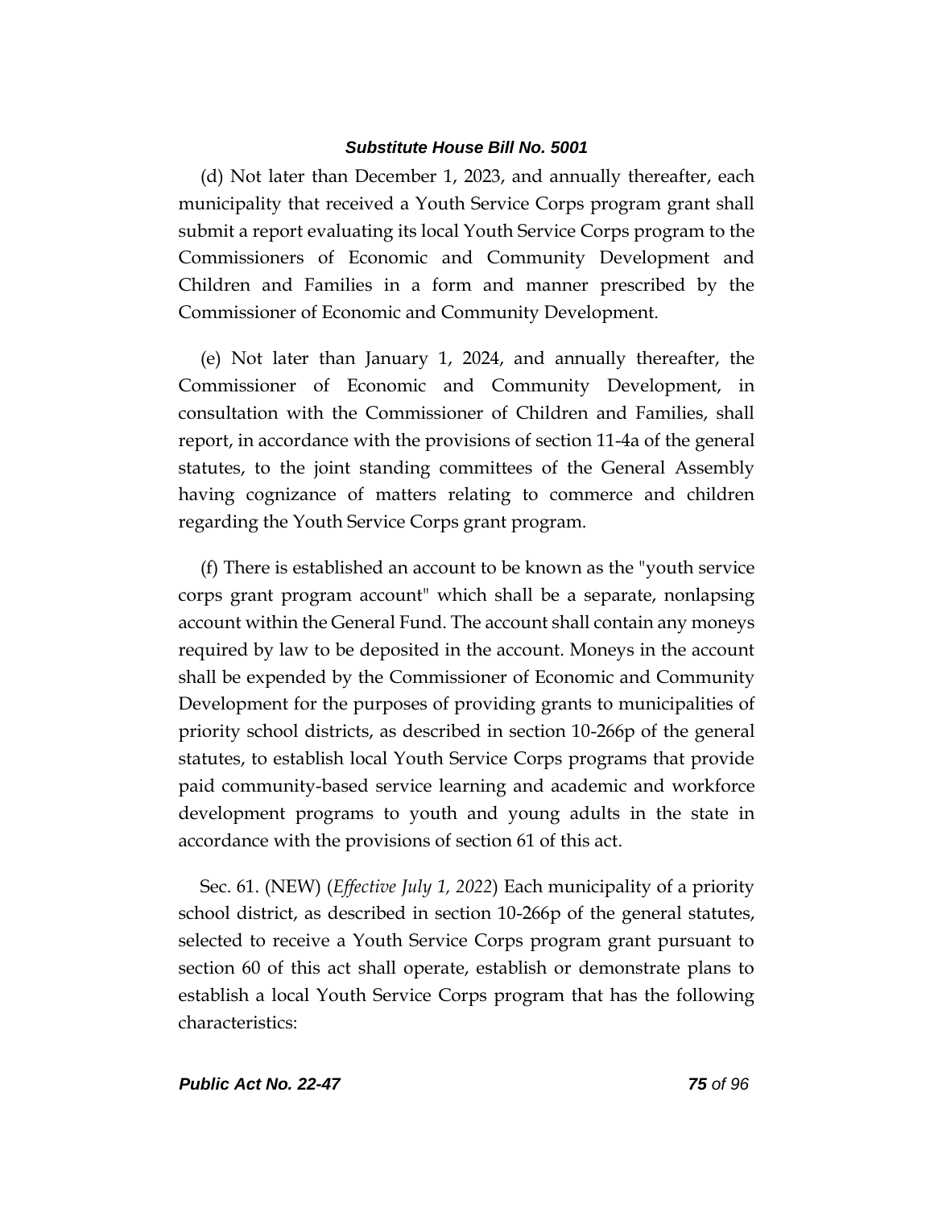(d) Not later than December 1, 2023, and annually thereafter, each municipality that received a Youth Service Corps program grant shall submit a report evaluating its local Youth Service Corps program to the Commissioners of Economic and Community Development and Children and Families in a form and manner prescribed by the Commissioner of Economic and Community Development.

(e) Not later than January 1, 2024, and annually thereafter, the Commissioner of Economic and Community Development, in consultation with the Commissioner of Children and Families, shall report, in accordance with the provisions of section 11-4a of the general statutes, to the joint standing committees of the General Assembly having cognizance of matters relating to commerce and children regarding the Youth Service Corps grant program.

(f) There is established an account to be known as the "youth service corps grant program account" which shall be a separate, nonlapsing account within the General Fund. The account shall contain any moneys required by law to be deposited in the account. Moneys in the account shall be expended by the Commissioner of Economic and Community Development for the purposes of providing grants to municipalities of priority school districts, as described in section 10-266p of the general statutes, to establish local Youth Service Corps programs that provide paid community-based service learning and academic and workforce development programs to youth and young adults in the state in accordance with the provisions of section 61 of this act.

Sec. 61. (NEW) (*Effective July 1, 2022*) Each municipality of a priority school district, as described in section 10-266p of the general statutes, selected to receive a Youth Service Corps program grant pursuant to section 60 of this act shall operate, establish or demonstrate plans to establish a local Youth Service Corps program that has the following characteristics: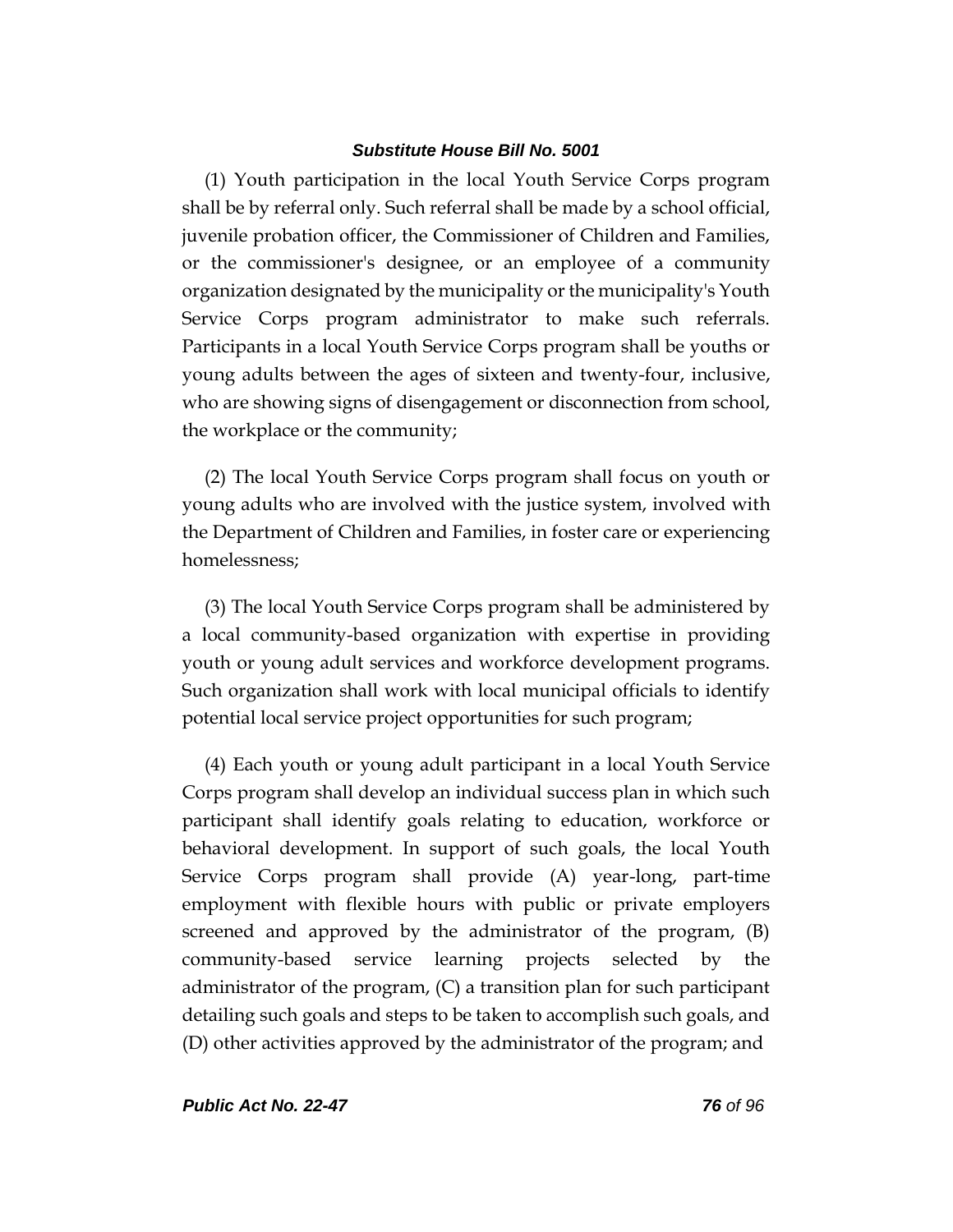(1) Youth participation in the local Youth Service Corps program shall be by referral only. Such referral shall be made by a school official, juvenile probation officer, the Commissioner of Children and Families, or the commissioner's designee, or an employee of a community organization designated by the municipality or the municipality's Youth Service Corps program administrator to make such referrals. Participants in a local Youth Service Corps program shall be youths or young adults between the ages of sixteen and twenty-four, inclusive, who are showing signs of disengagement or disconnection from school, the workplace or the community;

(2) The local Youth Service Corps program shall focus on youth or young adults who are involved with the justice system, involved with the Department of Children and Families, in foster care or experiencing homelessness;

(3) The local Youth Service Corps program shall be administered by a local community-based organization with expertise in providing youth or young adult services and workforce development programs. Such organization shall work with local municipal officials to identify potential local service project opportunities for such program;

(4) Each youth or young adult participant in a local Youth Service Corps program shall develop an individual success plan in which such participant shall identify goals relating to education, workforce or behavioral development. In support of such goals, the local Youth Service Corps program shall provide (A) year-long, part-time employment with flexible hours with public or private employers screened and approved by the administrator of the program, (B) community-based service learning projects selected by the administrator of the program, (C) a transition plan for such participant detailing such goals and steps to be taken to accomplish such goals, and (D) other activities approved by the administrator of the program; and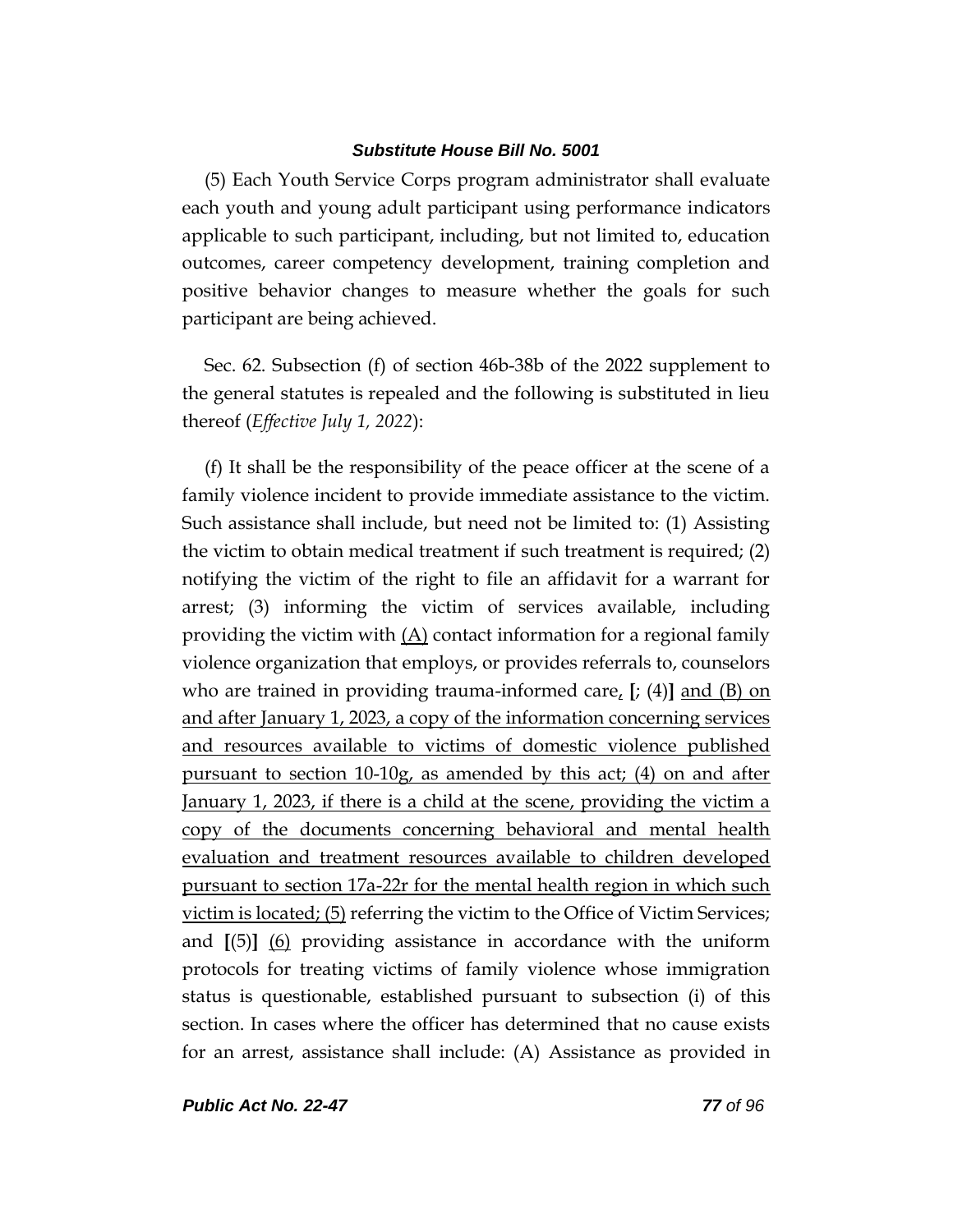(5) Each Youth Service Corps program administrator shall evaluate each youth and young adult participant using performance indicators applicable to such participant, including, but not limited to, education outcomes, career competency development, training completion and positive behavior changes to measure whether the goals for such participant are being achieved.

Sec. 62. Subsection (f) of section 46b-38b of the 2022 supplement to the general statutes is repealed and the following is substituted in lieu thereof (*Effective July 1, 2022*):

(f) It shall be the responsibility of the peace officer at the scene of a family violence incident to provide immediate assistance to the victim. Such assistance shall include, but need not be limited to: (1) Assisting the victim to obtain medical treatment if such treatment is required; (2) notifying the victim of the right to file an affidavit for a warrant for arrest; (3) informing the victim of services available, including providing the victim with <u>(A)</u> contact information for a regional family violence organization that employs, or provides referrals to, counselors who are trained in providing trauma-informed care<u>,</u> **[**; (4)**]** <u>and (B) on and after January 1, 2023, a copy of the information concerning services and resources available to victims of domestic violence published pursuant to section 10-10g, as amended by this act; (4) on and after January 1, 2023, if there is a child at the scene, providing the victim a copy of the documents concerning behavioral and mental health evaluation and treatment resources available to children developed pursuant to section 17a-22r for the mental health region in which such victim is located; (5)</u> referring the victim to the Office of Victim Services; and **[**(5)**]** <u>(6)</u> providing assistance in accordance with the uniform protocols for treating victims of family violence whose immigration status is questionable, established pursuant to subsection (i) of this section. In cases where the officer has determined that no cause exists for an arrest, assistance shall include: (A) Assistance as provided in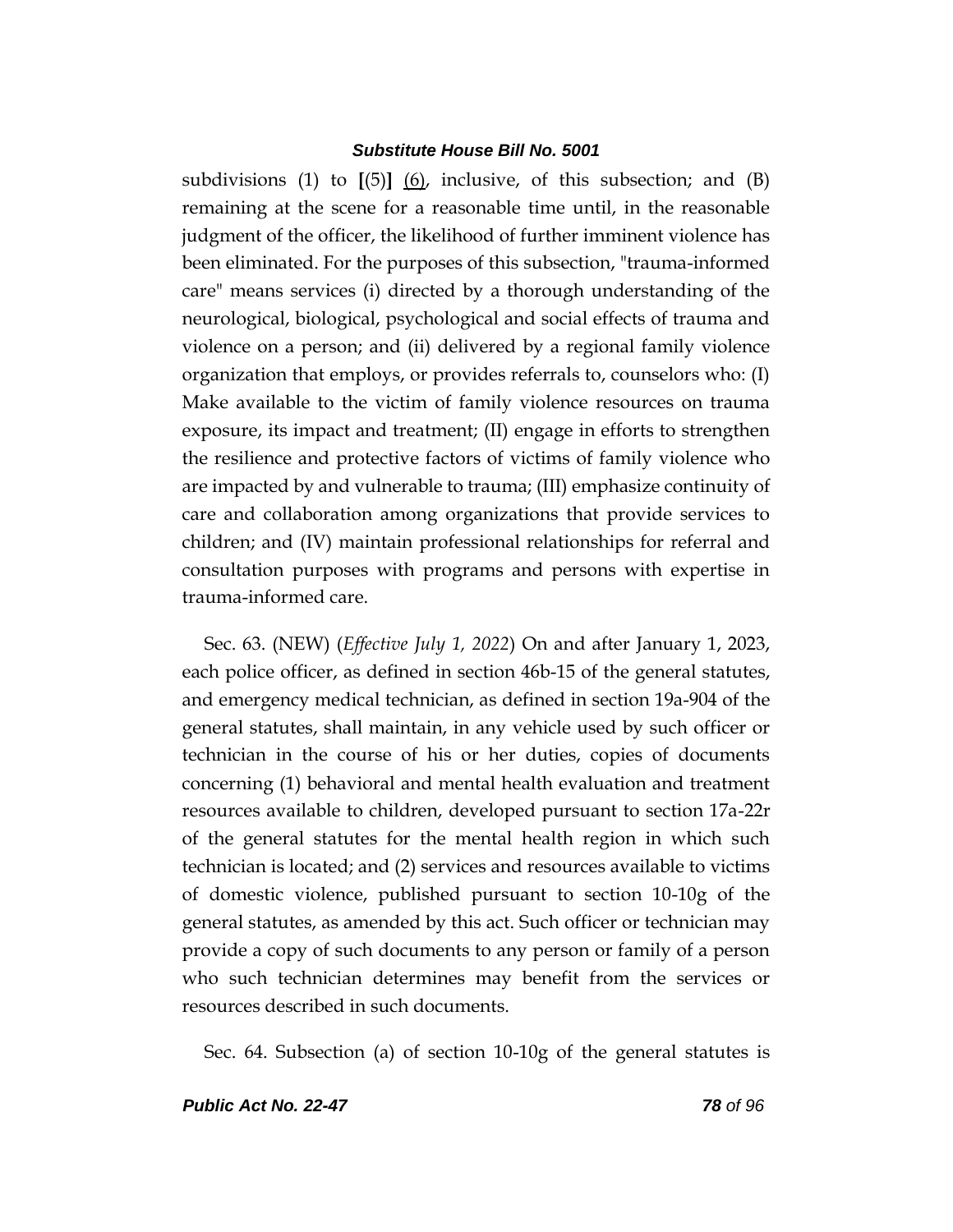subdivisions (1) to [(5)] <u>(6)</u>, inclusive, of this subsection; and (B) remaining at the scene for a reasonable time until, in the reasonable judgment of the officer, the likelihood of further imminent violence has been eliminated. For the purposes of this subsection, "trauma-informed care" means services (i) directed by a thorough understanding of the neurological, biological, psychological and social effects of trauma and violence on a person; and (ii) delivered by a regional family violence organization that employs, or provides referrals to, counselors who: (I) Make available to the victim of family violence resources on trauma exposure, its impact and treatment; (II) engage in efforts to strengthen the resilience and protective factors of victims of family violence who are impacted by and vulnerable to trauma; (III) emphasize continuity of care and collaboration among organizations that provide services to children; and (IV) maintain professional relationships for referral and consultation purposes with programs and persons with expertise in trauma-informed care.

Sec. 63. (NEW) (*Effective July 1, 2022*) On and after January 1, 2023, each police officer, as defined in section 46b-15 of the general statutes, and emergency medical technician, as defined in section 19a-904 of the general statutes, shall maintain, in any vehicle used by such officer or technician in the course of his or her duties, copies of documents concerning (1) behavioral and mental health evaluation and treatment resources available to children, developed pursuant to section 17a-22r of the general statutes for the mental health region in which such technician is located; and (2) services and resources available to victims of domestic violence, published pursuant to section 10-10g of the general statutes, as amended by this act. Such officer or technician may provide a copy of such documents to any person or family of a person who such technician determines may benefit from the services or resources described in such documents.

Sec. 64. Subsection (a) of section 10-10g of the general statutes is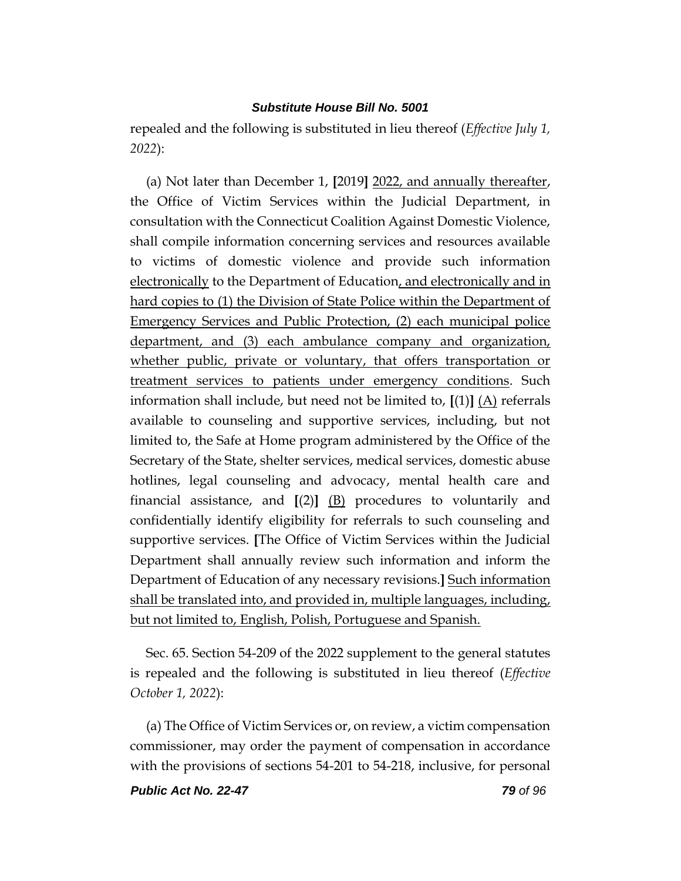repealed and the following is substituted in lieu thereof (*Effective July 1, 2022*):

(a) Not later than December 1, **[**2019**]** <u>2022, and annually thereafter</u>, the Office of Victim Services within the Judicial Department, in consultation with the Connecticut Coalition Against Domestic Violence, shall compile information concerning services and resources available to victims of domestic violence and provide such information <u>electronically</u> to the Department of Education<u>, and electronically and in hard copies to (1) the Division of State Police within the Department of Emergency Services and Public Protection, (2) each municipal police department, and (3) each ambulance company and organization, whether public, private or voluntary, that offers transportation or treatment services to patients under emergency conditions</u>. Such information shall include, but need not be limited to, **[**(1)**]** <u>(A)</u> referrals available to counseling and supportive services, including, but not limited to, the Safe at Home program administered by the Office of the Secretary of the State, shelter services, medical services, domestic abuse hotlines, legal counseling and advocacy, mental health care and financial assistance, and **[**(2)**]** <u>(B)</u> procedures to voluntarily and confidentially identify eligibility for referrals to such counseling and supportive services. **[**The Office of Victim Services within the Judicial Department shall annually review such information and inform the Department of Education of any necessary revisions.**]** <u>Such information shall be translated into, and provided in, multiple languages, including, but not limited to, English, Polish, Portuguese and Spanish.</u>

Sec. 65. Section 54-209 of the 2022 supplement to the general statutes is repealed and the following is substituted in lieu thereof (*Effective October 1, 2022*):

(a) The Office of Victim Services or, on review, a victim compensation commissioner, may order the payment of compensation in accordance with the provisions of sections 54-201 to 54-218, inclusive, for personal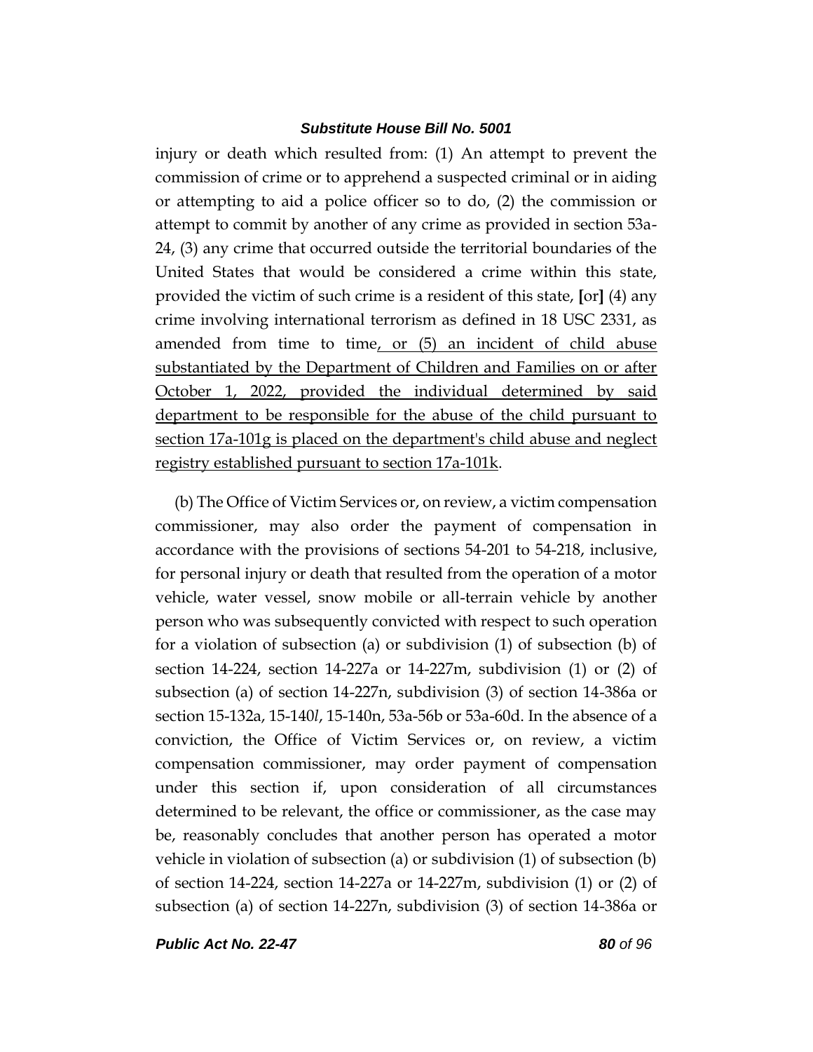injury or death which resulted from: (1) An attempt to prevent the commission of crime or to apprehend a suspected criminal or in aiding or attempting to aid a police officer so to do, (2) the commission or attempt to commit by another of any crime as provided in section 53a-24, (3) any crime that occurred outside the territorial boundaries of the United States that would be considered a crime within this state, provided the victim of such crime is a resident of this state, [or] (4) any crime involving international terrorism as defined in 18 USC 2331, as amended from time to time, or (5) an incident of child abuse substantiated by the Department of Children and Families on or after October 1, 2022, provided the individual determined by said department to be responsible for the abuse of the child pursuant to section 17a-101g is placed on the department's child abuse and neglect registry established pursuant to section 17a-101k.

(b) The Office of Victim Services or, on review, a victim compensation commissioner, may also order the payment of compensation in accordance with the provisions of sections 54-201 to 54-218, inclusive, for personal injury or death that resulted from the operation of a motor vehicle, water vessel, snow mobile or all-terrain vehicle by another person who was subsequently convicted with respect to such operation for a violation of subsection (a) or subdivision (1) of subsection (b) of section 14-224, section 14-227a or 14-227m, subdivision (1) or (2) of subsection (a) of section 14-227n, subdivision (3) of section 14-386a or section 15-132a, 15-140*l*, 15-140n, 53a-56b or 53a-60d. In the absence of a conviction, the Office of Victim Services or, on review, a victim compensation commissioner, may order payment of compensation under this section if, upon consideration of all circumstances determined to be relevant, the office or commissioner, as the case may be, reasonably concludes that another person has operated a motor vehicle in violation of subsection (a) or subdivision (1) of subsection (b) of section 14-224, section 14-227a or 14-227m, subdivision (1) or (2) of subsection (a) of section 14-227n, subdivision (3) of section 14-386a or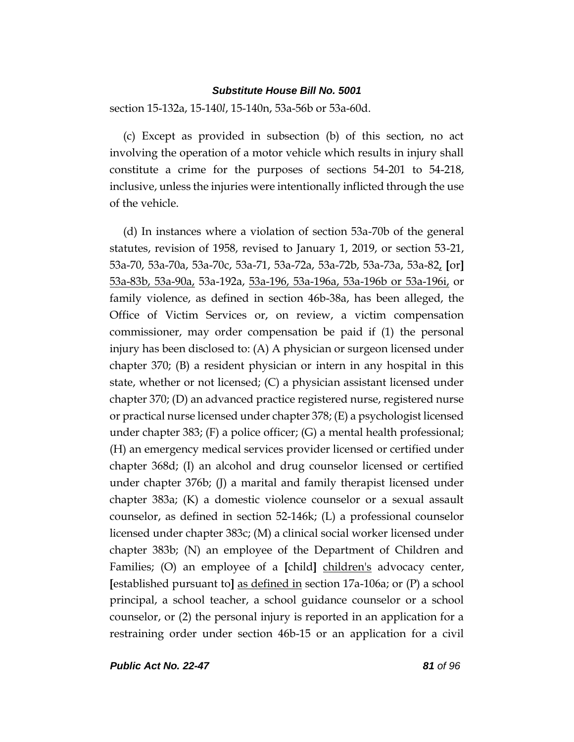section 15-132a, 15-140*l*, 15-140n, 53a-56b or 53a-60d.

(c) Except as provided in subsection (b) of this section, no act involving the operation of a motor vehicle which results in injury shall constitute a crime for the purposes of sections 54-201 to 54-218, inclusive, unless the injuries were intentionally inflicted through the use of the vehicle.

(d) In instances where a violation of section 53a-70b of the general statutes, revision of 1958, revised to January 1, 2019, or section 53-21, 53a-70, 53a-70a, 53a-70c, 53a-71, 53a-72a, 53a-72b, 53a-73a, 53a-82, [or] 53a-83b, 53a-90a, 53a-192a, 53a-196, 53a-196a, 53a-196b or 53a-196i, or family violence, as defined in section 46b-38a, has been alleged, the Office of Victim Services or, on review, a victim compensation commissioner, may order compensation be paid if (1) the personal injury has been disclosed to: (A) A physician or surgeon licensed under chapter 370; (B) a resident physician or intern in any hospital in this state, whether or not licensed; (C) a physician assistant licensed under chapter 370; (D) an advanced practice registered nurse, registered nurse or practical nurse licensed under chapter 378; (E) a psychologist licensed under chapter 383; (F) a police officer; (G) a mental health professional; (H) an emergency medical services provider licensed or certified under chapter 368d; (I) an alcohol and drug counselor licensed or certified under chapter 376b; (J) a marital and family therapist licensed under chapter 383a; (K) a domestic violence counselor or a sexual assault counselor, as defined in section 52-146k; (L) a professional counselor licensed under chapter 383c; (M) a clinical social worker licensed under chapter 383b; (N) an employee of the Department of Children and Families; (O) an employee of a [child] children's advocacy center, [established pursuant to] as defined in section 17a-106a; or (P) a school principal, a school teacher, a school guidance counselor or a school counselor, or (2) the personal injury is reported in an application for a restraining order under section 46b-15 or an application for a civil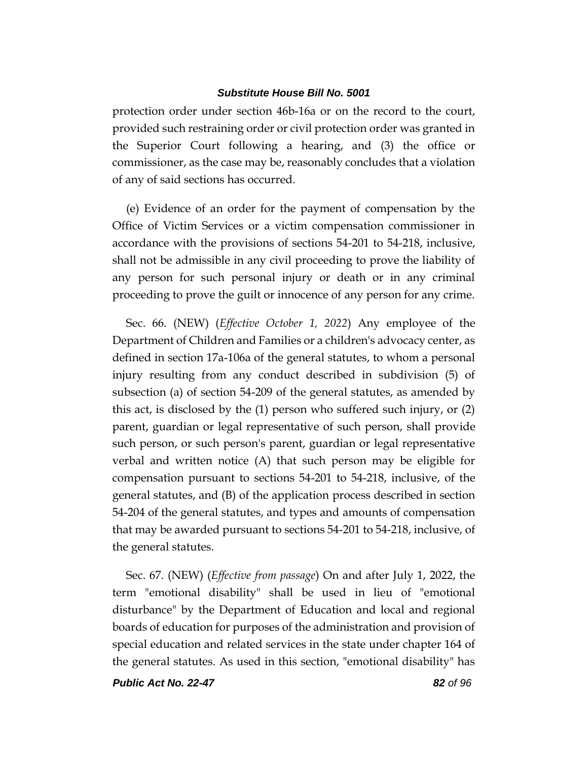protection order under section 46b-16a or on the record to the court, provided such restraining order or civil protection order was granted in the Superior Court following a hearing, and (3) the office or commissioner, as the case may be, reasonably concludes that a violation of any of said sections has occurred.

(e) Evidence of an order for the payment of compensation by the Office of Victim Services or a victim compensation commissioner in accordance with the provisions of sections 54-201 to 54-218, inclusive, shall not be admissible in any civil proceeding to prove the liability of any person for such personal injury or death or in any criminal proceeding to prove the guilt or innocence of any person for any crime.

Sec. 66. (NEW) (*Effective October 1, 2022*) Any employee of the Department of Children and Families or a children's advocacy center, as defined in section 17a-106a of the general statutes, to whom a personal injury resulting from any conduct described in subdivision (5) of subsection (a) of section 54-209 of the general statutes, as amended by this act, is disclosed by the (1) person who suffered such injury, or (2) parent, guardian or legal representative of such person, shall provide such person, or such person's parent, guardian or legal representative verbal and written notice (A) that such person may be eligible for compensation pursuant to sections 54-201 to 54-218, inclusive, of the general statutes, and (B) of the application process described in section 54-204 of the general statutes, and types and amounts of compensation that may be awarded pursuant to sections 54-201 to 54-218, inclusive, of the general statutes.

Sec. 67. (NEW) (*Effective from passage*) On and after July 1, 2022, the term "emotional disability" shall be used in lieu of "emotional disturbance" by the Department of Education and local and regional boards of education for purposes of the administration and provision of special education and related services in the state under chapter 164 of the general statutes. As used in this section, "emotional disability" has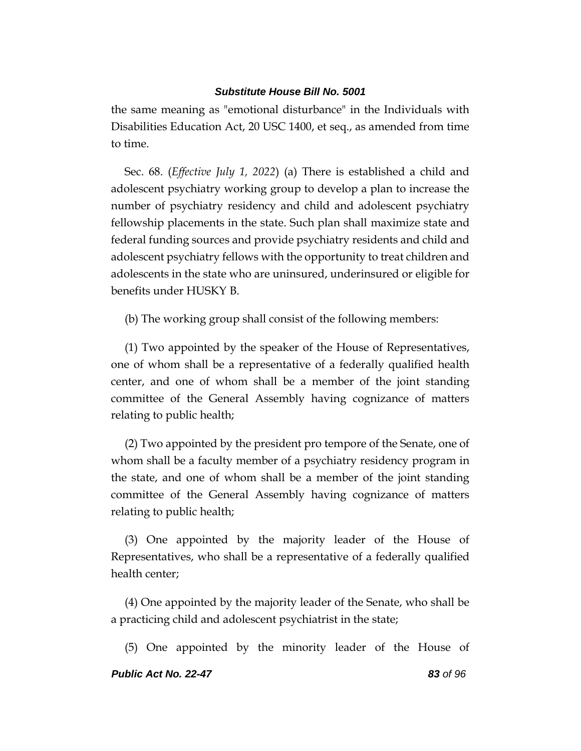the same meaning as "emotional disturbance" in the Individuals with Disabilities Education Act, 20 USC 1400, et seq., as amended from time to time.

Sec. 68. (*Effective July 1, 2022*) (a) There is established a child and adolescent psychiatry working group to develop a plan to increase the number of psychiatry residency and child and adolescent psychiatry fellowship placements in the state. Such plan shall maximize state and federal funding sources and provide psychiatry residents and child and adolescent psychiatry fellows with the opportunity to treat children and adolescents in the state who are uninsured, underinsured or eligible for benefits under HUSKY B.

(b) The working group shall consist of the following members:

(1) Two appointed by the speaker of the House of Representatives, one of whom shall be a representative of a federally qualified health center, and one of whom shall be a member of the joint standing committee of the General Assembly having cognizance of matters relating to public health;

(2) Two appointed by the president pro tempore of the Senate, one of whom shall be a faculty member of a psychiatry residency program in the state, and one of whom shall be a member of the joint standing committee of the General Assembly having cognizance of matters relating to public health;

(3) One appointed by the majority leader of the House of Representatives, who shall be a representative of a federally qualified health center;

(4) One appointed by the majority leader of the Senate, who shall be a practicing child and adolescent psychiatrist in the state;

(5) One appointed by the minority leader of the House of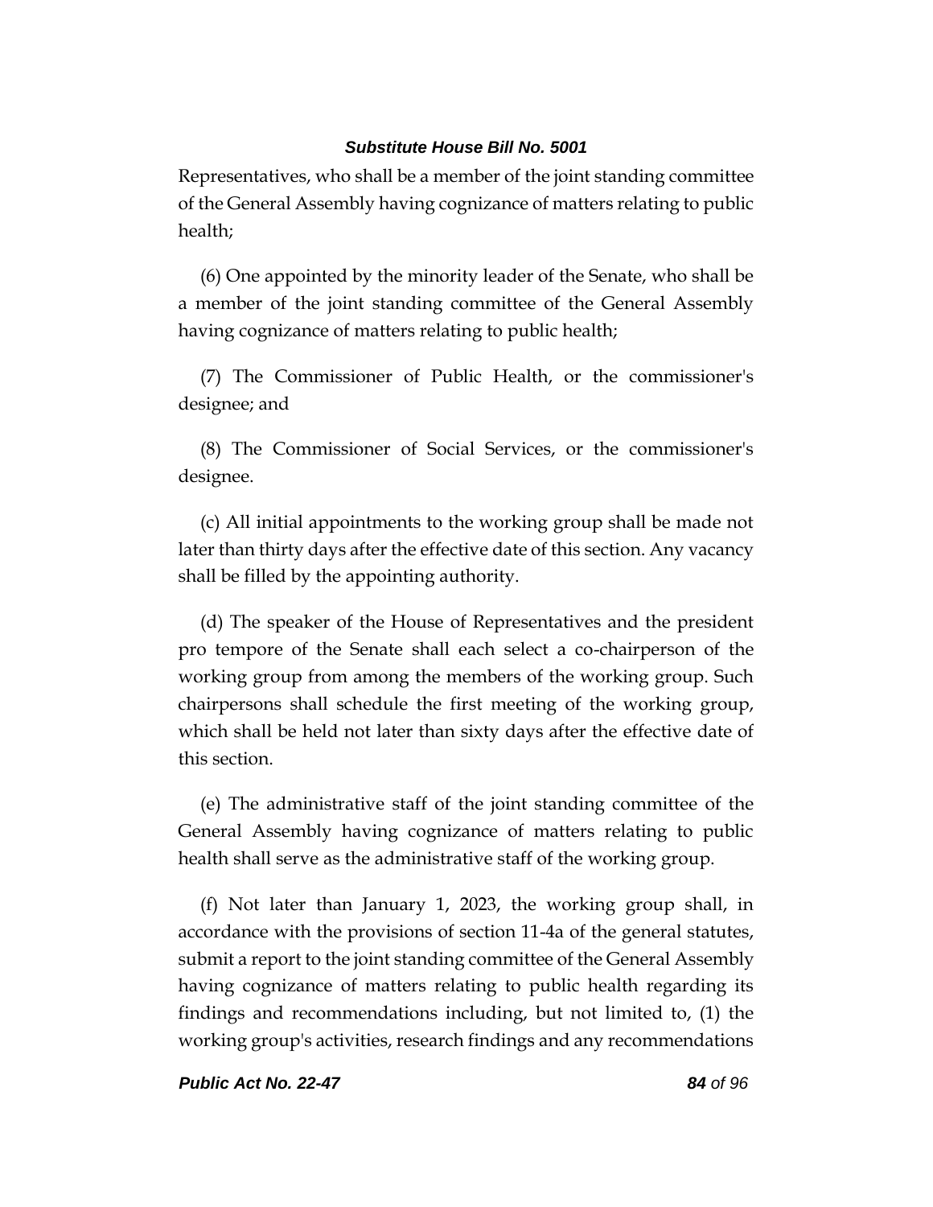Representatives, who shall be a member of the joint standing committee of the General Assembly having cognizance of matters relating to public health;

(6) One appointed by the minority leader of the Senate, who shall be a member of the joint standing committee of the General Assembly having cognizance of matters relating to public health;

(7) The Commissioner of Public Health, or the commissioner's designee; and

(8) The Commissioner of Social Services, or the commissioner's designee.

(c) All initial appointments to the working group shall be made not later than thirty days after the effective date of this section. Any vacancy shall be filled by the appointing authority.

(d) The speaker of the House of Representatives and the president pro tempore of the Senate shall each select a co-chairperson of the working group from among the members of the working group. Such chairpersons shall schedule the first meeting of the working group, which shall be held not later than sixty days after the effective date of this section.

(e) The administrative staff of the joint standing committee of the General Assembly having cognizance of matters relating to public health shall serve as the administrative staff of the working group.

(f) Not later than January 1, 2023, the working group shall, in accordance with the provisions of section 11-4a of the general statutes, submit a report to the joint standing committee of the General Assembly having cognizance of matters relating to public health regarding its findings and recommendations including, but not limited to, (1) the working group's activities, research findings and any recommendations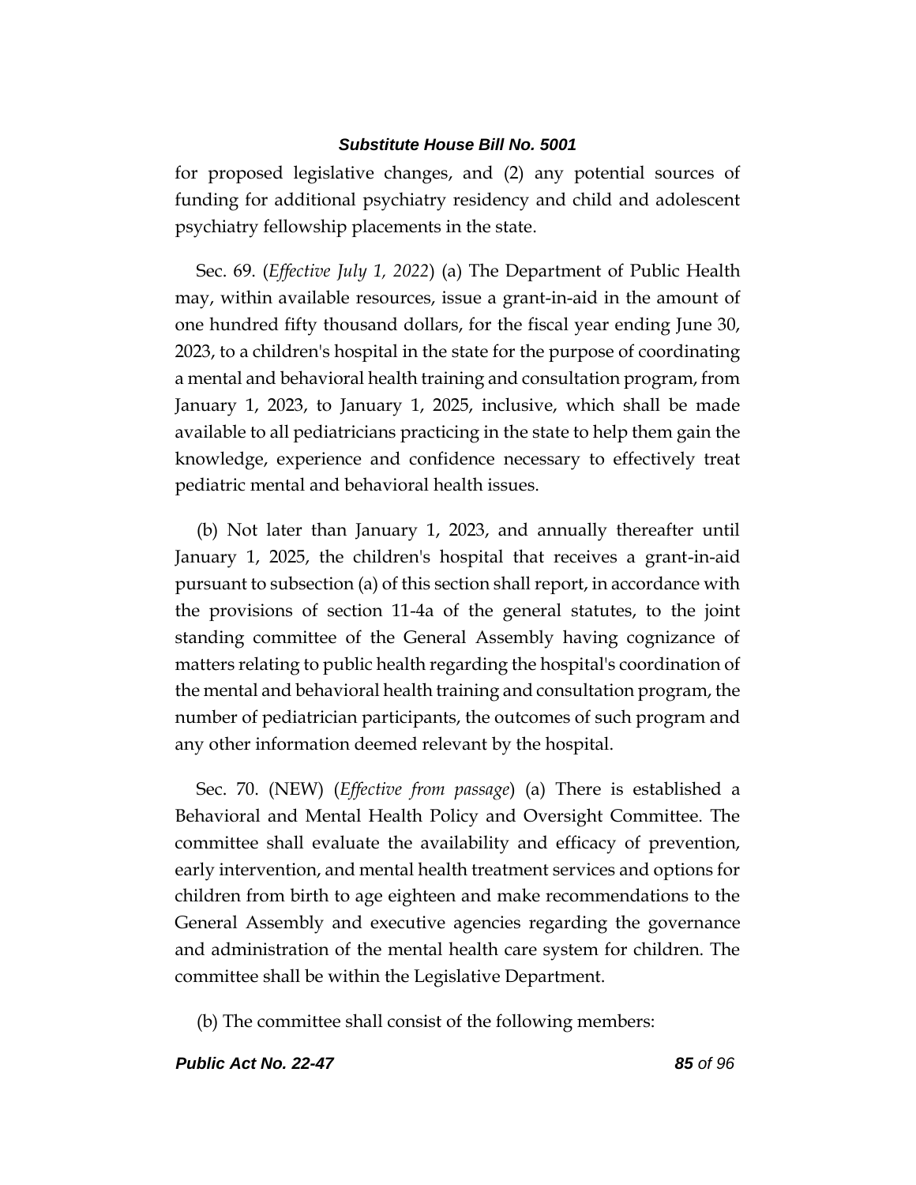for proposed legislative changes, and (2) any potential sources of funding for additional psychiatry residency and child and adolescent psychiatry fellowship placements in the state.

Sec. 69. (*Effective July 1, 2022*) (a) The Department of Public Health may, within available resources, issue a grant-in-aid in the amount of one hundred fifty thousand dollars, for the fiscal year ending June 30, 2023, to a children's hospital in the state for the purpose of coordinating a mental and behavioral health training and consultation program, from January 1, 2023, to January 1, 2025, inclusive, which shall be made available to all pediatricians practicing in the state to help them gain the knowledge, experience and confidence necessary to effectively treat pediatric mental and behavioral health issues.

(b) Not later than January 1, 2023, and annually thereafter until January 1, 2025, the children's hospital that receives a grant-in-aid pursuant to subsection (a) of this section shall report, in accordance with the provisions of section 11-4a of the general statutes, to the joint standing committee of the General Assembly having cognizance of matters relating to public health regarding the hospital's coordination of the mental and behavioral health training and consultation program, the number of pediatrician participants, the outcomes of such program and any other information deemed relevant by the hospital.

Sec. 70. (NEW) (*Effective from passage*) (a) There is established a Behavioral and Mental Health Policy and Oversight Committee. The committee shall evaluate the availability and efficacy of prevention, early intervention, and mental health treatment services and options for children from birth to age eighteen and make recommendations to the General Assembly and executive agencies regarding the governance and administration of the mental health care system for children. The committee shall be within the Legislative Department.

(b) The committee shall consist of the following members: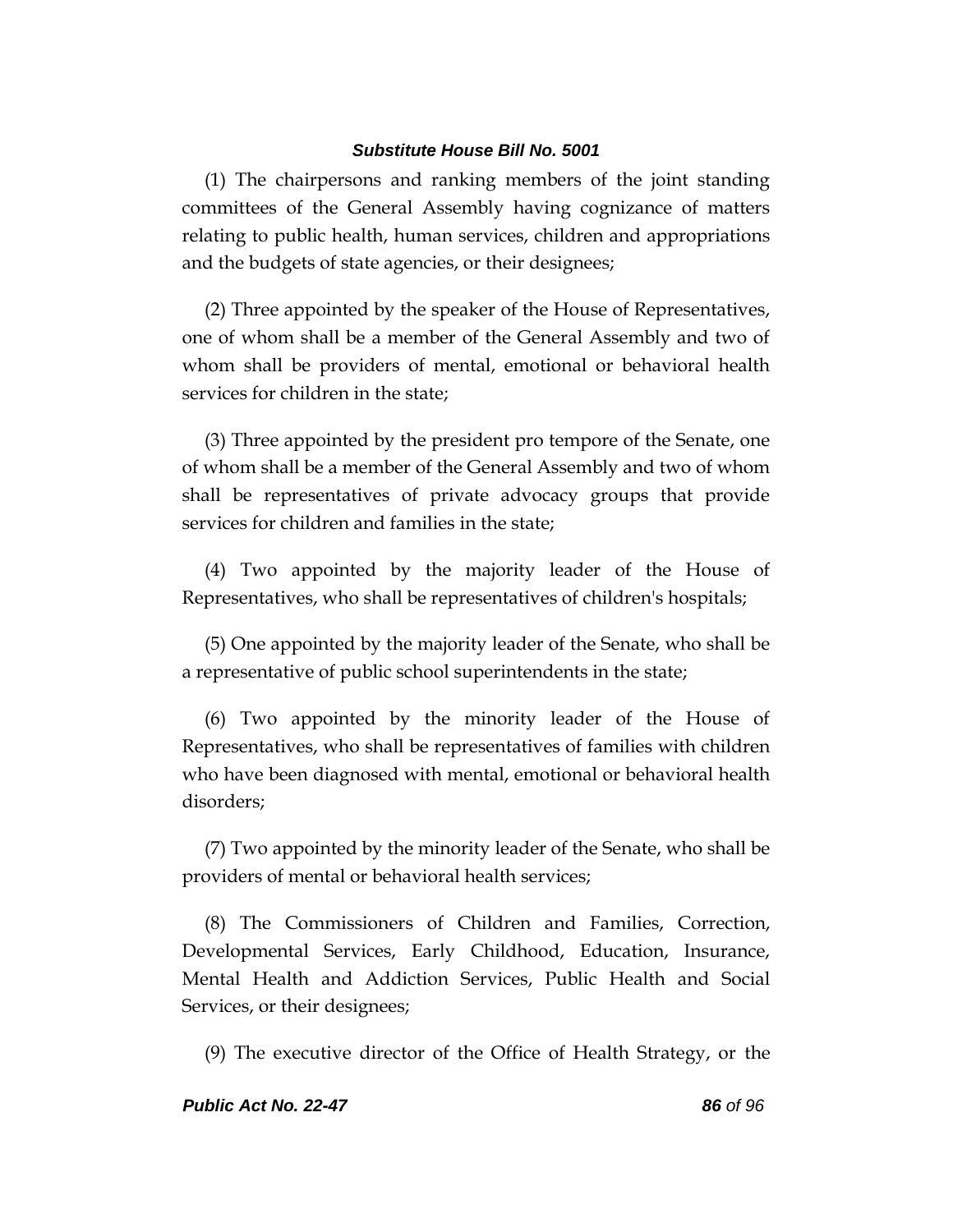(1) The chairpersons and ranking members of the joint standing committees of the General Assembly having cognizance of matters relating to public health, human services, children and appropriations and the budgets of state agencies, or their designees;

(2) Three appointed by the speaker of the House of Representatives, one of whom shall be a member of the General Assembly and two of whom shall be providers of mental, emotional or behavioral health services for children in the state;

(3) Three appointed by the president pro tempore of the Senate, one of whom shall be a member of the General Assembly and two of whom shall be representatives of private advocacy groups that provide services for children and families in the state;

(4) Two appointed by the majority leader of the House of Representatives, who shall be representatives of children's hospitals;

(5) One appointed by the majority leader of the Senate, who shall be a representative of public school superintendents in the state;

(6) Two appointed by the minority leader of the House of Representatives, who shall be representatives of families with children who have been diagnosed with mental, emotional or behavioral health disorders;

(7) Two appointed by the minority leader of the Senate, who shall be providers of mental or behavioral health services;

(8) The Commissioners of Children and Families, Correction, Developmental Services, Early Childhood, Education, Insurance, Mental Health and Addiction Services, Public Health and Social Services, or their designees;

(9) The executive director of the Office of Health Strategy, or the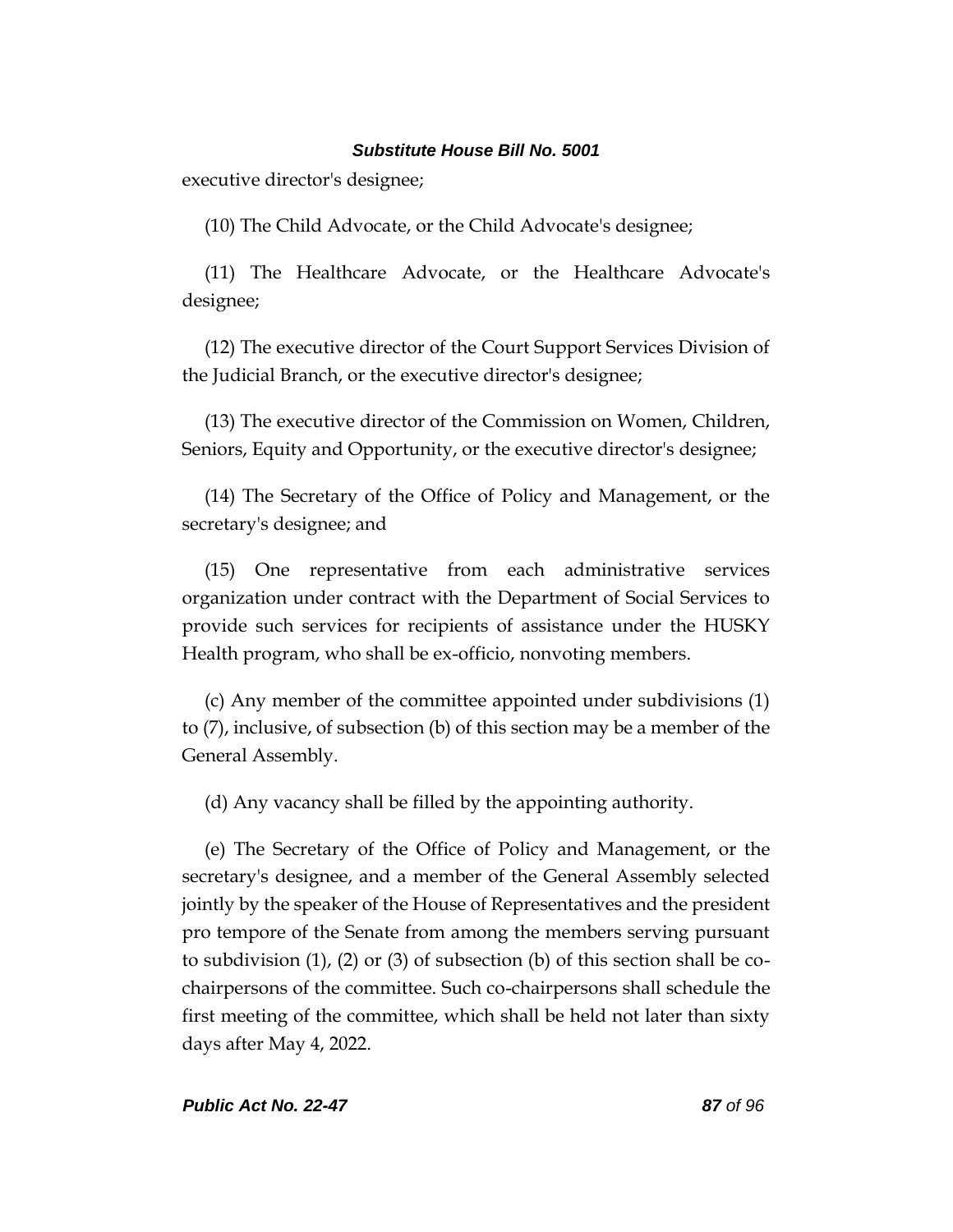executive director's designee;

(10) The Child Advocate, or the Child Advocate's designee;

(11) The Healthcare Advocate, or the Healthcare Advocate's designee;

(12) The executive director of the Court Support Services Division of the Judicial Branch, or the executive director's designee;

(13) The executive director of the Commission on Women, Children, Seniors, Equity and Opportunity, or the executive director's designee;

(14) The Secretary of the Office of Policy and Management, or the secretary's designee; and

(15) One representative from each administrative services organization under contract with the Department of Social Services to provide such services for recipients of assistance under the HUSKY Health program, who shall be ex-officio, nonvoting members.

(c) Any member of the committee appointed under subdivisions (1) to (7), inclusive, of subsection (b) of this section may be a member of the General Assembly.

(d) Any vacancy shall be filled by the appointing authority.

(e) The Secretary of the Office of Policy and Management, or the secretary's designee, and a member of the General Assembly selected jointly by the speaker of the House of Representatives and the president pro tempore of the Senate from among the members serving pursuant to subdivision (1), (2) or (3) of subsection (b) of this section shall be co-chairpersons of the committee. Such co-chairpersons shall schedule the first meeting of the committee, which shall be held not later than sixty days after May 4, 2022.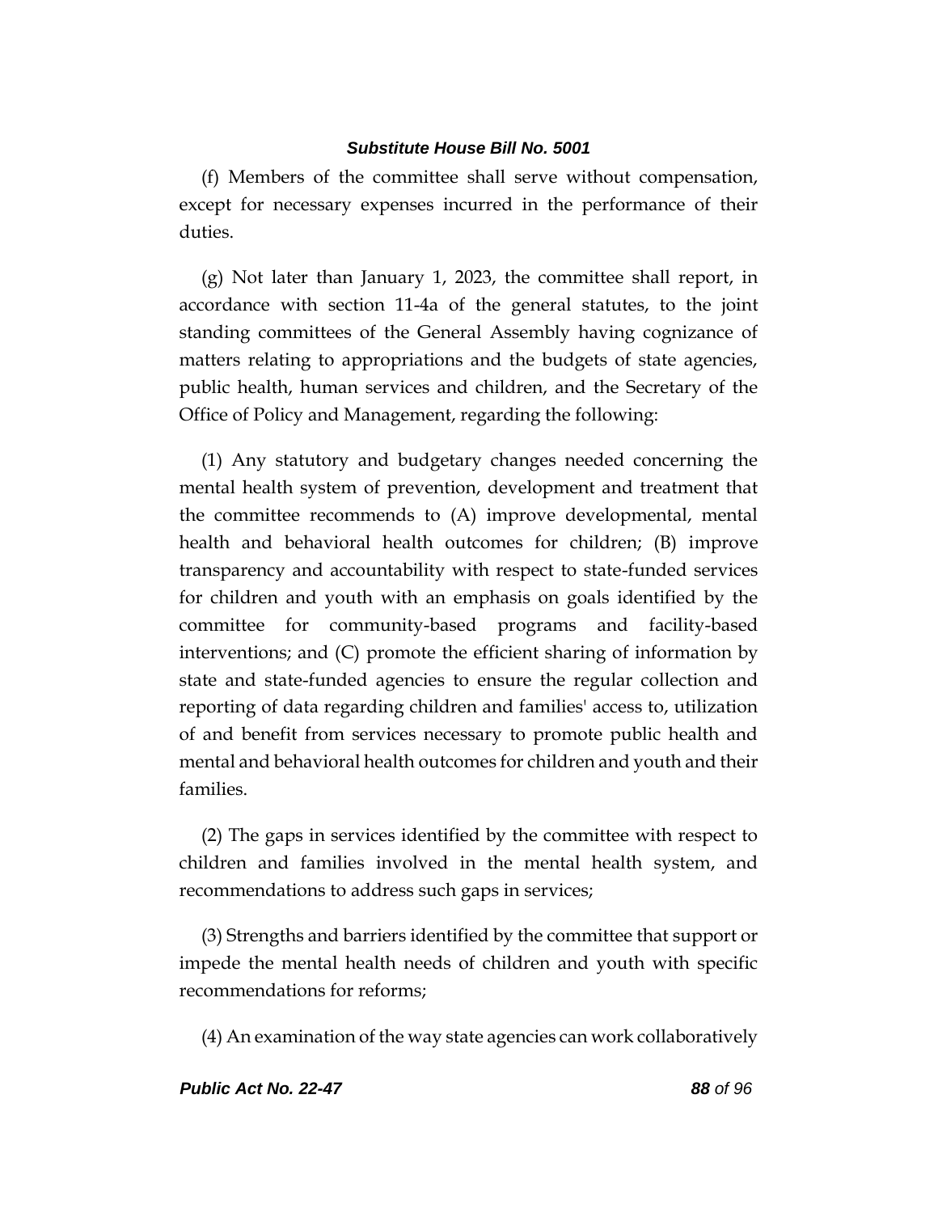(f) Members of the committee shall serve without compensation, except for necessary expenses incurred in the performance of their duties.

(g) Not later than January 1, 2023, the committee shall report, in accordance with section 11-4a of the general statutes, to the joint standing committees of the General Assembly having cognizance of matters relating to appropriations and the budgets of state agencies, public health, human services and children, and the Secretary of the Office of Policy and Management, regarding the following:

(1) Any statutory and budgetary changes needed concerning the mental health system of prevention, development and treatment that the committee recommends to (A) improve developmental, mental health and behavioral health outcomes for children; (B) improve transparency and accountability with respect to state-funded services for children and youth with an emphasis on goals identified by the committee for community-based programs and facility-based interventions; and (C) promote the efficient sharing of information by state and state-funded agencies to ensure the regular collection and reporting of data regarding children and families' access to, utilization of and benefit from services necessary to promote public health and mental and behavioral health outcomes for children and youth and their families.

(2) The gaps in services identified by the committee with respect to children and families involved in the mental health system, and recommendations to address such gaps in services;

(3) Strengths and barriers identified by the committee that support or impede the mental health needs of children and youth with specific recommendations for reforms;

(4) An examination of the way state agencies can work collaboratively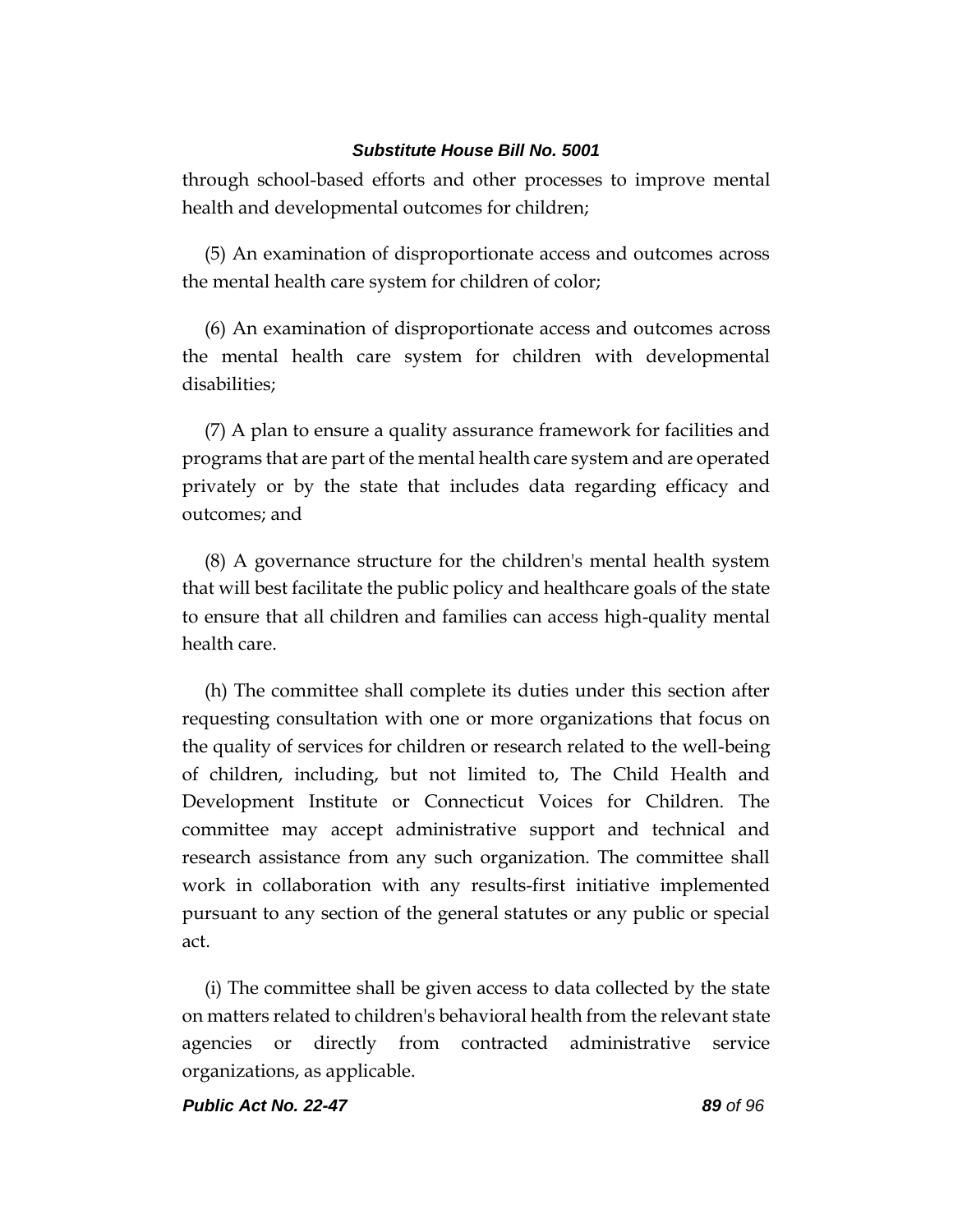through school-based efforts and other processes to improve mental health and developmental outcomes for children;

(5) An examination of disproportionate access and outcomes across the mental health care system for children of color;

(6) An examination of disproportionate access and outcomes across the mental health care system for children with developmental disabilities;

(7) A plan to ensure a quality assurance framework for facilities and programs that are part of the mental health care system and are operated privately or by the state that includes data regarding efficacy and outcomes; and

(8) A governance structure for the children's mental health system that will best facilitate the public policy and healthcare goals of the state to ensure that all children and families can access high-quality mental health care.

(h) The committee shall complete its duties under this section after requesting consultation with one or more organizations that focus on the quality of services for children or research related to the well-being of children, including, but not limited to, The Child Health and Development Institute or Connecticut Voices for Children. The committee may accept administrative support and technical and research assistance from any such organization. The committee shall work in collaboration with any results-first initiative implemented pursuant to any section of the general statutes or any public or special act.

(i) The committee shall be given access to data collected by the state on matters related to children's behavioral health from the relevant state agencies or directly from contracted administrative service organizations, as applicable.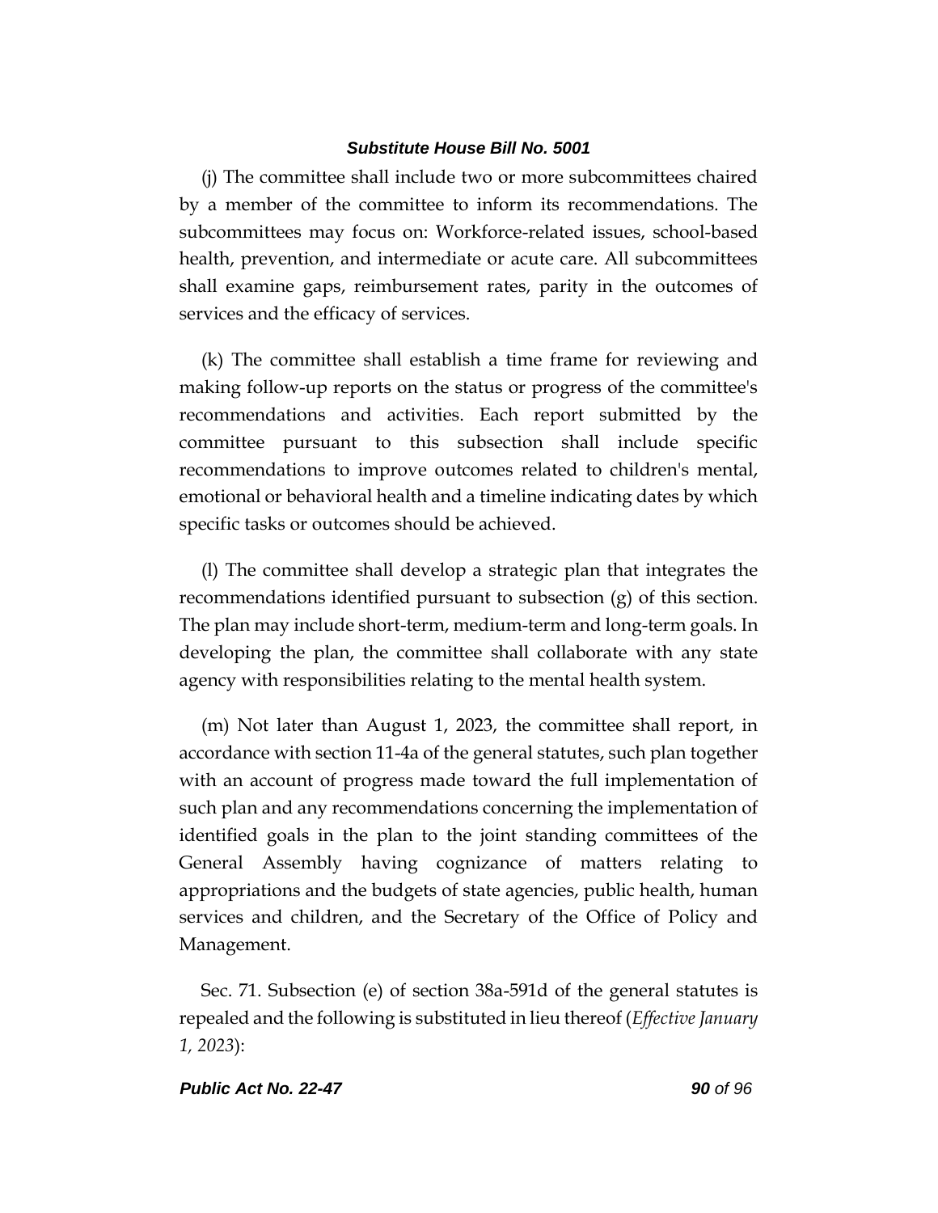(j) The committee shall include two or more subcommittees chaired by a member of the committee to inform its recommendations. The subcommittees may focus on: Workforce-related issues, school-based health, prevention, and intermediate or acute care. All subcommittees shall examine gaps, reimbursement rates, parity in the outcomes of services and the efficacy of services.

(k) The committee shall establish a time frame for reviewing and making follow-up reports on the status or progress of the committee's recommendations and activities. Each report submitted by the committee pursuant to this subsection shall include specific recommendations to improve outcomes related to children's mental, emotional or behavioral health and a timeline indicating dates by which specific tasks or outcomes should be achieved.

(l) The committee shall develop a strategic plan that integrates the recommendations identified pursuant to subsection (g) of this section. The plan may include short-term, medium-term and long-term goals. In developing the plan, the committee shall collaborate with any state agency with responsibilities relating to the mental health system.

(m) Not later than August 1, 2023, the committee shall report, in accordance with section 11-4a of the general statutes, such plan together with an account of progress made toward the full implementation of such plan and any recommendations concerning the implementation of identified goals in the plan to the joint standing committees of the General Assembly having cognizance of matters relating to appropriations and the budgets of state agencies, public health, human services and children, and the Secretary of the Office of Policy and Management.

Sec. 71. Subsection (e) of section 38a-591d of the general statutes is repealed and the following is substituted in lieu thereof (*Effective January 1, 2023*):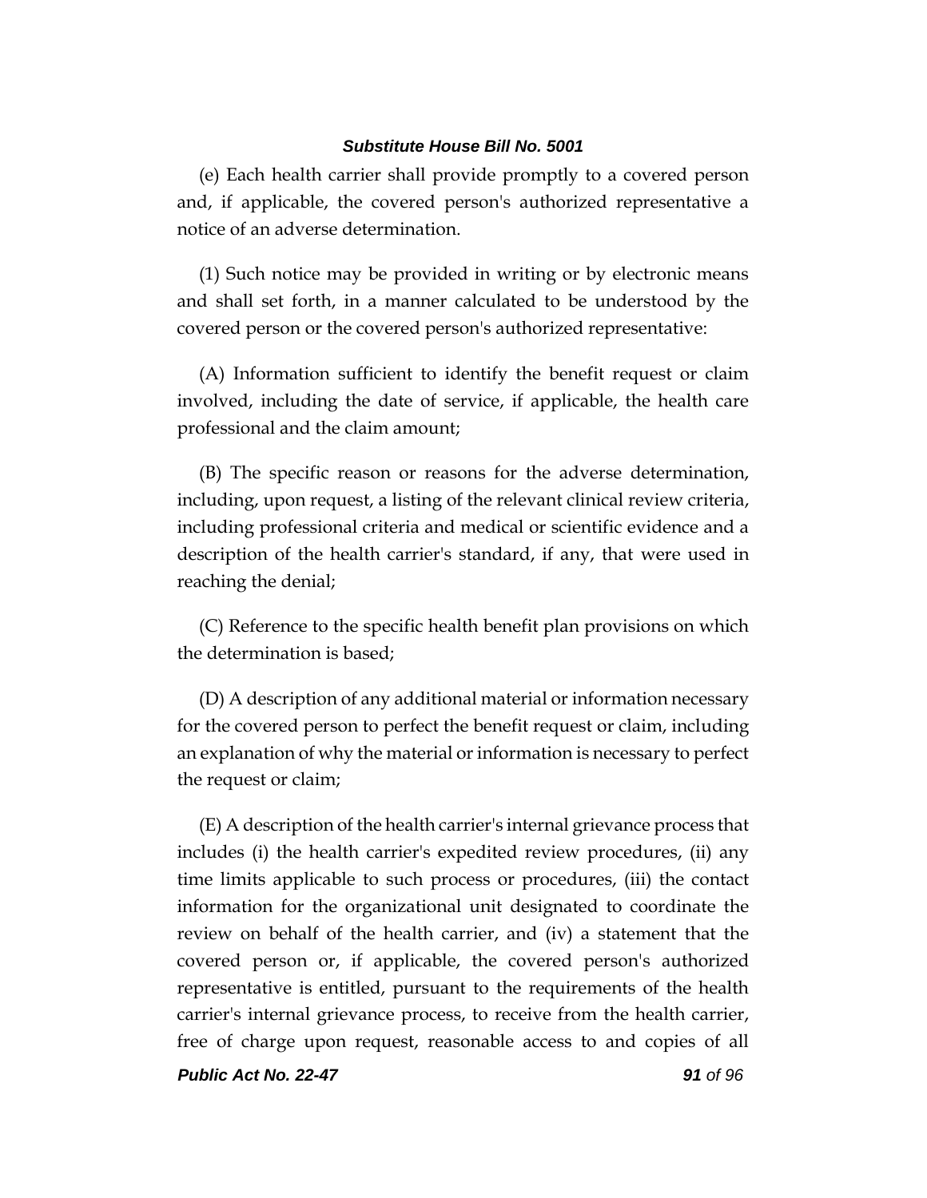(e) Each health carrier shall provide promptly to a covered person and, if applicable, the covered person's authorized representative a notice of an adverse determination.

(1) Such notice may be provided in writing or by electronic means and shall set forth, in a manner calculated to be understood by the covered person or the covered person's authorized representative:

(A) Information sufficient to identify the benefit request or claim involved, including the date of service, if applicable, the health care professional and the claim amount;

(B) The specific reason or reasons for the adverse determination, including, upon request, a listing of the relevant clinical review criteria, including professional criteria and medical or scientific evidence and a description of the health carrier's standard, if any, that were used in reaching the denial;

(C) Reference to the specific health benefit plan provisions on which the determination is based;

(D) A description of any additional material or information necessary for the covered person to perfect the benefit request or claim, including an explanation of why the material or information is necessary to perfect the request or claim;

(E) A description of the health carrier's internal grievance process that includes (i) the health carrier's expedited review procedures, (ii) any time limits applicable to such process or procedures, (iii) the contact information for the organizational unit designated to coordinate the review on behalf of the health carrier, and (iv) a statement that the covered person or, if applicable, the covered person's authorized representative is entitled, pursuant to the requirements of the health carrier's internal grievance process, to receive from the health carrier, free of charge upon request, reasonable access to and copies of all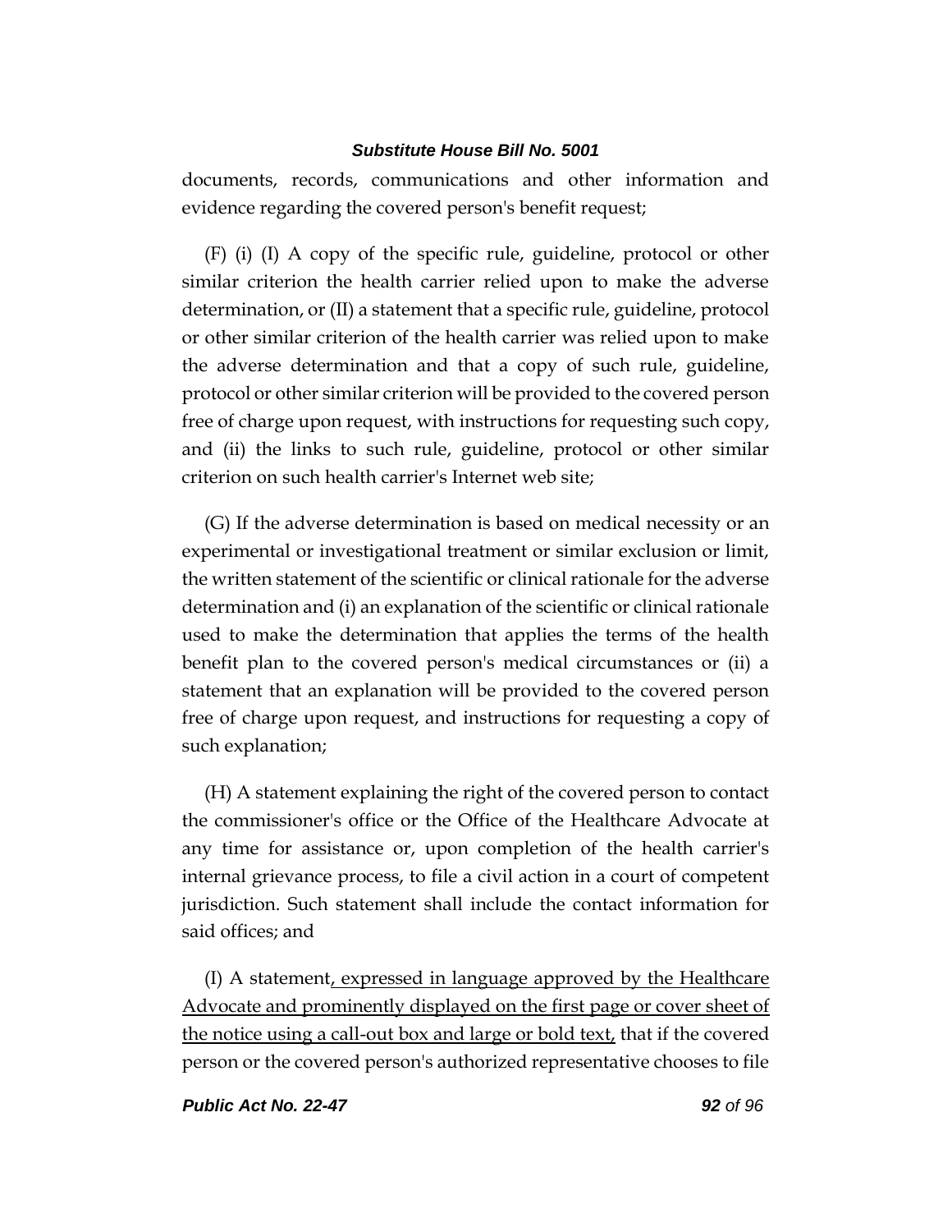documents, records, communications and other information and evidence regarding the covered person's benefit request;

(F) (i) (I) A copy of the specific rule, guideline, protocol or other similar criterion the health carrier relied upon to make the adverse determination, or (II) a statement that a specific rule, guideline, protocol or other similar criterion of the health carrier was relied upon to make the adverse determination and that a copy of such rule, guideline, protocol or other similar criterion will be provided to the covered person free of charge upon request, with instructions for requesting such copy, and (ii) the links to such rule, guideline, protocol or other similar criterion on such health carrier's Internet web site;

(G) If the adverse determination is based on medical necessity or an experimental or investigational treatment or similar exclusion or limit, the written statement of the scientific or clinical rationale for the adverse determination and (i) an explanation of the scientific or clinical rationale used to make the determination that applies the terms of the health benefit plan to the covered person's medical circumstances or (ii) a statement that an explanation will be provided to the covered person free of charge upon request, and instructions for requesting a copy of such explanation;

(H) A statement explaining the right of the covered person to contact the commissioner's office or the Office of the Healthcare Advocate at any time for assistance or, upon completion of the health carrier's internal grievance process, to file a civil action in a court of competent jurisdiction. Such statement shall include the contact information for said offices; and

(I) A statement<u>, expressed in language approved by the Healthcare Advocate and prominently displayed on the first page or cover sheet of the notice using a call-out box and large or bold text,</u> that if the covered person or the covered person's authorized representative chooses to file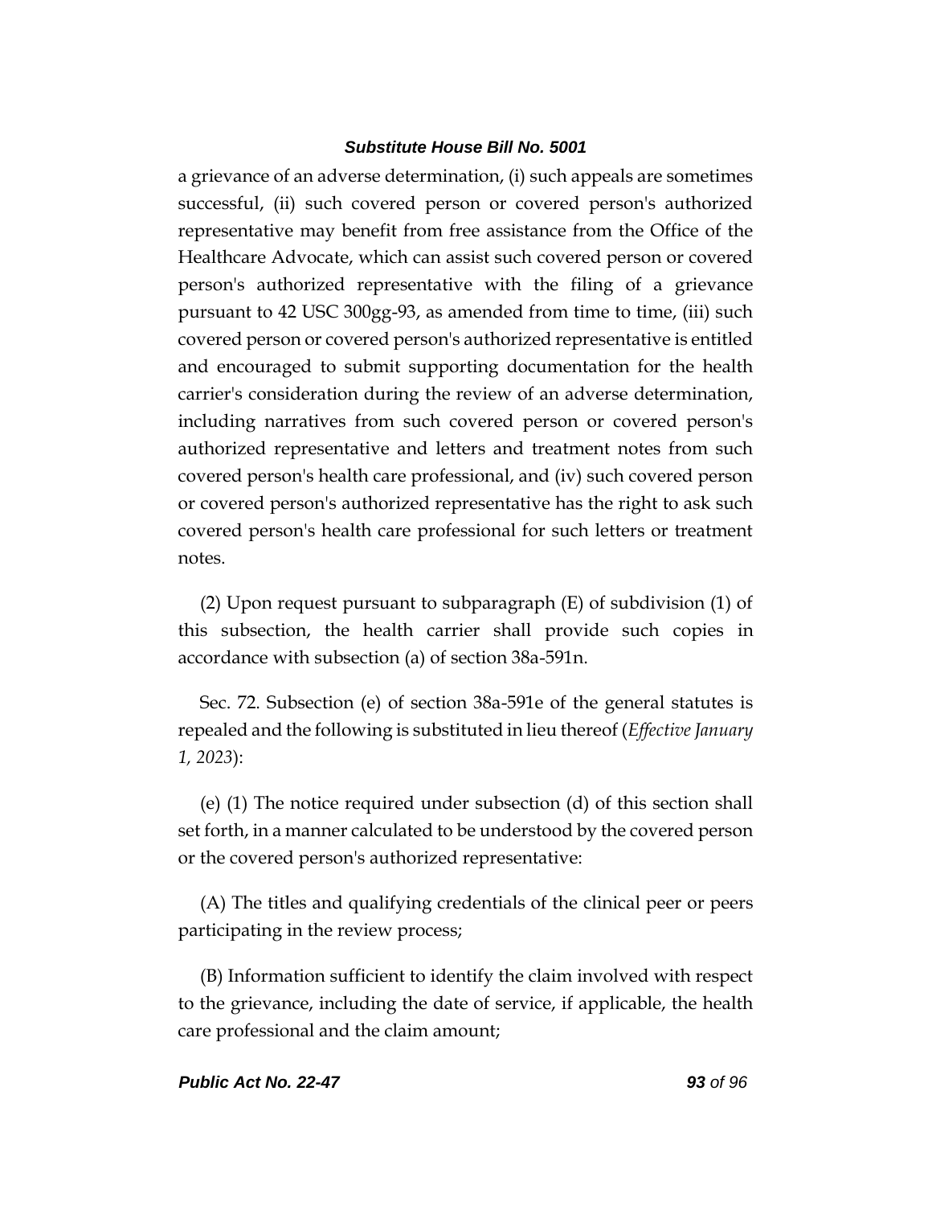a grievance of an adverse determination, (i) such appeals are sometimes successful, (ii) such covered person or covered person's authorized representative may benefit from free assistance from the Office of the Healthcare Advocate, which can assist such covered person or covered person's authorized representative with the filing of a grievance pursuant to 42 USC 300gg-93, as amended from time to time, (iii) such covered person or covered person's authorized representative is entitled and encouraged to submit supporting documentation for the health carrier's consideration during the review of an adverse determination, including narratives from such covered person or covered person's authorized representative and letters and treatment notes from such covered person's health care professional, and (iv) such covered person or covered person's authorized representative has the right to ask such covered person's health care professional for such letters or treatment notes.

(2) Upon request pursuant to subparagraph (E) of subdivision (1) of this subsection, the health carrier shall provide such copies in accordance with subsection (a) of section 38a-591n.

Sec. 72. Subsection (e) of section 38a-591e of the general statutes is repealed and the following is substituted in lieu thereof (*Effective January 1, 2023*):

(e) (1) The notice required under subsection (d) of this section shall set forth, in a manner calculated to be understood by the covered person or the covered person's authorized representative:

(A) The titles and qualifying credentials of the clinical peer or peers participating in the review process;

(B) Information sufficient to identify the claim involved with respect to the grievance, including the date of service, if applicable, the health care professional and the claim amount;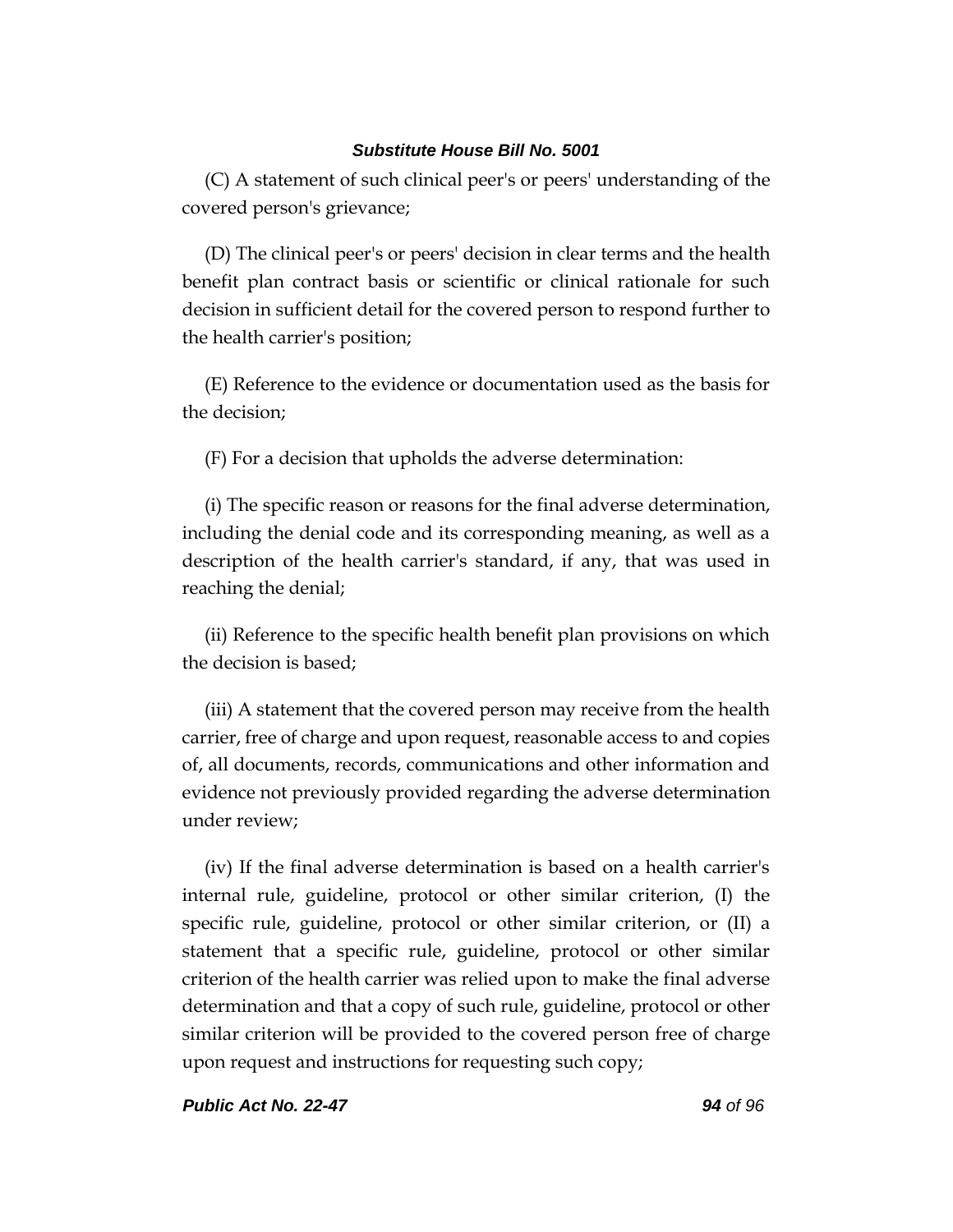(C) A statement of such clinical peer's or peers' understanding of the covered person's grievance;

(D) The clinical peer's or peers' decision in clear terms and the health benefit plan contract basis or scientific or clinical rationale for such decision in sufficient detail for the covered person to respond further to the health carrier's position;

(E) Reference to the evidence or documentation used as the basis for the decision;

(F) For a decision that upholds the adverse determination:

(i) The specific reason or reasons for the final adverse determination, including the denial code and its corresponding meaning, as well as a description of the health carrier's standard, if any, that was used in reaching the denial;

(ii) Reference to the specific health benefit plan provisions on which the decision is based;

(iii) A statement that the covered person may receive from the health carrier, free of charge and upon request, reasonable access to and copies of, all documents, records, communications and other information and evidence not previously provided regarding the adverse determination under review;

(iv) If the final adverse determination is based on a health carrier's internal rule, guideline, protocol or other similar criterion, (I) the specific rule, guideline, protocol or other similar criterion, or (II) a statement that a specific rule, guideline, protocol or other similar criterion of the health carrier was relied upon to make the final adverse determination and that a copy of such rule, guideline, protocol or other similar criterion will be provided to the covered person free of charge upon request and instructions for requesting such copy;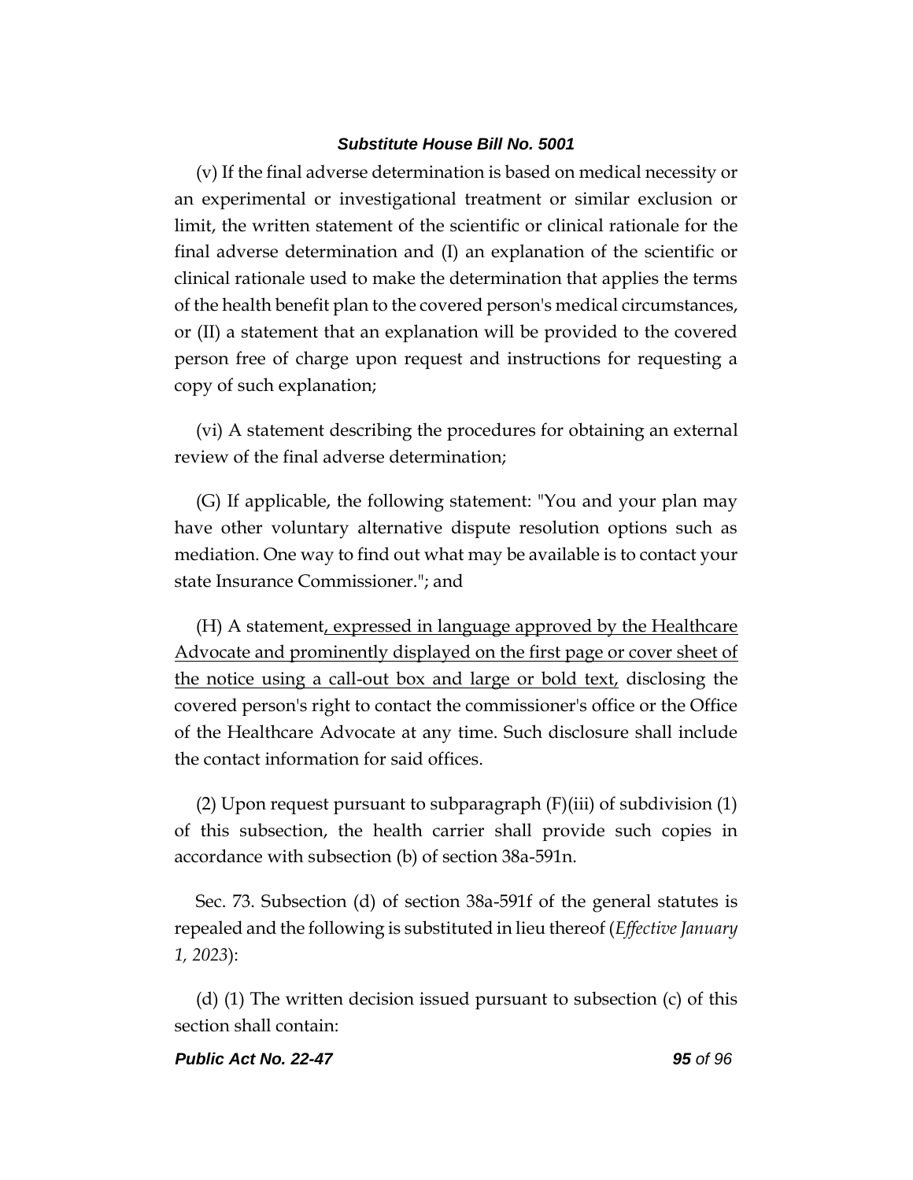(v) If the final adverse determination is based on medical necessity or an experimental or investigational treatment or similar exclusion or limit, the written statement of the scientific or clinical rationale for the final adverse determination and (I) an explanation of the scientific or clinical rationale used to make the determination that applies the terms of the health benefit plan to the covered person's medical circumstances, or (II) a statement that an explanation will be provided to the covered person free of charge upon request and instructions for requesting a copy of such explanation;

(vi) A statement describing the procedures for obtaining an external review of the final adverse determination;

(G) If applicable, the following statement: "You and your plan may have other voluntary alternative dispute resolution options such as mediation. One way to find out what may be available is to contact your state Insurance Commissioner."; and

(H) A statement<u>, expressed in language approved by the Healthcare Advocate and prominently displayed on the first page or cover sheet of the notice using a call-out box and large or bold text,</u> disclosing the covered person's right to contact the commissioner's office or the Office of the Healthcare Advocate at any time. Such disclosure shall include the contact information for said offices.

(2) Upon request pursuant to subparagraph (F)(iii) of subdivision (1) of this subsection, the health carrier shall provide such copies in accordance with subsection (b) of section 38a-591n.

Sec. 73. Subsection (d) of section 38a-591f of the general statutes is repealed and the following is substituted in lieu thereof (*Effective January 1, 2023*):

(d) (1) The written decision issued pursuant to subsection (c) of this section shall contain: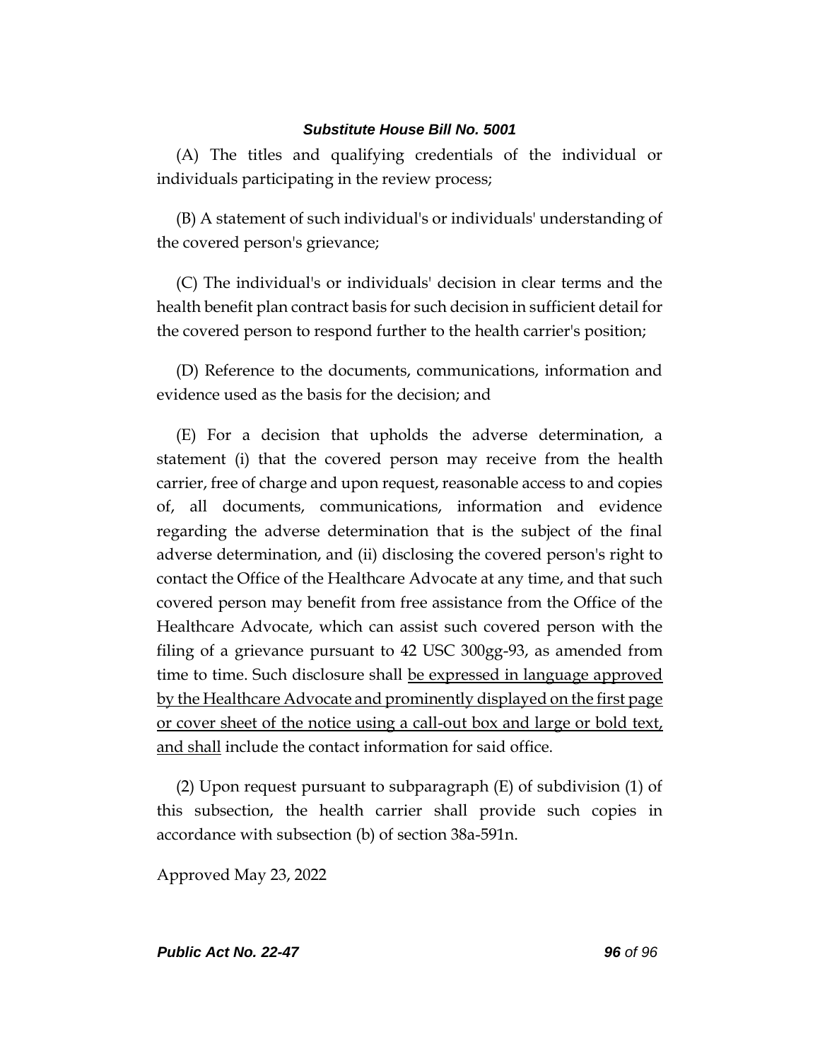(A) The titles and qualifying credentials of the individual or individuals participating in the review process;

(B) A statement of such individual's or individuals' understanding of the covered person's grievance;

(C) The individual's or individuals' decision in clear terms and the health benefit plan contract basis for such decision in sufficient detail for the covered person to respond further to the health carrier's position;

(D) Reference to the documents, communications, information and evidence used as the basis for the decision; and

(E) For a decision that upholds the adverse determination, a statement (i) that the covered person may receive from the health carrier, free of charge and upon request, reasonable access to and copies of, all documents, communications, information and evidence regarding the adverse determination that is the subject of the final adverse determination, and (ii) disclosing the covered person's right to contact the Office of the Healthcare Advocate at any time, and that such covered person may benefit from free assistance from the Office of the Healthcare Advocate, which can assist such covered person with the filing of a grievance pursuant to 42 USC 300gg-93, as amended from time to time. Such disclosure shall <u>be expressed in language approved by the Healthcare Advocate and prominently displayed on the first page or cover sheet of the notice using a call-out box and large or bold text, and shall</u> include the contact information for said office.

(2) Upon request pursuant to subparagraph (E) of subdivision (1) of this subsection, the health carrier shall provide such copies in accordance with subsection (b) of section 38a-591n.

Approved May 23, 2022